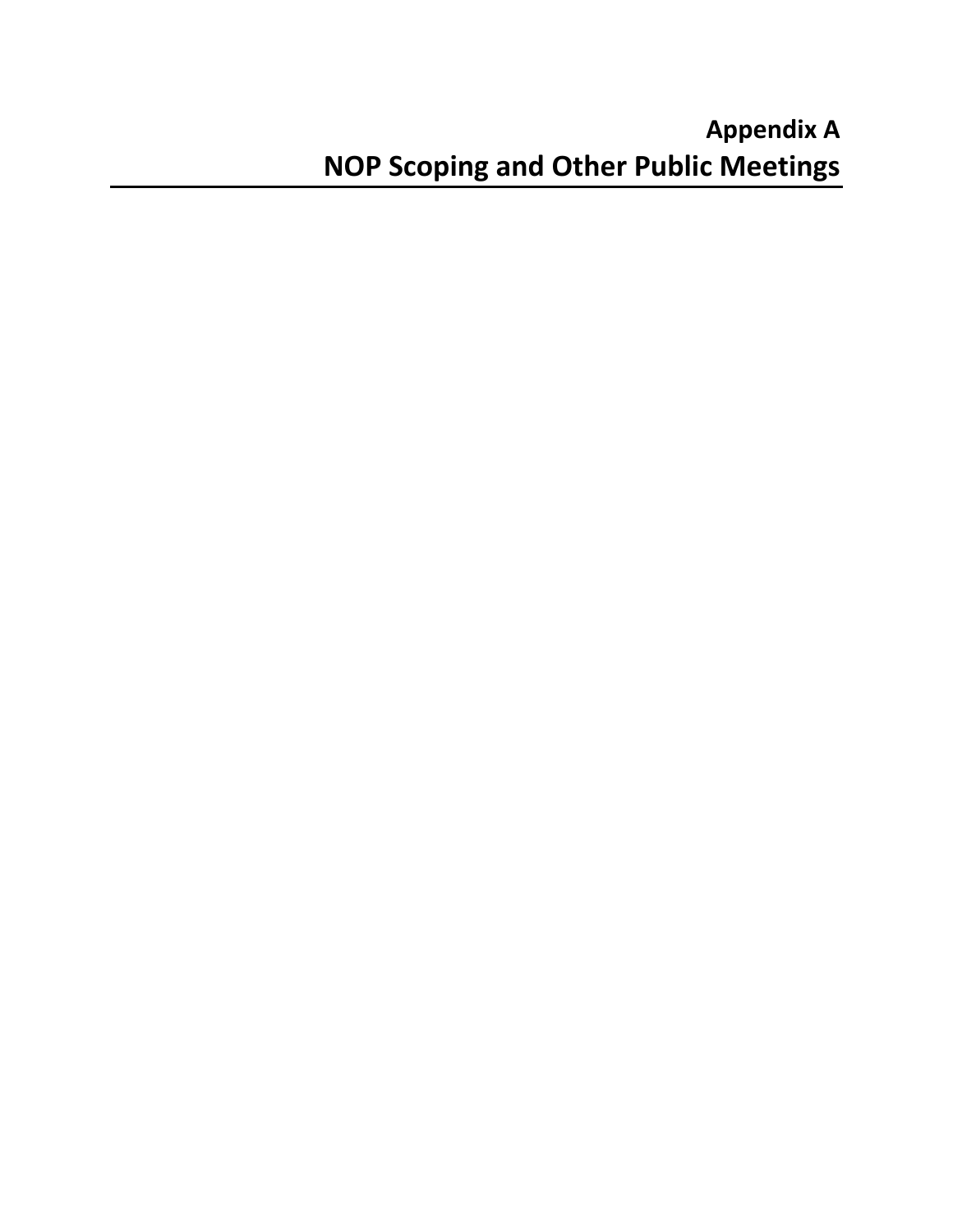# Appendix A
# NOP Scoping and Other Public Meetings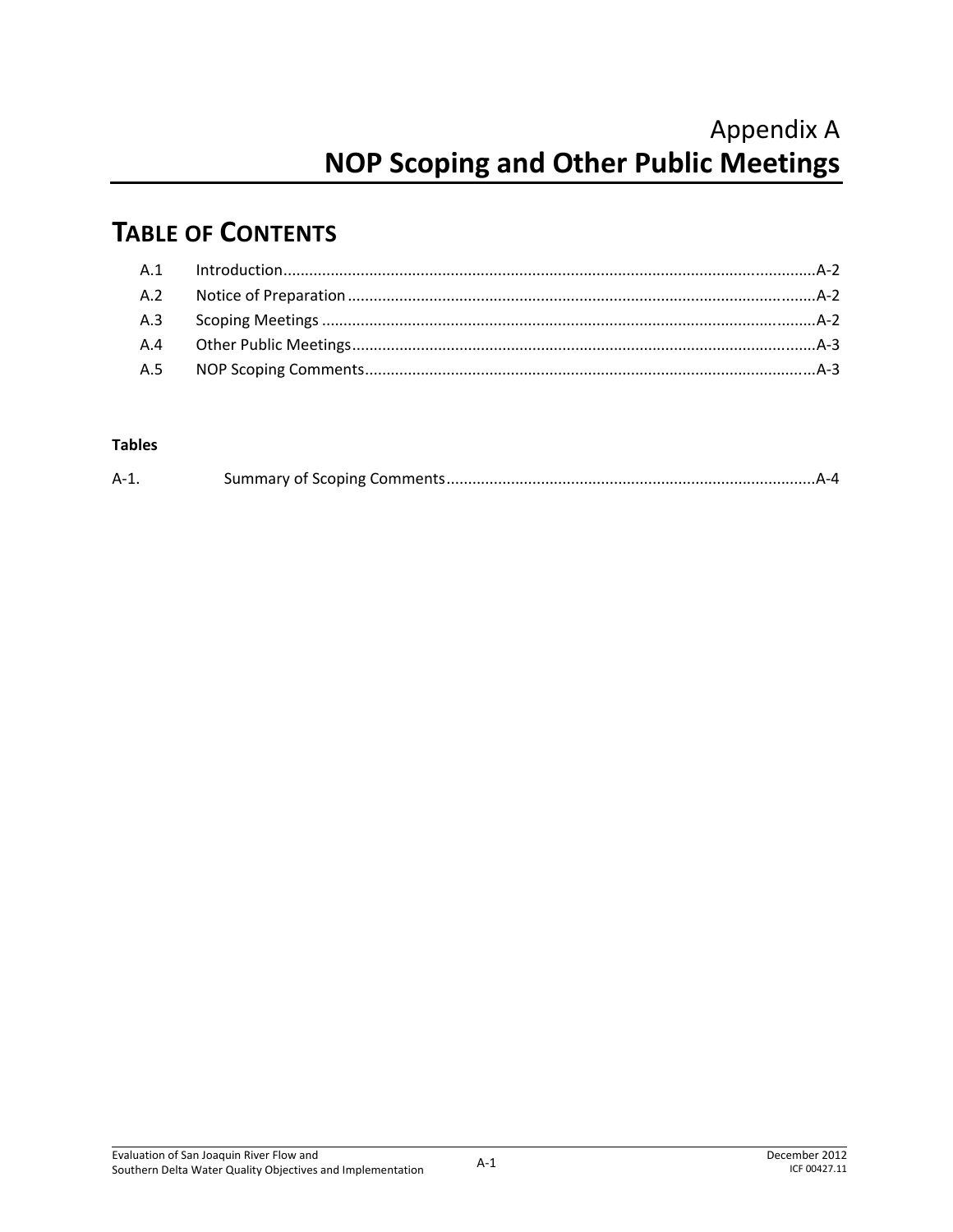# Appendix A
# NOP Scoping and Other Public Meetings

## TABLE OF CONTENTS

| | | |
|---|---|---|
| A.1 | Introduction | A-2 |
| A.2 | Notice of Preparation | A-2 |
| A.3 | Scoping Meetings | A-2 |
| A.4 | Other Public Meetings | A-3 |
| A.5 | NOP Scoping Comments | A-3 |

**Tables**

| | | |
|---|---|---|
| A-1. | Summary of Scoping Comments | A-4 |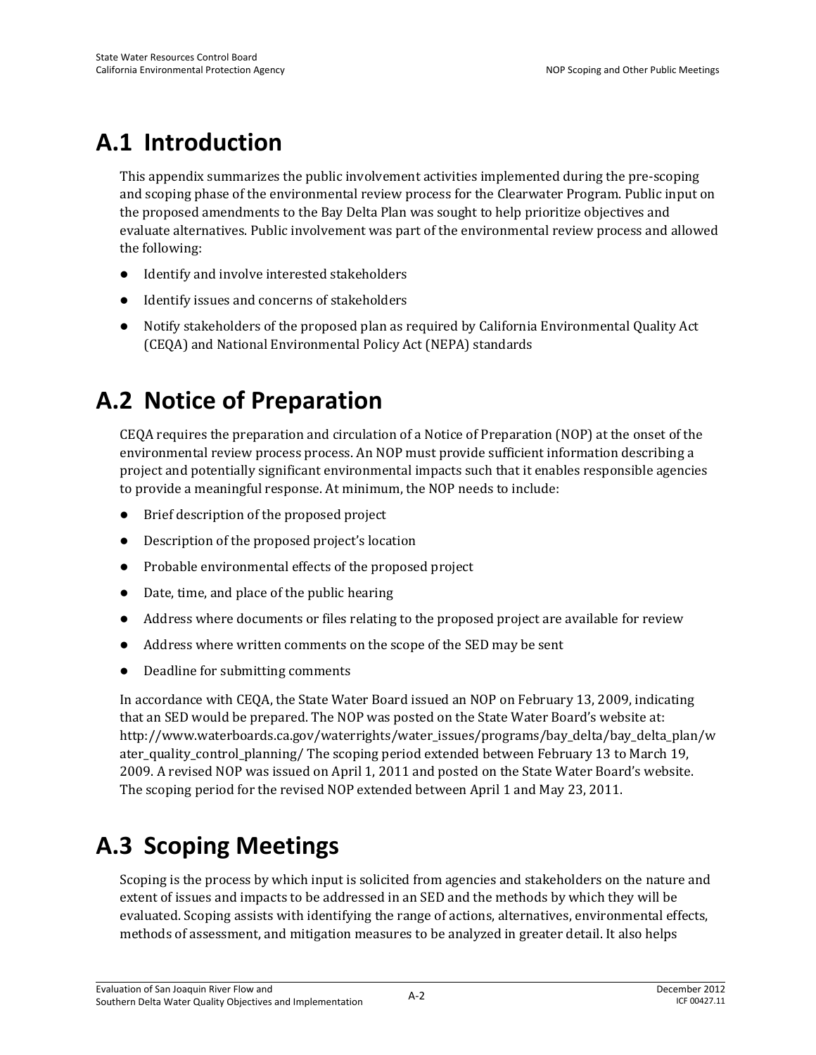# A.1 Introduction

This appendix summarizes the public involvement activities implemented during the pre-scoping and scoping phase of the environmental review process for the Clearwater Program. Public input on the proposed amendments to the Bay Delta Plan was sought to help prioritize objectives and evaluate alternatives. Public involvement was part of the environmental review process and allowed the following:

- Identify and involve interested stakeholders
- Identify issues and concerns of stakeholders
- Notify stakeholders of the proposed plan as required by California Environmental Quality Act (CEQA) and National Environmental Policy Act (NEPA) standards

# A.2 Notice of Preparation

CEQA requires the preparation and circulation of a Notice of Preparation (NOP) at the onset of the environmental review process process. An NOP must provide sufficient information describing a project and potentially significant environmental impacts such that it enables responsible agencies to provide a meaningful response. At minimum, the NOP needs to include:

- Brief description of the proposed project
- Description of the proposed project's location
- Probable environmental effects of the proposed project
- Date, time, and place of the public hearing
- Address where documents or files relating to the proposed project are available for review
- Address where written comments on the scope of the SED may be sent
- Deadline for submitting comments

In accordance with CEQA, the State Water Board issued an NOP on February 13, 2009, indicating that an SED would be prepared. The NOP was posted on the State Water Board's website at: http://www.waterboards.ca.gov/waterrights/water_issues/programs/bay_delta/bay_delta_plan/water_quality_control_planning/ The scoping period extended between February 13 to March 19, 2009. A revised NOP was issued on April 1, 2011 and posted on the State Water Board's website. The scoping period for the revised NOP extended between April 1 and May 23, 2011.

# A.3 Scoping Meetings

Scoping is the process by which input is solicited from agencies and stakeholders on the nature and extent of issues and impacts to be addressed in an SED and the methods by which they will be evaluated. Scoping assists with identifying the range of actions, alternatives, environmental effects, methods of assessment, and mitigation measures to be analyzed in greater detail. It also helps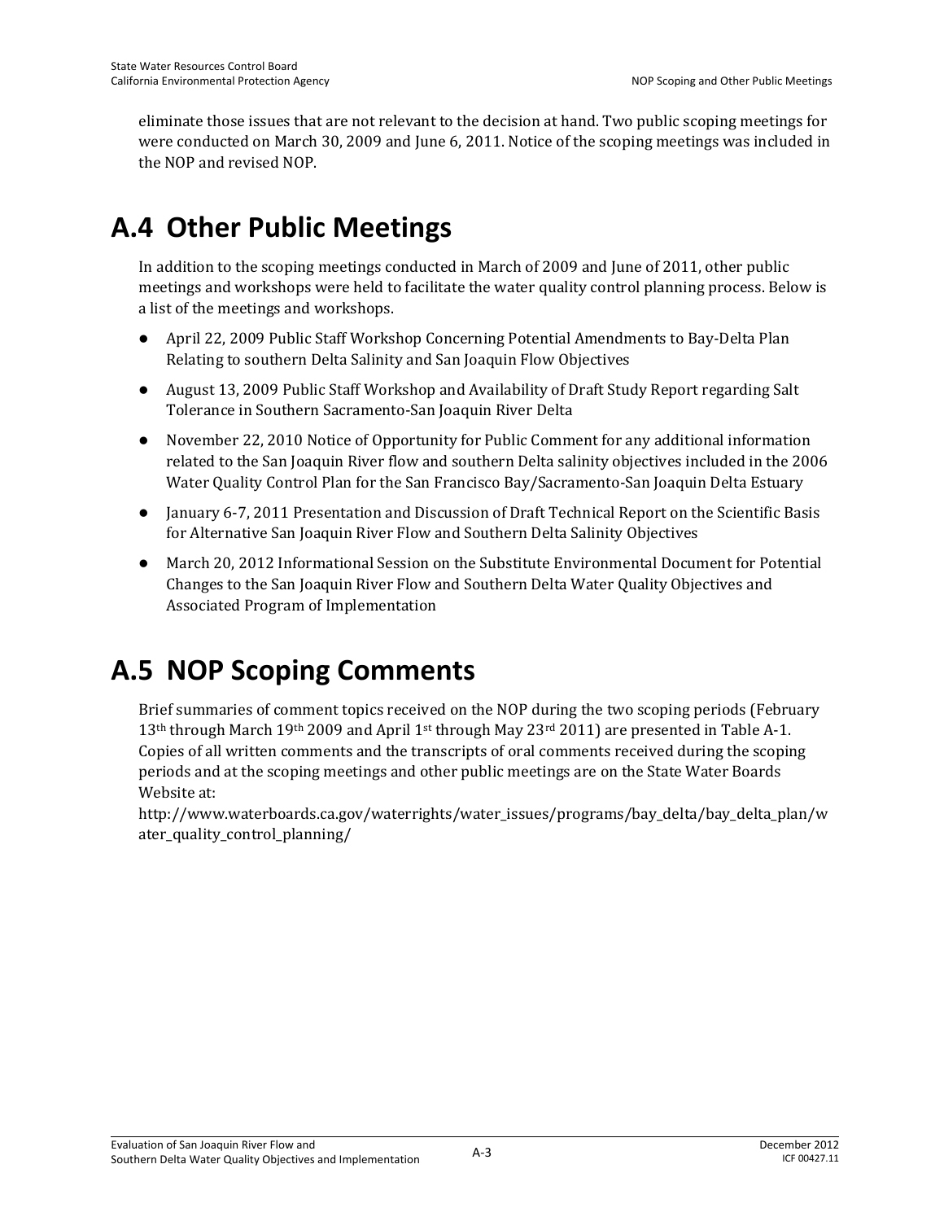eliminate those issues that are not relevant to the decision at hand. Two public scoping meetings for were conducted on March 30, 2009 and June 6, 2011. Notice of the scoping meetings was included in the NOP and revised NOP.

# A.4 Other Public Meetings

In addition to the scoping meetings conducted in March of 2009 and June of 2011, other public meetings and workshops were held to facilitate the water quality control planning process. Below is a list of the meetings and workshops.

- April 22, 2009 Public Staff Workshop Concerning Potential Amendments to Bay-Delta Plan Relating to southern Delta Salinity and San Joaquin Flow Objectives
- August 13, 2009 Public Staff Workshop and Availability of Draft Study Report regarding Salt Tolerance in Southern Sacramento-San Joaquin River Delta
- November 22, 2010 Notice of Opportunity for Public Comment for any additional information related to the San Joaquin River flow and southern Delta salinity objectives included in the 2006 Water Quality Control Plan for the San Francisco Bay/Sacramento-San Joaquin Delta Estuary
- January 6-7, 2011 Presentation and Discussion of Draft Technical Report on the Scientific Basis for Alternative San Joaquin River Flow and Southern Delta Salinity Objectives
- March 20, 2012 Informational Session on the Substitute Environmental Document for Potential Changes to the San Joaquin River Flow and Southern Delta Water Quality Objectives and Associated Program of Implementation

# A.5 NOP Scoping Comments

Brief summaries of comment topics received on the NOP during the two scoping periods (February 13th through March 19th 2009 and April 1st through May 23rd 2011) are presented in Table A-1. Copies of all written comments and the transcripts of oral comments received during the scoping periods and at the scoping meetings and other public meetings are on the State Water Boards Website at:
http://www.waterboards.ca.gov/waterrights/water_issues/programs/bay_delta/bay_delta_plan/water_quality_control_planning/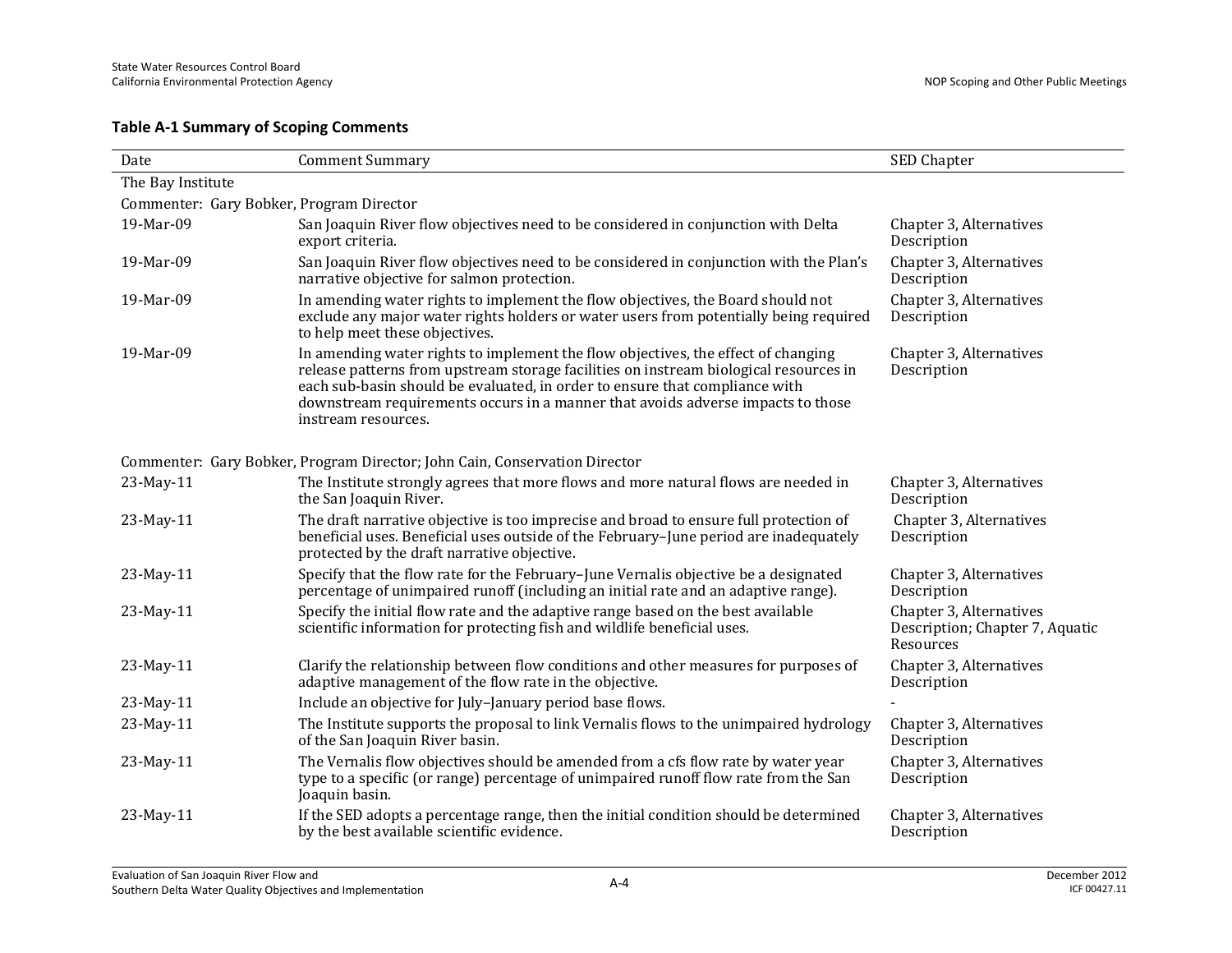**Table A-1 Summary of Scoping Comments**

| Date | Comment Summary | SED Chapter |
|---|---|---|
| The Bay Institute | | |
| Commenter: Gary Bobker, Program Director | | |
| 19-Mar-09 | San Joaquin River flow objectives need to be considered in conjunction with Delta export criteria. | Chapter 3, Alternatives Description |
| 19-Mar-09 | San Joaquin River flow objectives need to be considered in conjunction with the Plan's narrative objective for salmon protection. | Chapter 3, Alternatives Description |
| 19-Mar-09 | In amending water rights to implement the flow objectives, the Board should not exclude any major water rights holders or water users from potentially being required to help meet these objectives. | Chapter 3, Alternatives Description |
| 19-Mar-09 | In amending water rights to implement the flow objectives, the effect of changing release patterns from upstream storage facilities on instream biological resources in each sub-basin should be evaluated, in order to ensure that compliance with downstream requirements occurs in a manner that avoids adverse impacts to those instream resources. | Chapter 3, Alternatives Description |
| Commenter: Gary Bobker, Program Director; John Cain, Conservation Director | | |
| 23-May-11 | The Institute strongly agrees that more flows and more natural flows are needed in the San Joaquin River. | Chapter 3, Alternatives Description |
| 23-May-11 | The draft narrative objective is too imprecise and broad to ensure full protection of beneficial uses. Beneficial uses outside of the February–June period are inadequately protected by the draft narrative objective. | Chapter 3, Alternatives Description |
| 23-May-11 | Specify that the flow rate for the February–June Vernalis objective be a designated percentage of unimpaired runoff (including an initial rate and an adaptive range). | Chapter 3, Alternatives Description |
| 23-May-11 | Specify the initial flow rate and the adaptive range based on the best available scientific information for protecting fish and wildlife beneficial uses. | Chapter 3, Alternatives Description; Chapter 7, Aquatic Resources |
| 23-May-11 | Clarify the relationship between flow conditions and other measures for purposes of adaptive management of the flow rate in the objective. | Chapter 3, Alternatives Description |
| 23-May-11 | Include an objective for July–January period base flows. | - |
| 23-May-11 | The Institute supports the proposal to link Vernalis flows to the unimpaired hydrology of the San Joaquin River basin. | Chapter 3, Alternatives Description |
| 23-May-11 | The Vernalis flow objectives should be amended from a cfs flow rate by water year type to a specific (or range) percentage of unimpaired runoff flow rate from the San Joaquin basin. | Chapter 3, Alternatives Description |
| 23-May-11 | If the SED adopts a percentage range, then the initial condition should be determined by the best available scientific evidence. | Chapter 3, Alternatives Description |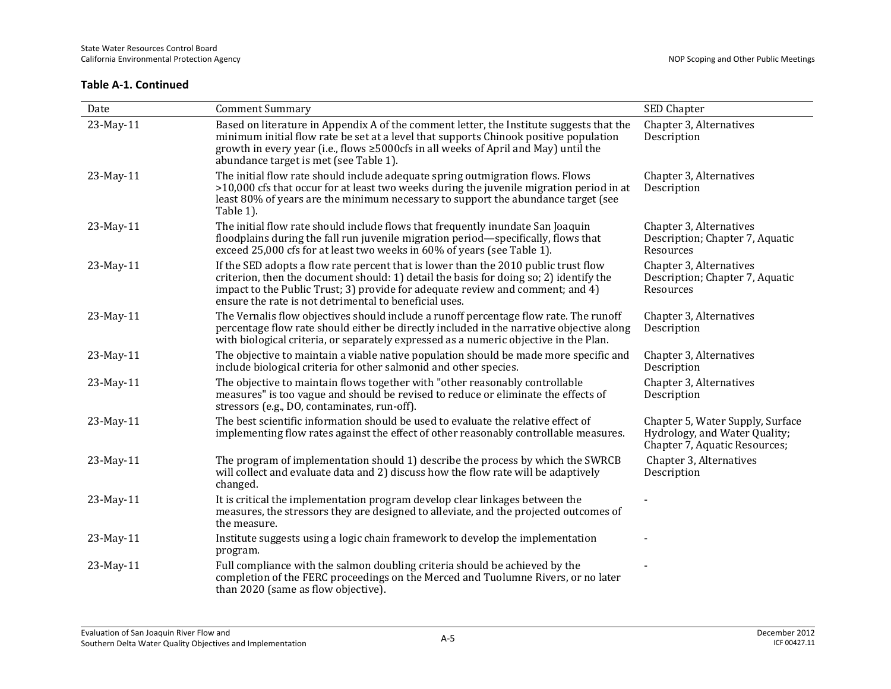**Table A-1. Continued**

| Date | Comment Summary | SED Chapter |
|---|---|---|
| 23-May-11 | Based on literature in Appendix A of the comment letter, the Institute suggests that the minimum initial flow rate be set at a level that supports Chinook positive population growth in every year (i.e., flows ≥5000cfs in all weeks of April and May) until the abundance target is met (see Table 1). | Chapter 3, Alternatives Description |
| 23-May-11 | The initial flow rate should include adequate spring outmigration flows. Flows >10,000 cfs that occur for at least two weeks during the juvenile migration period in at least 80% of years are the minimum necessary to support the abundance target (see Table 1). | Chapter 3, Alternatives Description |
| 23-May-11 | The initial flow rate should include flows that frequently inundate San Joaquin floodplains during the fall run juvenile migration period—specifically, flows that exceed 25,000 cfs for at least two weeks in 60% of years (see Table 1). | Chapter 3, Alternatives Description; Chapter 7, Aquatic Resources |
| 23-May-11 | If the SED adopts a flow rate percent that is lower than the 2010 public trust flow criterion, then the document should: 1) detail the basis for doing so; 2) identify the impact to the Public Trust; 3) provide for adequate review and comment; and 4) ensure the rate is not detrimental to beneficial uses. | Chapter 3, Alternatives Description; Chapter 7, Aquatic Resources |
| 23-May-11 | The Vernalis flow objectives should include a runoff percentage flow rate. The runoff percentage flow rate should either be directly included in the narrative objective along with biological criteria, or separately expressed as a numeric objective in the Plan. | Chapter 3, Alternatives Description |
| 23-May-11 | The objective to maintain a viable native population should be made more specific and include biological criteria for other salmonid and other species. | Chapter 3, Alternatives Description |
| 23-May-11 | The objective to maintain flows together with "other reasonably controllable measures" is too vague and should be revised to reduce or eliminate the effects of stressors (e.g., DO, contaminates, run-off). | Chapter 3, Alternatives Description |
| 23-May-11 | The best scientific information should be used to evaluate the relative effect of implementing flow rates against the effect of other reasonably controllable measures. | Chapter 5, Water Supply, Surface Hydrology, and Water Quality; Chapter 7, Aquatic Resources; |
| 23-May-11 | The program of implementation should 1) describe the process by which the SWRCB will collect and evaluate data and 2) discuss how the flow rate will be adaptively changed. | Chapter 3, Alternatives Description |
| 23-May-11 | It is critical the implementation program develop clear linkages between the measures, the stressors they are designed to alleviate, and the projected outcomes of the measure. | - |
| 23-May-11 | Institute suggests using a logic chain framework to develop the implementation program. | - |
| 23-May-11 | Full compliance with the salmon doubling criteria should be achieved by the completion of the FERC proceedings on the Merced and Tuolumne Rivers, or no later than 2020 (same as flow objective). | - |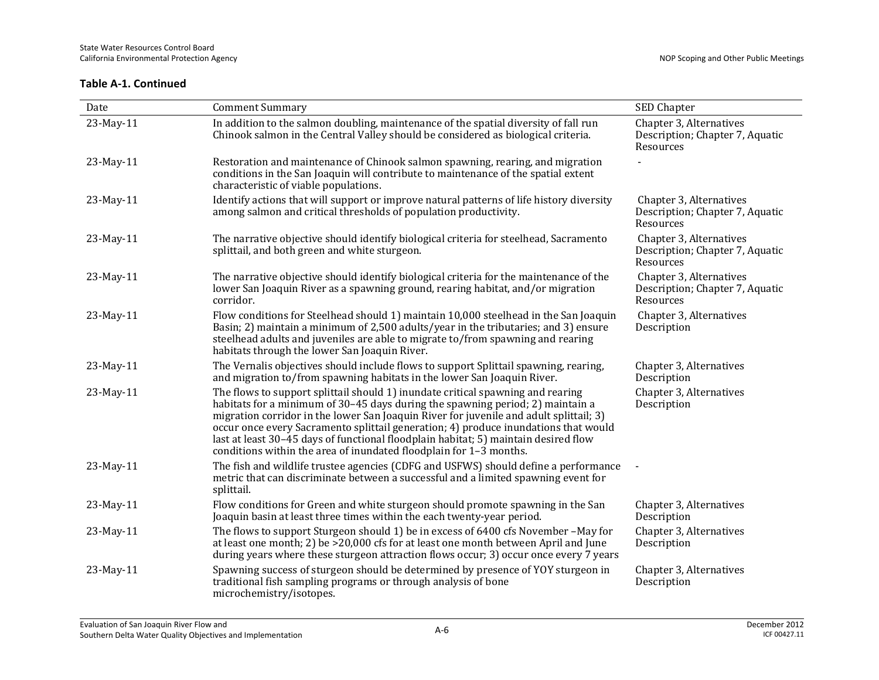**Table A-1. Continued**

| Date | Comment Summary | SED Chapter |
|---|---|---|
| 23-May-11 | In addition to the salmon doubling, maintenance of the spatial diversity of fall run Chinook salmon in the Central Valley should be considered as biological criteria. | Chapter 3, Alternatives Description; Chapter 7, Aquatic Resources |
| 23-May-11 | Restoration and maintenance of Chinook salmon spawning, rearing, and migration conditions in the San Joaquin will contribute to maintenance of the spatial extent characteristic of viable populations. | - |
| 23-May-11 | Identify actions that will support or improve natural patterns of life history diversity among salmon and critical thresholds of population productivity. | Chapter 3, Alternatives Description; Chapter 7, Aquatic Resources |
| 23-May-11 | The narrative objective should identify biological criteria for steelhead, Sacramento splittail, and both green and white sturgeon. | Chapter 3, Alternatives Description; Chapter 7, Aquatic Resources |
| 23-May-11 | The narrative objective should identify biological criteria for the maintenance of the lower San Joaquin River as a spawning ground, rearing habitat, and/or migration corridor. | Chapter 3, Alternatives Description; Chapter 7, Aquatic Resources |
| 23-May-11 | Flow conditions for Steelhead should 1) maintain 10,000 steelhead in the San Joaquin Basin; 2) maintain a minimum of 2,500 adults/year in the tributaries; and 3) ensure steelhead adults and juveniles are able to migrate to/from spawning and rearing habitats through the lower San Joaquin River. | Chapter 3, Alternatives Description |
| 23-May-11 | The Vernalis objectives should include flows to support Splittail spawning, rearing, and migration to/from spawning habitats in the lower San Joaquin River. | Chapter 3, Alternatives Description |
| 23-May-11 | The flows to support splittail should 1) inundate critical spawning and rearing habitats for a minimum of 30–45 days during the spawning period; 2) maintain a migration corridor in the lower San Joaquin River for juvenile and adult splittail; 3) occur once every Sacramento splittail generation; 4) produce inundations that would last at least 30–45 days of functional floodplain habitat; 5) maintain desired flow conditions within the area of inundated floodplain for 1–3 months. | Chapter 3, Alternatives Description |
| 23-May-11 | The fish and wildlife trustee agencies (CDFG and USFWS) should define a performance metric that can discriminate between a successful and a limited spawning event for splittail. | - |
| 23-May-11 | Flow conditions for Green and white sturgeon should promote spawning in the San Joaquin basin at least three times within the each twenty-year period. | Chapter 3, Alternatives Description |
| 23-May-11 | The flows to support Sturgeon should 1) be in excess of 6400 cfs November –May for at least one month; 2) be >20,000 cfs for at least one month between April and June during years where these sturgeon attraction flows occur; 3) occur once every 7 years | Chapter 3, Alternatives Description |
| 23-May-11 | Spawning success of sturgeon should be determined by presence of YOY sturgeon in traditional fish sampling programs or through analysis of bone microchemistry/isotopes. | Chapter 3, Alternatives Description |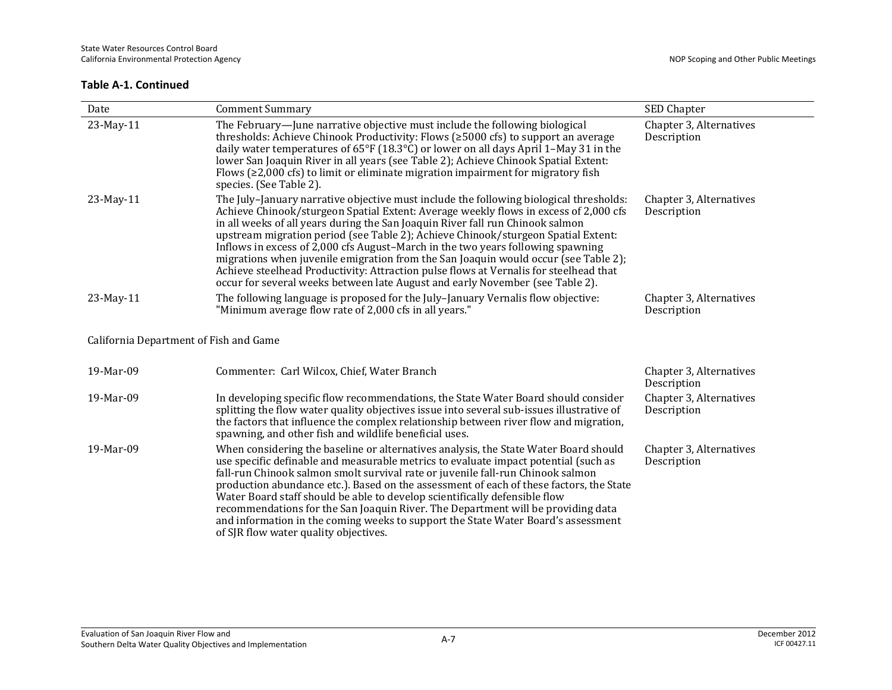**Table A-1. Continued**

| Date | Comment Summary | SED Chapter |
|---|---|---|
| 23-May-11 | The February—June narrative objective must include the following biological thresholds: Achieve Chinook Productivity: Flows (≥5000 cfs) to support an average daily water temperatures of 65°F (18.3°C) or lower on all days April 1–May 31 in the lower San Joaquin River in all years (see Table 2); Achieve Chinook Spatial Extent: Flows (≥2,000 cfs) to limit or eliminate migration impairment for migratory fish species. (See Table 2). | Chapter 3, Alternatives Description |
| 23-May-11 | The July–January narrative objective must include the following biological thresholds: Achieve Chinook/sturgeon Spatial Extent: Average weekly flows in excess of 2,000 cfs in all weeks of all years during the San Joaquin River fall run Chinook salmon upstream migration period (see Table 2); Achieve Chinook/sturgeon Spatial Extent: Inflows in excess of 2,000 cfs August–March in the two years following spawning migrations when juvenile emigration from the San Joaquin would occur (see Table 2); Achieve steelhead Productivity: Attraction pulse flows at Vernalis for steelhead that occur for several weeks between late August and early November (see Table 2). | Chapter 3, Alternatives Description |
| 23-May-11 | The following language is proposed for the July–January Vernalis flow objective: "Minimum average flow rate of 2,000 cfs in all years." | Chapter 3, Alternatives Description |
| California Department of Fish and Game | | |
| 19-Mar-09 | Commenter: Carl Wilcox, Chief, Water Branch | Chapter 3, Alternatives Description |
| 19-Mar-09 | In developing specific flow recommendations, the State Water Board should consider splitting the flow water quality objectives issue into several sub-issues illustrative of the factors that influence the complex relationship between river flow and migration, spawning, and other fish and wildlife beneficial uses. | Chapter 3, Alternatives Description |
| 19-Mar-09 | When considering the baseline or alternatives analysis, the State Water Board should use specific definable and measurable metrics to evaluate impact potential (such as fall-run Chinook salmon smolt survival rate or juvenile fall-run Chinook salmon production abundance etc.). Based on the assessment of each of these factors, the State Water Board staff should be able to develop scientifically defensible flow recommendations for the San Joaquin River. The Department will be providing data and information in the coming weeks to support the State Water Board's assessment of SJR flow water quality objectives. | Chapter 3, Alternatives Description |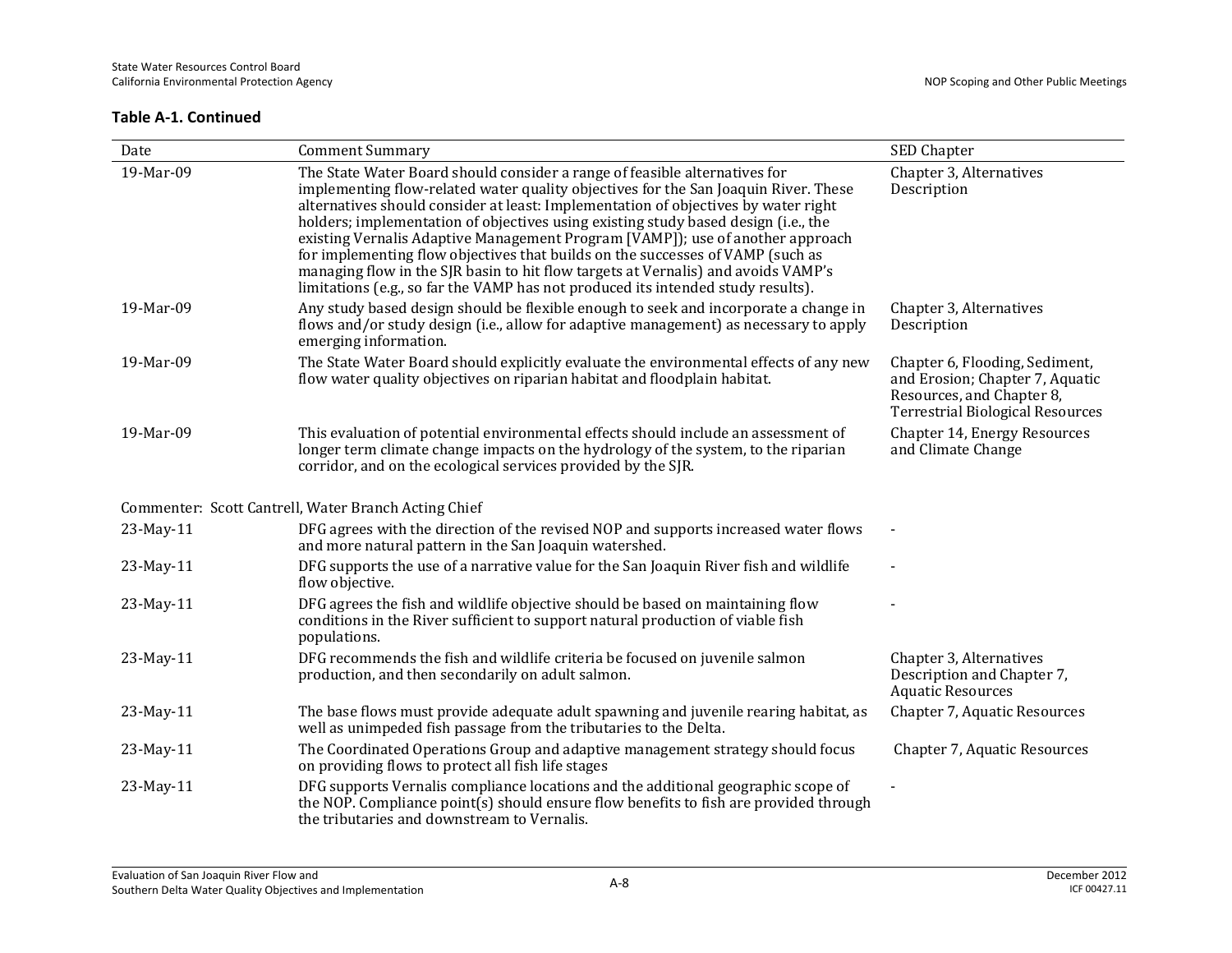**Table A-1. Continued**

| Date | Comment Summary | SED Chapter |
|---|---|---|
| 19-Mar-09 | The State Water Board should consider a range of feasible alternatives for implementing flow-related water quality objectives for the San Joaquin River. These alternatives should consider at least: Implementation of objectives by water right holders; implementation of objectives using existing study based design (i.e., the existing Vernalis Adaptive Management Program [VAMP]); use of another approach for implementing flow objectives that builds on the successes of VAMP (such as managing flow in the SJR basin to hit flow targets at Vernalis) and avoids VAMP's limitations (e.g., so far the VAMP has not produced its intended study results). | Chapter 3, Alternatives Description |
| 19-Mar-09 | Any study based design should be flexible enough to seek and incorporate a change in flows and/or study design (i.e., allow for adaptive management) as necessary to apply emerging information. | Chapter 3, Alternatives Description |
| 19-Mar-09 | The State Water Board should explicitly evaluate the environmental effects of any new flow water quality objectives on riparian habitat and floodplain habitat. | Chapter 6, Flooding, Sediment, and Erosion; Chapter 7, Aquatic Resources, and Chapter 8, Terrestrial Biological Resources |
| 19-Mar-09 | This evaluation of potential environmental effects should include an assessment of longer term climate change impacts on the hydrology of the system, to the riparian corridor, and on the ecological services provided by the SJR. | Chapter 14, Energy Resources and Climate Change |
| Commenter: Scott Cantrell, Water Branch Acting Chief | | |
| 23-May-11 | DFG agrees with the direction of the revised NOP and supports increased water flows and more natural pattern in the San Joaquin watershed. | - |
| 23-May-11 | DFG supports the use of a narrative value for the San Joaquin River fish and wildlife flow objective. | - |
| 23-May-11 | DFG agrees the fish and wildlife objective should be based on maintaining flow conditions in the River sufficient to support natural production of viable fish populations. | - |
| 23-May-11 | DFG recommends the fish and wildlife criteria be focused on juvenile salmon production, and then secondarily on adult salmon. | Chapter 3, Alternatives Description and Chapter 7, Aquatic Resources |
| 23-May-11 | The base flows must provide adequate adult spawning and juvenile rearing habitat, as well as unimpeded fish passage from the tributaries to the Delta. | Chapter 7, Aquatic Resources |
| 23-May-11 | The Coordinated Operations Group and adaptive management strategy should focus on providing flows to protect all fish life stages | Chapter 7, Aquatic Resources |
| 23-May-11 | DFG supports Vernalis compliance locations and the additional geographic scope of the NOP. Compliance point(s) should ensure flow benefits to fish are provided through the tributaries and downstream to Vernalis. | - |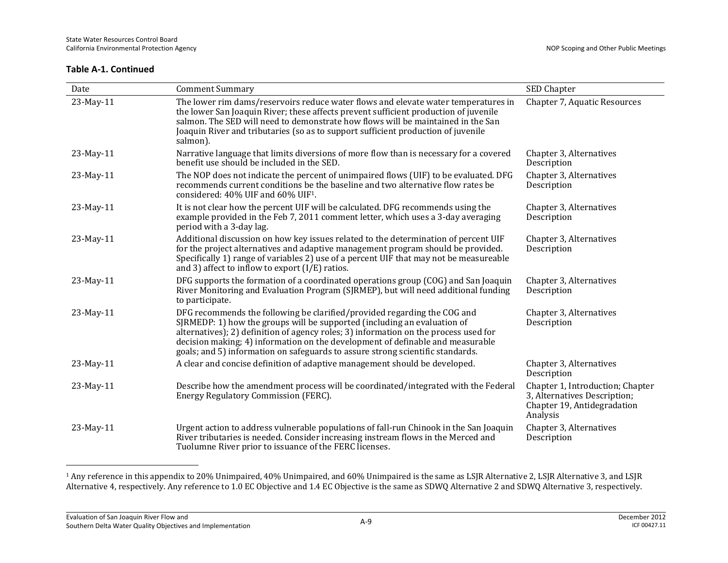**Table A-1. Continued**

| Date | Comment Summary | SED Chapter |
|---|---|---|
| 23-May-11 | The lower rim dams/reservoirs reduce water flows and elevate water temperatures in the lower San Joaquin River; these affects prevent sufficient production of juvenile salmon. The SED will need to demonstrate how flows will be maintained in the San Joaquin River and tributaries (so as to support sufficient production of juvenile salmon). | Chapter 7, Aquatic Resources |
| 23-May-11 | Narrative language that limits diversions of more flow than is necessary for a covered benefit use should be included in the SED. | Chapter 3, Alternatives Description |
| 23-May-11 | The NOP does not indicate the percent of unimpaired flows (UIF) to be evaluated. DFG recommends current conditions be the baseline and two alternative flow rates be considered: 40% UIF and 60% UIF[1]. | Chapter 3, Alternatives Description |
| 23-May-11 | It is not clear how the percent UIF will be calculated. DFG recommends using the example provided in the Feb 7, 2011 comment letter, which uses a 3-day averaging period with a 3-day lag. | Chapter 3, Alternatives Description |
| 23-May-11 | Additional discussion on how key issues related to the determination of percent UIF for the project alternatives and adaptive management program should be provided. Specifically 1) range of variables 2) use of a percent UIF that may not be measureable and 3) affect to inflow to export (I/E) ratios. | Chapter 3, Alternatives Description |
| 23-May-11 | DFG supports the formation of a coordinated operations group (COG) and San Joaquin River Monitoring and Evaluation Program (SJRMEP), but will need additional funding to participate. | Chapter 3, Alternatives Description |
| 23-May-11 | DFG recommends the following be clarified/provided regarding the COG and SJRMEDP: 1) how the groups will be supported (including an evaluation of alternatives); 2) definition of agency roles; 3) information on the process used for decision making; 4) information on the development of definable and measurable goals; and 5) information on safeguards to assure strong scientific standards. | Chapter 3, Alternatives Description |
| 23-May-11 | A clear and concise definition of adaptive management should be developed. | Chapter 3, Alternatives Description |
| 23-May-11 | Describe how the amendment process will be coordinated/integrated with the Federal Energy Regulatory Commission (FERC). | Chapter 1, Introduction; Chapter 3, Alternatives Description; Chapter 19, Antidegradation Analysis |
| 23-May-11 | Urgent action to address vulnerable populations of fall-run Chinook in the San Joaquin River tributaries is needed. Consider increasing instream flows in the Merced and Tuolumne River prior to issuance of the FERC licenses. | Chapter 3, Alternatives Description |

[1] Any reference in this appendix to 20% Unimpaired, 40% Unimpaired, and 60% Unimpaired is the same as LSJR Alternative 2, LSJR Alternative 3, and LSJR Alternative 4, respectively. Any reference to 1.0 EC Objective and 1.4 EC Objective is the same as SDWQ Alternative 2 and SDWQ Alternative 3, respectively.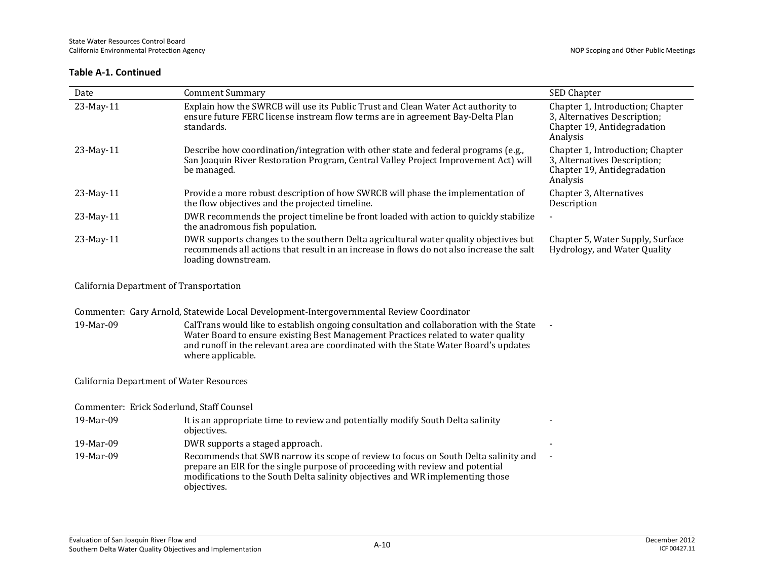**Table A-1. Continued**

| Date | Comment Summary | SED Chapter |
|---|---|---|
| 23-May-11 | Explain how the SWRCB will use its Public Trust and Clean Water Act authority to ensure future FERC license instream flow terms are in agreement Bay-Delta Plan standards. | Chapter 1, Introduction; Chapter 3, Alternatives Description; Chapter 19, Antidegradation Analysis |
| 23-May-11 | Describe how coordination/integration with other state and federal programs (e.g., San Joaquin River Restoration Program, Central Valley Project Improvement Act) will be managed. | Chapter 1, Introduction; Chapter 3, Alternatives Description; Chapter 19, Antidegradation Analysis |
| 23-May-11 | Provide a more robust description of how SWRCB will phase the implementation of the flow objectives and the projected timeline. | Chapter 3, Alternatives Description |
| 23-May-11 | DWR recommends the project timeline be front loaded with action to quickly stabilize the anadromous fish population. | - |
| 23-May-11 | DWR supports changes to the southern Delta agricultural water quality objectives but recommends all actions that result in an increase in flows do not also increase the salt loading downstream. | Chapter 5, Water Supply, Surface Hydrology, and Water Quality |
| California Department of Transportation | | |
| Commenter: Gary Arnold, Statewide Local Development-Intergovernmental Review Coordinator | | |
| 19-Mar-09 | CalTrans would like to establish ongoing consultation and collaboration with the State Water Board to ensure existing Best Management Practices related to water quality and runoff in the relevant area are coordinated with the State Water Board's updates where applicable. | - |
| California Department of Water Resources | | |
| Commenter: Erick Soderlund, Staff Counsel | | |
| 19-Mar-09 | It is an appropriate time to review and potentially modify South Delta salinity objectives. | - |
| 19-Mar-09 | DWR supports a staged approach. | - |
| 19-Mar-09 | Recommends that SWB narrow its scope of review to focus on South Delta salinity and prepare an EIR for the single purpose of proceeding with review and potential modifications to the South Delta salinity objectives and WR implementing those objectives. | - |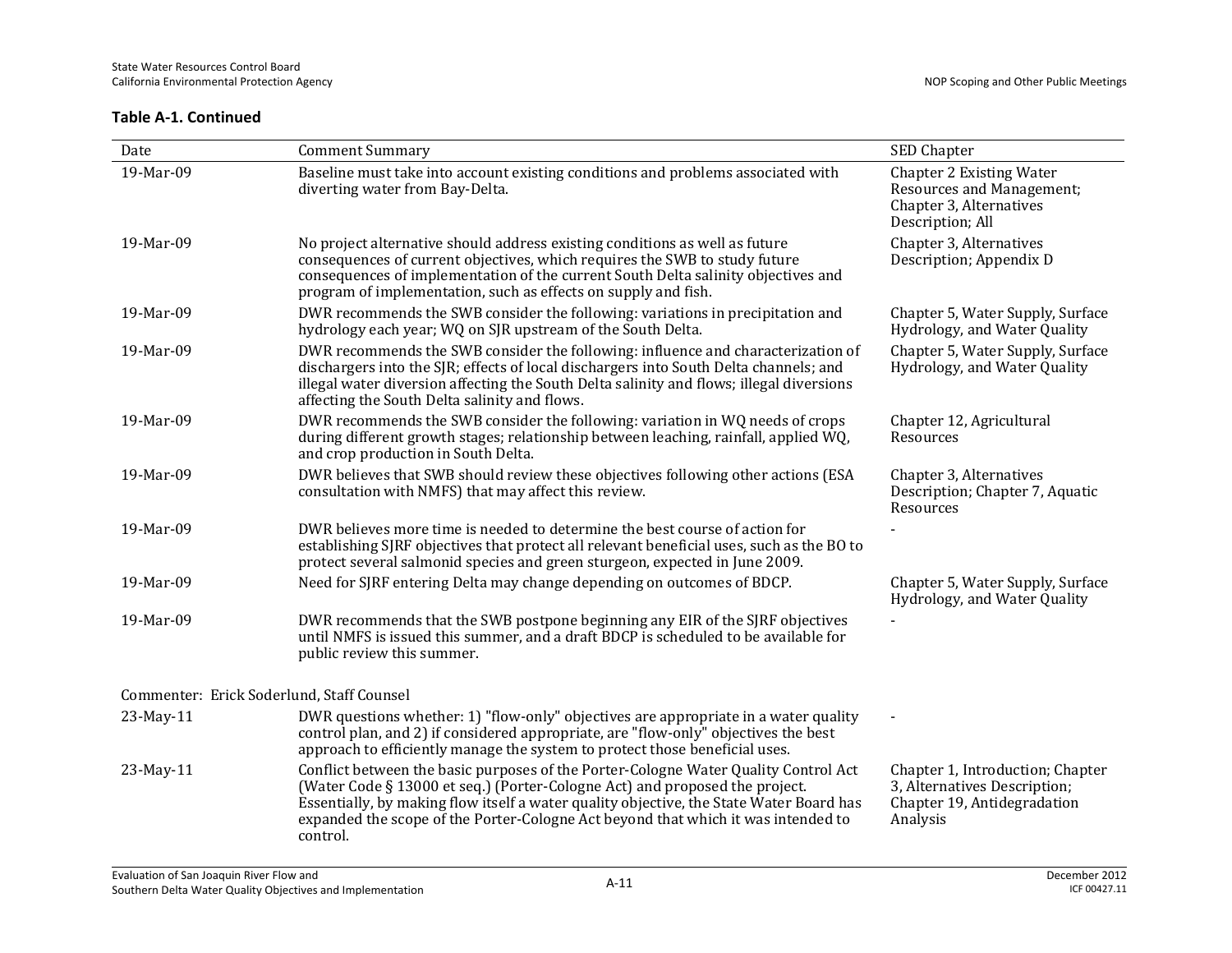**Table A-1. Continued**

| Date | Comment Summary | SED Chapter |
|---|---|---|
| 19-Mar-09 | Baseline must take into account existing conditions and problems associated with diverting water from Bay-Delta. | Chapter 2 Existing Water Resources and Management; Chapter 3, Alternatives Description; All |
| 19-Mar-09 | No project alternative should address existing conditions as well as future consequences of current objectives, which requires the SWB to study future consequences of implementation of the current South Delta salinity objectives and program of implementation, such as effects on supply and fish. | Chapter 3, Alternatives Description; Appendix D |
| 19-Mar-09 | DWR recommends the SWB consider the following: variations in precipitation and hydrology each year; WQ on SJR upstream of the South Delta. | Chapter 5, Water Supply, Surface Hydrology, and Water Quality |
| 19-Mar-09 | DWR recommends the SWB consider the following: influence and characterization of dischargers into the SJR; effects of local dischargers into South Delta channels; and illegal water diversion affecting the South Delta salinity and flows; illegal diversions affecting the South Delta salinity and flows. | Chapter 5, Water Supply, Surface Hydrology, and Water Quality |
| 19-Mar-09 | DWR recommends the SWB consider the following: variation in WQ needs of crops during different growth stages; relationship between leaching, rainfall, applied WQ, and crop production in South Delta. | Chapter 12, Agricultural Resources |
| 19-Mar-09 | DWR believes that SWB should review these objectives following other actions (ESA consultation with NMFS) that may affect this review. | Chapter 3, Alternatives Description; Chapter 7, Aquatic Resources |
| 19-Mar-09 | DWR believes more time is needed to determine the best course of action for establishing SJRF objectives that protect all relevant beneficial uses, such as the BO to protect several salmonid species and green sturgeon, expected in June 2009. | - |
| 19-Mar-09 | Need for SJRF entering Delta may change depending on outcomes of BDCP. | Chapter 5, Water Supply, Surface Hydrology, and Water Quality |
| 19-Mar-09 | DWR recommends that the SWB postpone beginning any EIR of the SJRF objectives until NMFS is issued this summer, and a draft BDCP is scheduled to be available for public review this summer. | - |
| Commenter: Erick Soderlund, Staff Counsel | | |
| 23-May-11 | DWR questions whether: 1) "flow-only" objectives are appropriate in a water quality control plan, and 2) if considered appropriate, are "flow-only" objectives the best approach to efficiently manage the system to protect those beneficial uses. | - |
| 23-May-11 | Conflict between the basic purposes of the Porter-Cologne Water Quality Control Act (Water Code § 13000 et seq.) (Porter-Cologne Act) and proposed the project. Essentially, by making flow itself a water quality objective, the State Water Board has expanded the scope of the Porter-Cologne Act beyond that which it was intended to control. | Chapter 1, Introduction; Chapter 3, Alternatives Description; Chapter 19, Antidegradation Analysis |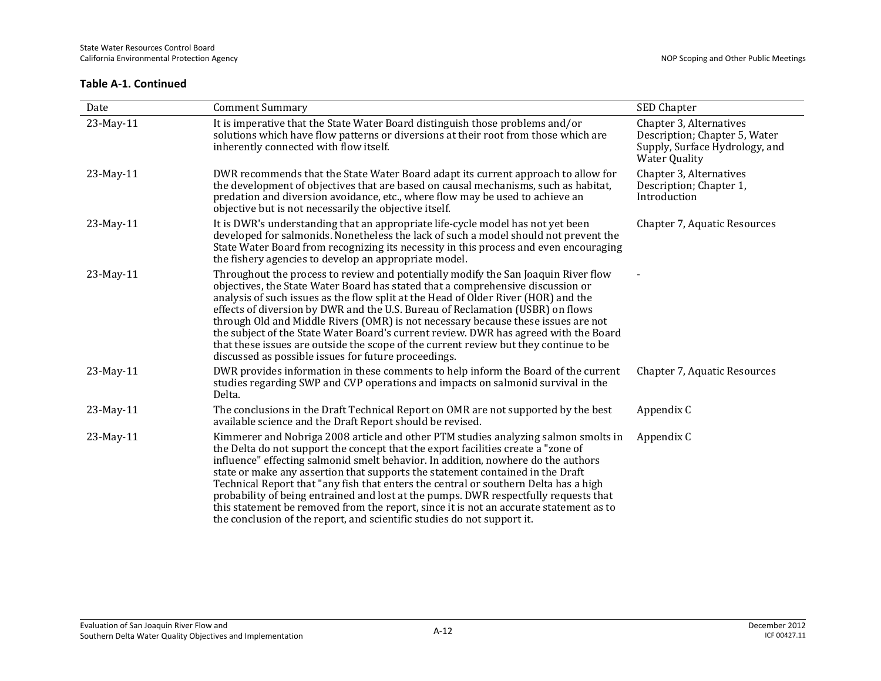**Table A-1. Continued**

| Date | Comment Summary | SED Chapter |
|---|---|---|
| 23-May-11 | It is imperative that the State Water Board distinguish those problems and/or solutions which have flow patterns or diversions at their root from those which are inherently connected with flow itself. | Chapter 3, Alternatives Description; Chapter 5, Water Supply, Surface Hydrology, and Water Quality |
| 23-May-11 | DWR recommends that the State Water Board adapt its current approach to allow for the development of objectives that are based on causal mechanisms, such as habitat, predation and diversion avoidance, etc., where flow may be used to achieve an objective but is not necessarily the objective itself. | Chapter 3, Alternatives Description; Chapter 1, Introduction |
| 23-May-11 | It is DWR's understanding that an appropriate life-cycle model has not yet been developed for salmonids. Nonetheless the lack of such a model should not prevent the State Water Board from recognizing its necessity in this process and even encouraging the fishery agencies to develop an appropriate model. | Chapter 7, Aquatic Resources |
| 23-May-11 | Throughout the process to review and potentially modify the San Joaquin River flow objectives, the State Water Board has stated that a comprehensive discussion or analysis of such issues as the flow split at the Head of Older River (HOR) and the effects of diversion by DWR and the U.S. Bureau of Reclamation (USBR) on flows through Old and Middle Rivers (OMR) is not necessary because these issues are not the subject of the State Water Board's current review. DWR has agreed with the Board that these issues are outside the scope of the current review but they continue to be discussed as possible issues for future proceedings. | - |
| 23-May-11 | DWR provides information in these comments to help inform the Board of the current studies regarding SWP and CVP operations and impacts on salmonid survival in the Delta. | Chapter 7, Aquatic Resources |
| 23-May-11 | The conclusions in the Draft Technical Report on OMR are not supported by the best available science and the Draft Report should be revised. | Appendix C |
| 23-May-11 | Kimmerer and Nobriga 2008 article and other PTM studies analyzing salmon smolts in the Delta do not support the concept that the export facilities create a "zone of influence" effecting salmonid smelt behavior. In addition, nowhere do the authors state or make any assertion that supports the statement contained in the Draft Technical Report that "any fish that enters the central or southern Delta has a high probability of being entrained and lost at the pumps. DWR respectfully requests that this statement be removed from the report, since it is not an accurate statement as to the conclusion of the report, and scientific studies do not support it. | Appendix C |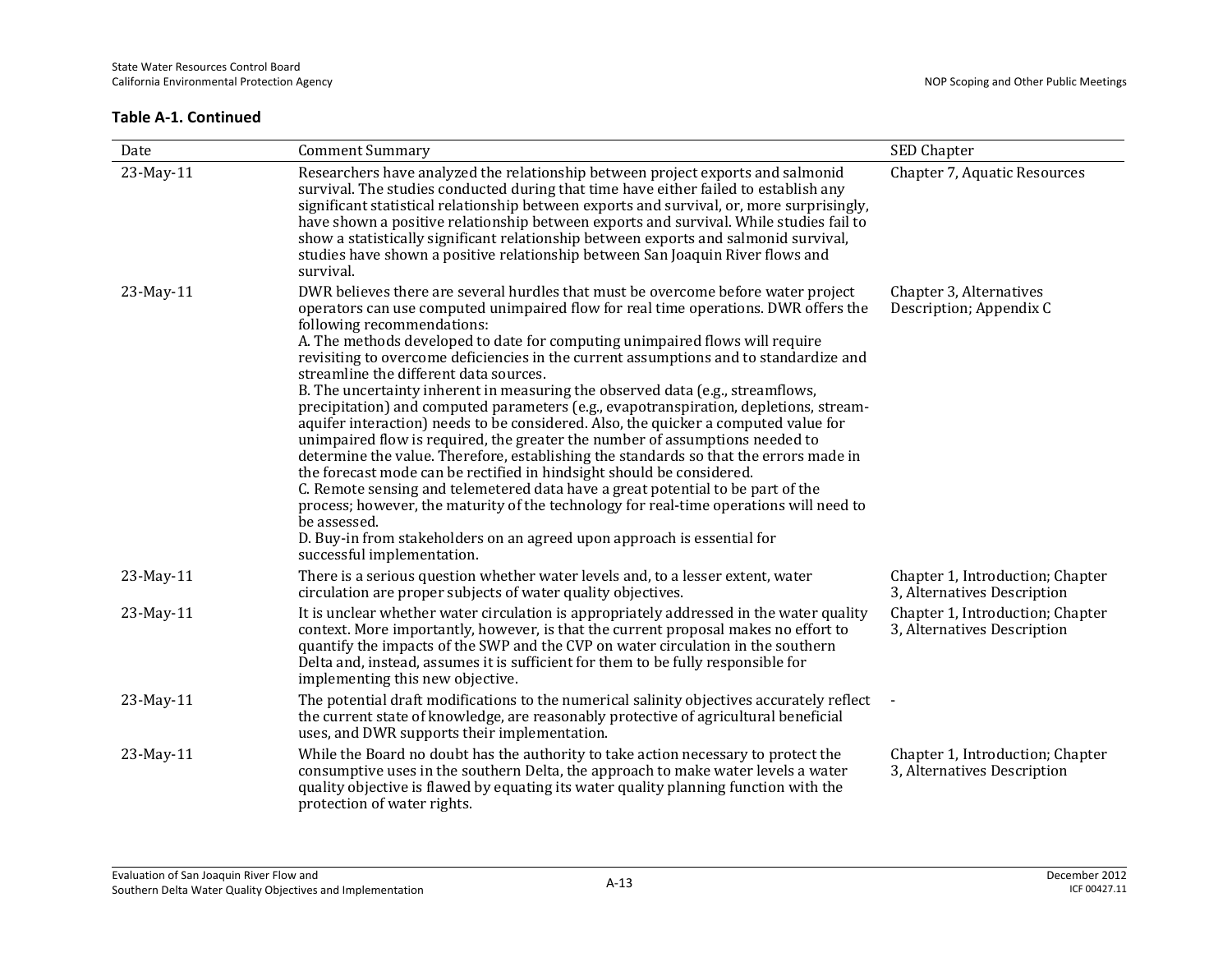**Table A-1. Continued**

| Date | Comment Summary | SED Chapter |
|---|---|---|
| 23-May-11 | Researchers have analyzed the relationship between project exports and salmonid survival. The studies conducted during that time have either failed to establish any significant statistical relationship between exports and survival, or, more surprisingly, have shown a positive relationship between exports and survival. While studies fail to show a statistically significant relationship between exports and salmonid survival, studies have shown a positive relationship between San Joaquin River flows and survival. | Chapter 7, Aquatic Resources |
| 23-May-11 | DWR believes there are several hurdles that must be overcome before water project operators can use computed unimpaired flow for real time operations. DWR offers the following recommendations:<br>A. The methods developed to date for computing unimpaired flows will require revisiting to overcome deficiencies in the current assumptions and to standardize and streamline the different data sources.<br>B. The uncertainty inherent in measuring the observed data (e.g., streamflows, precipitation) and computed parameters (e.g., evapotranspiration, depletions, stream-aquifer interaction) needs to be considered. Also, the quicker a computed value for unimpaired flow is required, the greater the number of assumptions needed to determine the value. Therefore, establishing the standards so that the errors made in the forecast mode can be rectified in hindsight should be considered.<br>C. Remote sensing and telemetered data have a great potential to be part of the process; however, the maturity of the technology for real-time operations will need to be assessed.<br>D. Buy-in from stakeholders on an agreed upon approach is essential for successful implementation. | Chapter 3, Alternatives Description; Appendix C |
| 23-May-11 | There is a serious question whether water levels and, to a lesser extent, water circulation are proper subjects of water quality objectives. | Chapter 1, Introduction; Chapter 3, Alternatives Description |
| 23-May-11 | It is unclear whether water circulation is appropriately addressed in the water quality context. More importantly, however, is that the current proposal makes no effort to quantify the impacts of the SWP and the CVP on water circulation in the southern Delta and, instead, assumes it is sufficient for them to be fully responsible for implementing this new objective. | Chapter 1, Introduction; Chapter 3, Alternatives Description |
| 23-May-11 | The potential draft modifications to the numerical salinity objectives accurately reflect the current state of knowledge, are reasonably protective of agricultural beneficial uses, and DWR supports their implementation. | - |
| 23-May-11 | While the Board no doubt has the authority to take action necessary to protect the consumptive uses in the southern Delta, the approach to make water levels a water quality objective is flawed by equating its water quality planning function with the protection of water rights. | Chapter 1, Introduction; Chapter 3, Alternatives Description |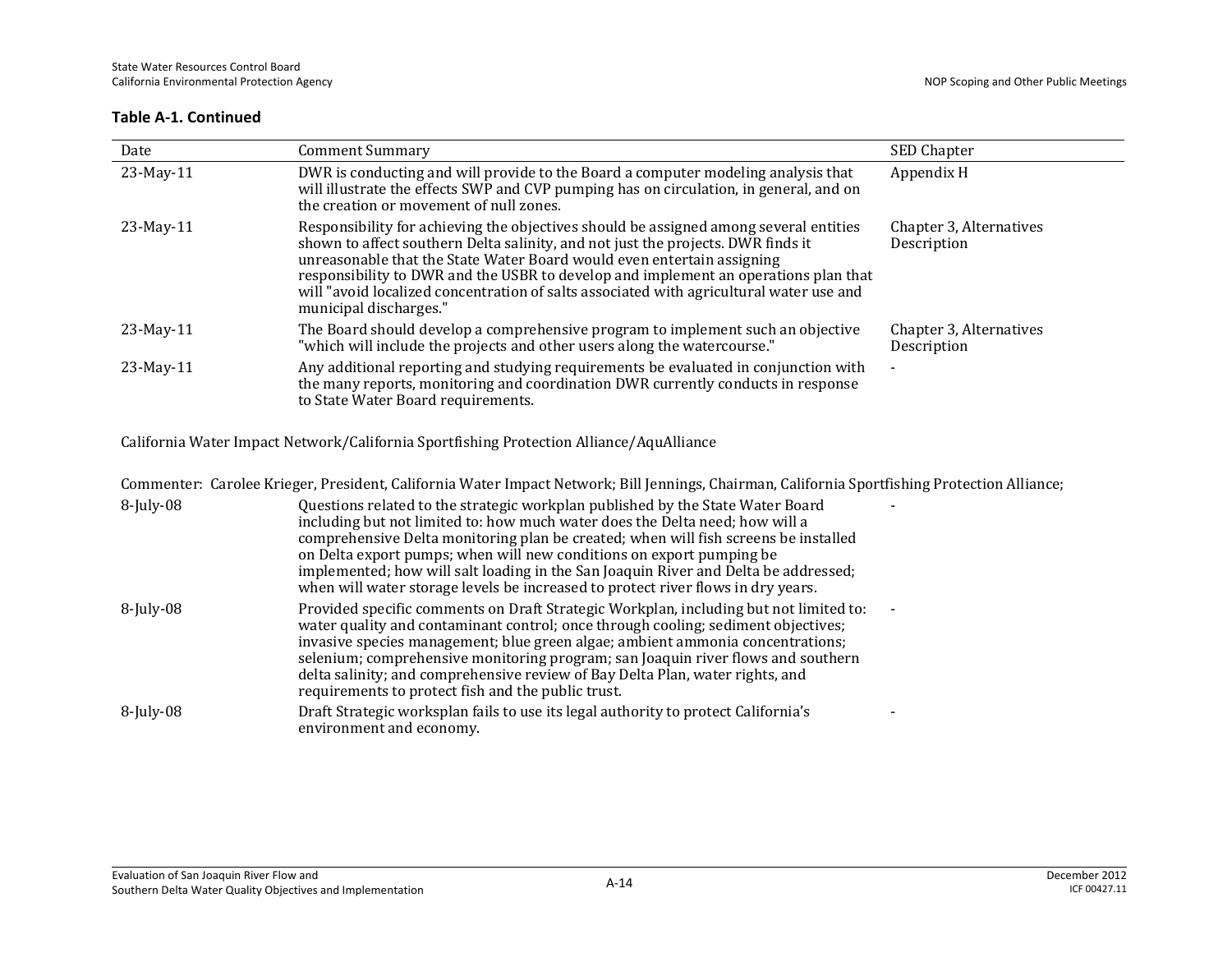**Table A-1. Continued**

| Date | Comment Summary | SED Chapter |
|---|---|---|
| 23-May-11 | DWR is conducting and will provide to the Board a computer modeling analysis that will illustrate the effects SWP and CVP pumping has on circulation, in general, and on the creation or movement of null zones. | Appendix H |
| 23-May-11 | Responsibility for achieving the objectives should be assigned among several entities shown to affect southern Delta salinity, and not just the projects. DWR finds it unreasonable that the State Water Board would even entertain assigning responsibility to DWR and the USBR to develop and implement an operations plan that will "avoid localized concentration of salts associated with agricultural water use and municipal discharges." | Chapter 3, Alternatives Description |
| 23-May-11 | The Board should develop a comprehensive program to implement such an objective "which will include the projects and other users along the watercourse." | Chapter 3, Alternatives Description |
| 23-May-11 | Any additional reporting and studying requirements be evaluated in conjunction with the many reports, monitoring and coordination DWR currently conducts in response to State Water Board requirements. | - |
| California Water Impact Network/California Sportfishing Protection Alliance/AquAlliance | | |
| Commenter: Carolee Krieger, President, California Water Impact Network; Bill Jennings, Chairman, California Sportfishing Protection Alliance; | | |
| 8-July-08 | Questions related to the strategic workplan published by the State Water Board including but not limited to: how much water does the Delta need; how will a comprehensive Delta monitoring plan be created; when will fish screens be installed on Delta export pumps; when will new conditions on export pumping be implemented; how will salt loading in the San Joaquin River and Delta be addressed; when will water storage levels be increased to protect river flows in dry years. | - |
| 8-July-08 | Provided specific comments on Draft Strategic Workplan, including but not limited to: water quality and contaminant control; once through cooling; sediment objectives; invasive species management; blue green algae; ambient ammonia concentrations; selenium; comprehensive monitoring program; san Joaquin river flows and southern delta salinity; and comprehensive review of Bay Delta Plan, water rights, and requirements to protect fish and the public trust. | - |
| 8-July-08 | Draft Strategic worksplan fails to use its legal authority to protect California's environment and economy. | - |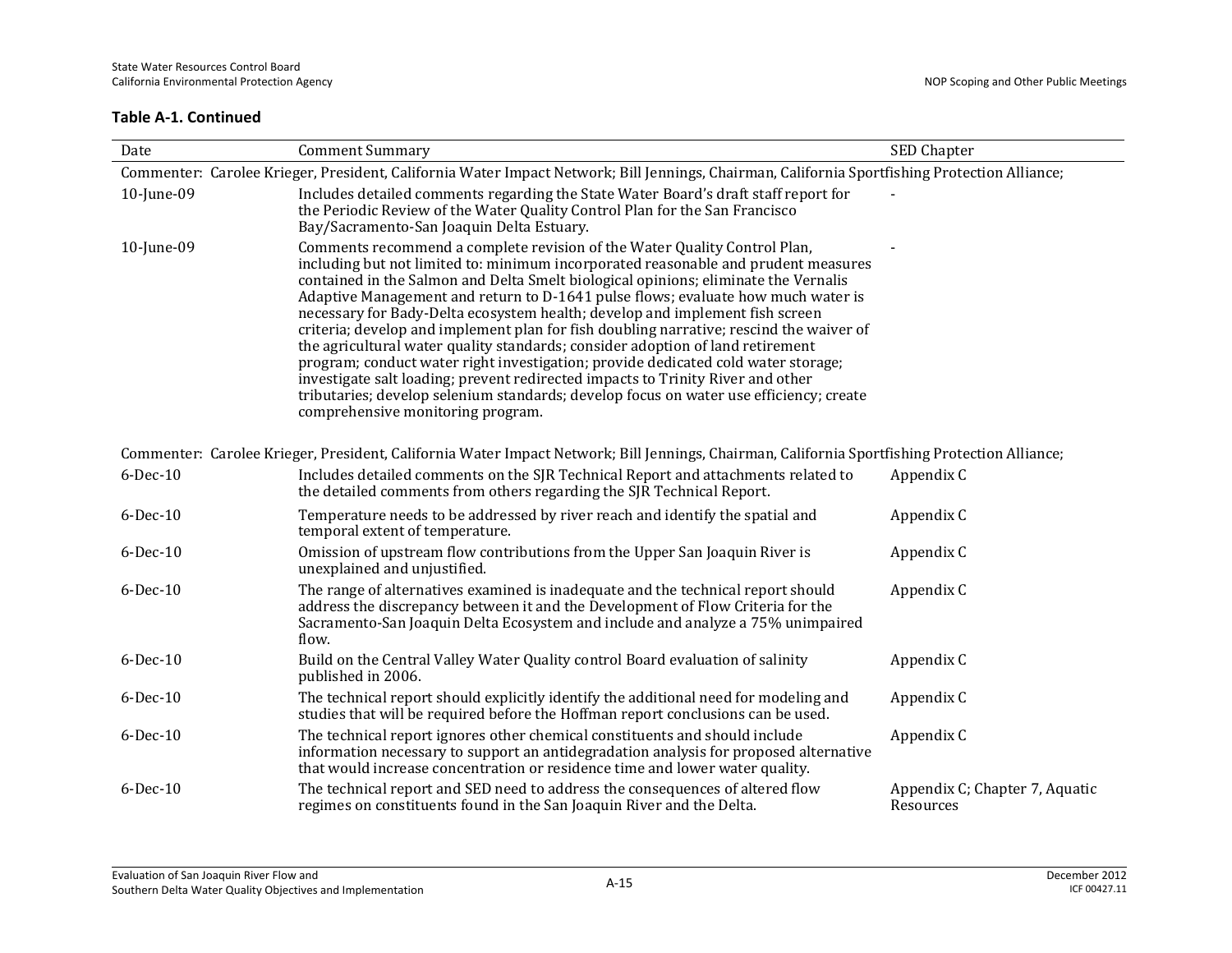**Table A-1. Continued**

| Date | Comment Summary | SED Chapter |
|---|---|---|
| Commenter: Carolee Krieger, President, California Water Impact Network; Bill Jennings, Chairman, California Sportfishing Protection Alliance; | | |
| 10-June-09 | Includes detailed comments regarding the State Water Board's draft staff report for the Periodic Review of the Water Quality Control Plan for the San Francisco Bay/Sacramento-San Joaquin Delta Estuary. | - |
| 10-June-09 | Comments recommend a complete revision of the Water Quality Control Plan, including but not limited to: minimum incorporated reasonable and prudent measures contained in the Salmon and Delta Smelt biological opinions; eliminate the Vernalis Adaptive Management and return to D-1641 pulse flows; evaluate how much water is necessary for Bady-Delta ecosystem health; develop and implement fish screen criteria; develop and implement plan for fish doubling narrative; rescind the waiver of the agricultural water quality standards; consider adoption of land retirement program; conduct water right investigation; provide dedicated cold water storage; investigate salt loading; prevent redirected impacts to Trinity River and other tributaries; develop selenium standards; develop focus on water use efficiency; create comprehensive monitoring program. | - |
| Commenter: Carolee Krieger, President, California Water Impact Network; Bill Jennings, Chairman, California Sportfishing Protection Alliance; | | |
| 6-Dec-10 | Includes detailed comments on the SJR Technical Report and attachments related to the detailed comments from others regarding the SJR Technical Report. | Appendix C |
| 6-Dec-10 | Temperature needs to be addressed by river reach and identify the spatial and temporal extent of temperature. | Appendix C |
| 6-Dec-10 | Omission of upstream flow contributions from the Upper San Joaquin River is unexplained and unjustified. | Appendix C |
| 6-Dec-10 | The range of alternatives examined is inadequate and the technical report should address the discrepancy between it and the Development of Flow Criteria for the Sacramento-San Joaquin Delta Ecosystem and include and analyze a 75% unimpaired flow. | Appendix C |
| 6-Dec-10 | Build on the Central Valley Water Quality control Board evaluation of salinity published in 2006. | Appendix C |
| 6-Dec-10 | The technical report should explicitly identify the additional need for modeling and studies that will be required before the Hoffman report conclusions can be used. | Appendix C |
| 6-Dec-10 | The technical report ignores other chemical constituents and should include information necessary to support an antidegradation analysis for proposed alternative that would increase concentration or residence time and lower water quality. | Appendix C |
| 6-Dec-10 | The technical report and SED need to address the consequences of altered flow regimes on constituents found in the San Joaquin River and the Delta. | Appendix C; Chapter 7, Aquatic Resources |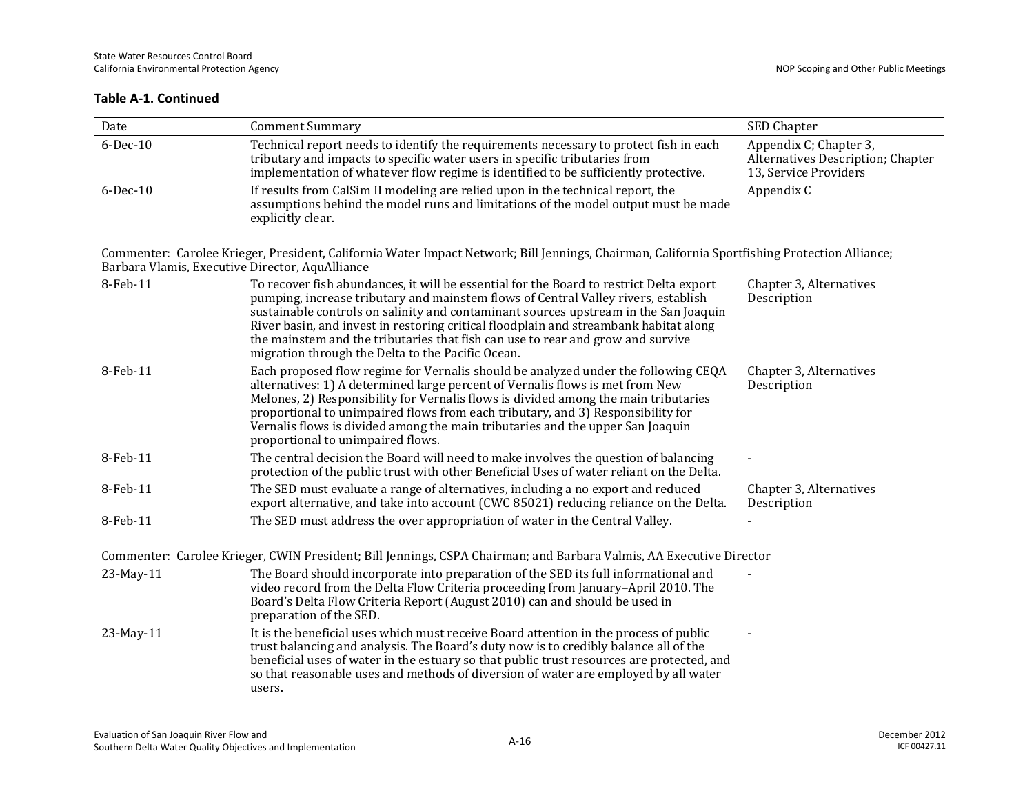**Table A-1. Continued**

| Date | Comment Summary | SED Chapter |
|---|---|---|
| 6-Dec-10 | Technical report needs to identify the requirements necessary to protect fish in each tributary and impacts to specific water users in specific tributaries from implementation of whatever flow regime is identified to be sufficiently protective. | Appendix C; Chapter 3, Alternatives Description; Chapter 13, Service Providers |
| 6-Dec-10 | If results from CalSim II modeling are relied upon in the technical report, the assumptions behind the model runs and limitations of the model output must be made explicitly clear. | Appendix C |
| Commenter: Carolee Krieger, President, California Water Impact Network; Bill Jennings, Chairman, California Sportfishing Protection Alliance; Barbara Vlamis, Executive Director, AquAlliance | | |
| 8-Feb-11 | To recover fish abundances, it will be essential for the Board to restrict Delta export pumping, increase tributary and mainstem flows of Central Valley rivers, establish sustainable controls on salinity and contaminant sources upstream in the San Joaquin River basin, and invest in restoring critical floodplain and streambank habitat along the mainstem and the tributaries that fish can use to rear and grow and survive migration through the Delta to the Pacific Ocean. | Chapter 3, Alternatives Description |
| 8-Feb-11 | Each proposed flow regime for Vernalis should be analyzed under the following CEQA alternatives: 1) A determined large percent of Vernalis flows is met from New Melones, 2) Responsibility for Vernalis flows is divided among the main tributaries proportional to unimpaired flows from each tributary, and 3) Responsibility for Vernalis flows is divided among the main tributaries and the upper San Joaquin proportional to unimpaired flows. | Chapter 3, Alternatives Description |
| 8-Feb-11 | The central decision the Board will need to make involves the question of balancing protection of the public trust with other Beneficial Uses of water reliant on the Delta. | - |
| 8-Feb-11 | The SED must evaluate a range of alternatives, including a no export and reduced export alternative, and take into account (CWC 85021) reducing reliance on the Delta. | Chapter 3, Alternatives Description |
| 8-Feb-11 | The SED must address the over appropriation of water in the Central Valley. | - |
| Commenter: Carolee Krieger, CWIN President; Bill Jennings, CSPA Chairman; and Barbara Valmis, AA Executive Director | | |
| 23-May-11 | The Board should incorporate into preparation of the SED its full informational and video record from the Delta Flow Criteria proceeding from January–April 2010. The Board's Delta Flow Criteria Report (August 2010) can and should be used in preparation of the SED. | - |
| 23-May-11 | It is the beneficial uses which must receive Board attention in the process of public trust balancing and analysis. The Board's duty now is to credibly balance all of the beneficial uses of water in the estuary so that public trust resources are protected, and so that reasonable uses and methods of diversion of water are employed by all water users. | - |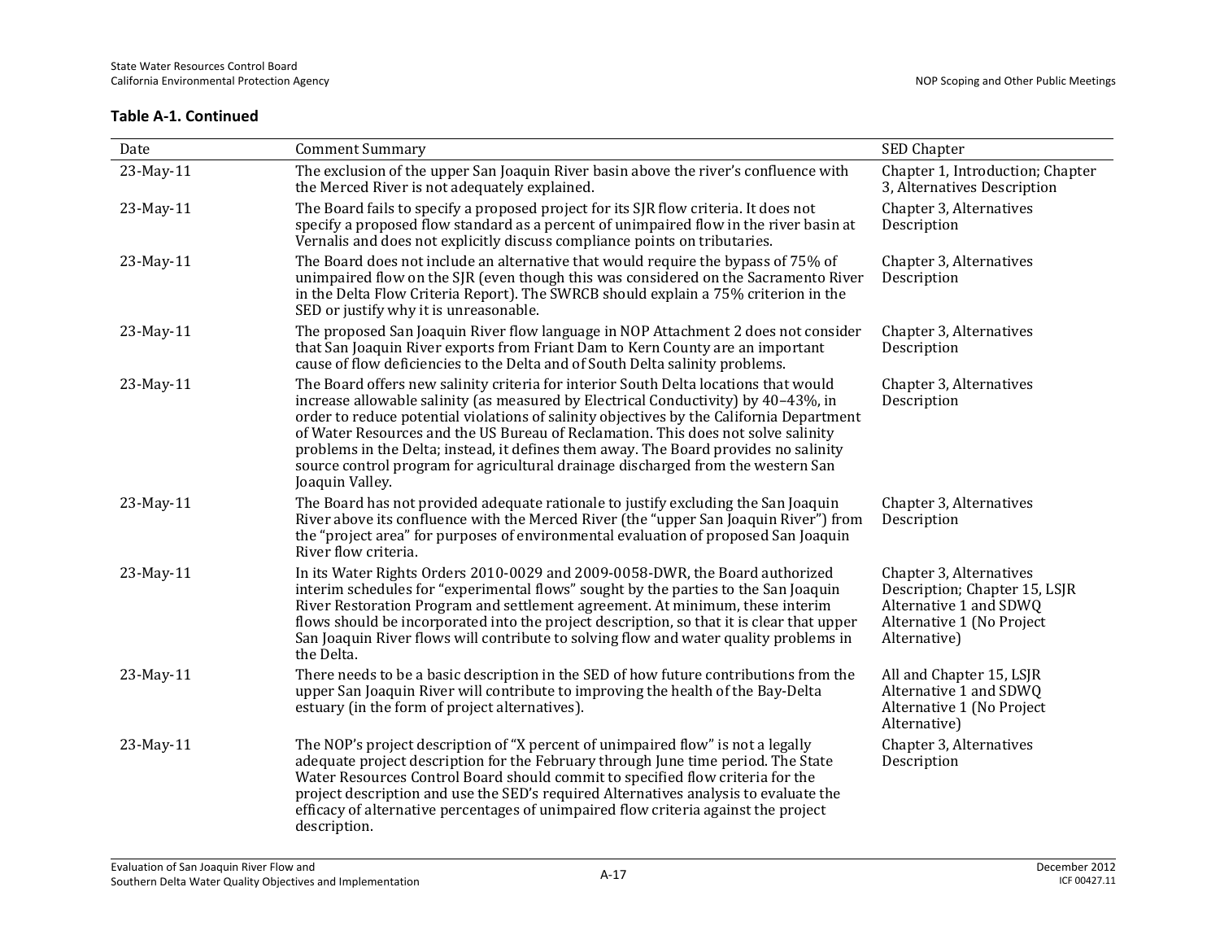**Table A-1. Continued**

| Date | Comment Summary | SED Chapter |
|---|---|---|
| 23-May-11 | The exclusion of the upper San Joaquin River basin above the river's confluence with the Merced River is not adequately explained. | Chapter 1, Introduction; Chapter 3, Alternatives Description |
| 23-May-11 | The Board fails to specify a proposed project for its SJR flow criteria. It does not specify a proposed flow standard as a percent of unimpaired flow in the river basin at Vernalis and does not explicitly discuss compliance points on tributaries. | Chapter 3, Alternatives Description |
| 23-May-11 | The Board does not include an alternative that would require the bypass of 75% of unimpaired flow on the SJR (even though this was considered on the Sacramento River in the Delta Flow Criteria Report). The SWRCB should explain a 75% criterion in the SED or justify why it is unreasonable. | Chapter 3, Alternatives Description |
| 23-May-11 | The proposed San Joaquin River flow language in NOP Attachment 2 does not consider that San Joaquin River exports from Friant Dam to Kern County are an important cause of flow deficiencies to the Delta and of South Delta salinity problems. | Chapter 3, Alternatives Description |
| 23-May-11 | The Board offers new salinity criteria for interior South Delta locations that would increase allowable salinity (as measured by Electrical Conductivity) by 40–43%, in order to reduce potential violations of salinity objectives by the California Department of Water Resources and the US Bureau of Reclamation. This does not solve salinity problems in the Delta; instead, it defines them away. The Board provides no salinity source control program for agricultural drainage discharged from the western San Joaquin Valley. | Chapter 3, Alternatives Description |
| 23-May-11 | The Board has not provided adequate rationale to justify excluding the San Joaquin River above its confluence with the Merced River (the "upper San Joaquin River") from the "project area" for purposes of environmental evaluation of proposed San Joaquin River flow criteria. | Chapter 3, Alternatives Description |
| 23-May-11 | In its Water Rights Orders 2010-0029 and 2009-0058-DWR, the Board authorized interim schedules for "experimental flows" sought by the parties to the San Joaquin River Restoration Program and settlement agreement. At minimum, these interim flows should be incorporated into the project description, so that it is clear that upper San Joaquin River flows will contribute to solving flow and water quality problems in the Delta. | Chapter 3, Alternatives Description; Chapter 15, LSJR Alternative 1 and SDWQ Alternative 1 (No Project Alternative) |
| 23-May-11 | There needs to be a basic description in the SED of how future contributions from the upper San Joaquin River will contribute to improving the health of the Bay-Delta estuary (in the form of project alternatives). | All and Chapter 15, LSJR Alternative 1 and SDWQ Alternative 1 (No Project Alternative) |
| 23-May-11 | The NOP's project description of "X percent of unimpaired flow" is not a legally adequate project description for the February through June time period. The State Water Resources Control Board should commit to specified flow criteria for the project description and use the SED's required Alternatives analysis to evaluate the efficacy of alternative percentages of unimpaired flow criteria against the project description. | Chapter 3, Alternatives Description |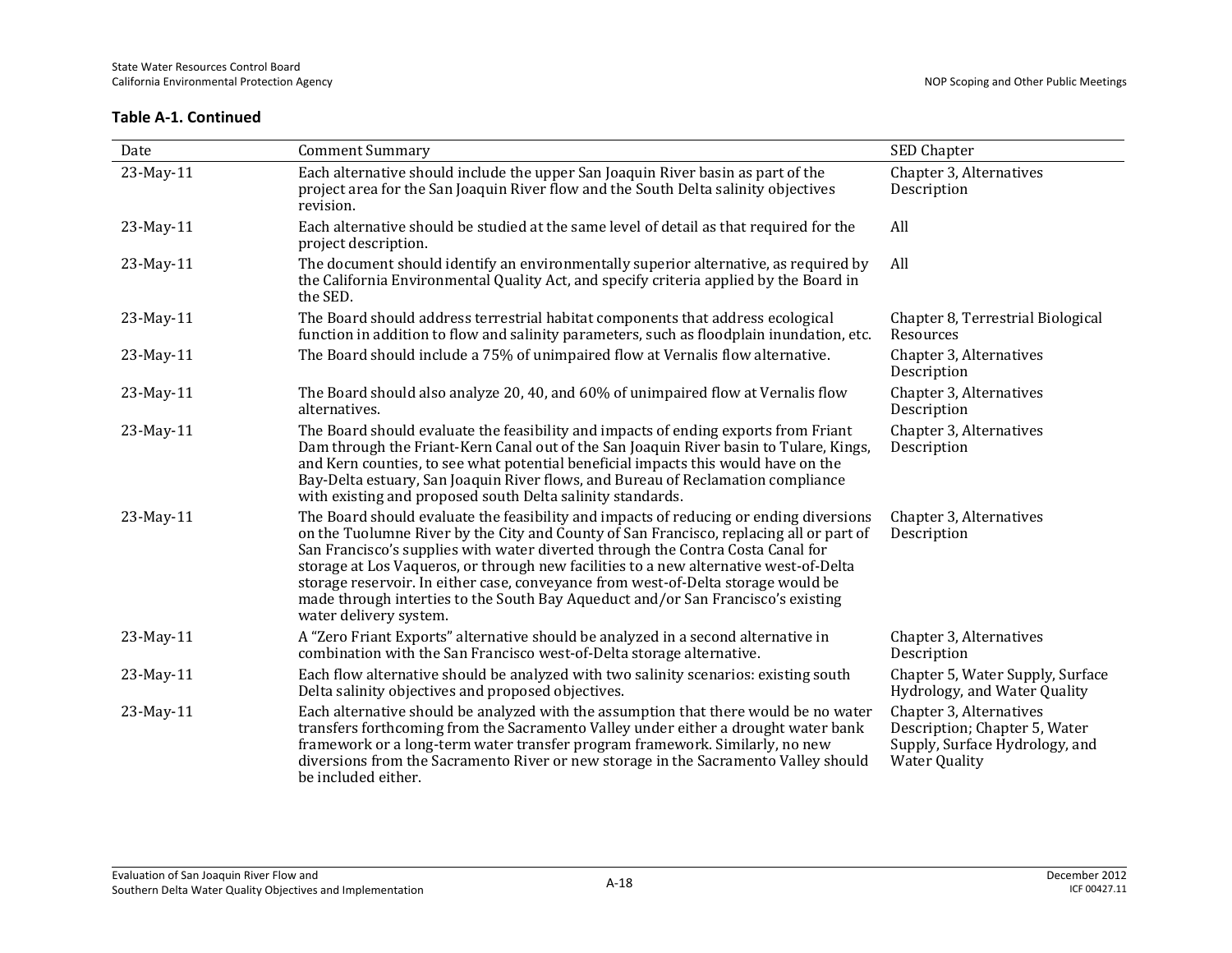**Table A-1. Continued**

| Date | Comment Summary | SED Chapter |
|---|---|---|
| 23-May-11 | Each alternative should include the upper San Joaquin River basin as part of the project area for the San Joaquin River flow and the South Delta salinity objectives revision. | Chapter 3, Alternatives Description |
| 23-May-11 | Each alternative should be studied at the same level of detail as that required for the project description. | All |
| 23-May-11 | The document should identify an environmentally superior alternative, as required by the California Environmental Quality Act, and specify criteria applied by the Board in the SED. | All |
| 23-May-11 | The Board should address terrestrial habitat components that address ecological function in addition to flow and salinity parameters, such as floodplain inundation, etc. | Chapter 8, Terrestrial Biological Resources |
| 23-May-11 | The Board should include a 75% of unimpaired flow at Vernalis flow alternative. | Chapter 3, Alternatives Description |
| 23-May-11 | The Board should also analyze 20, 40, and 60% of unimpaired flow at Vernalis flow alternatives. | Chapter 3, Alternatives Description |
| 23-May-11 | The Board should evaluate the feasibility and impacts of ending exports from Friant Dam through the Friant-Kern Canal out of the San Joaquin River basin to Tulare, Kings, and Kern counties, to see what potential beneficial impacts this would have on the Bay-Delta estuary, San Joaquin River flows, and Bureau of Reclamation compliance with existing and proposed south Delta salinity standards. | Chapter 3, Alternatives Description |
| 23-May-11 | The Board should evaluate the feasibility and impacts of reducing or ending diversions on the Tuolumne River by the City and County of San Francisco, replacing all or part of San Francisco's supplies with water diverted through the Contra Costa Canal for storage at Los Vaqueros, or through new facilities to a new alternative west-of-Delta storage reservoir. In either case, conveyance from west-of-Delta storage would be made through interties to the South Bay Aqueduct and/or San Francisco's existing water delivery system. | Chapter 3, Alternatives Description |
| 23-May-11 | A "Zero Friant Exports" alternative should be analyzed in a second alternative in combination with the San Francisco west-of-Delta storage alternative. | Chapter 3, Alternatives Description |
| 23-May-11 | Each flow alternative should be analyzed with two salinity scenarios: existing south Delta salinity objectives and proposed objectives. | Chapter 5, Water Supply, Surface Hydrology, and Water Quality |
| 23-May-11 | Each alternative should be analyzed with the assumption that there would be no water transfers forthcoming from the Sacramento Valley under either a drought water bank framework or a long-term water transfer program framework. Similarly, no new diversions from the Sacramento River or new storage in the Sacramento Valley should be included either. | Chapter 3, Alternatives Description; Chapter 5, Water Supply, Surface Hydrology, and Water Quality |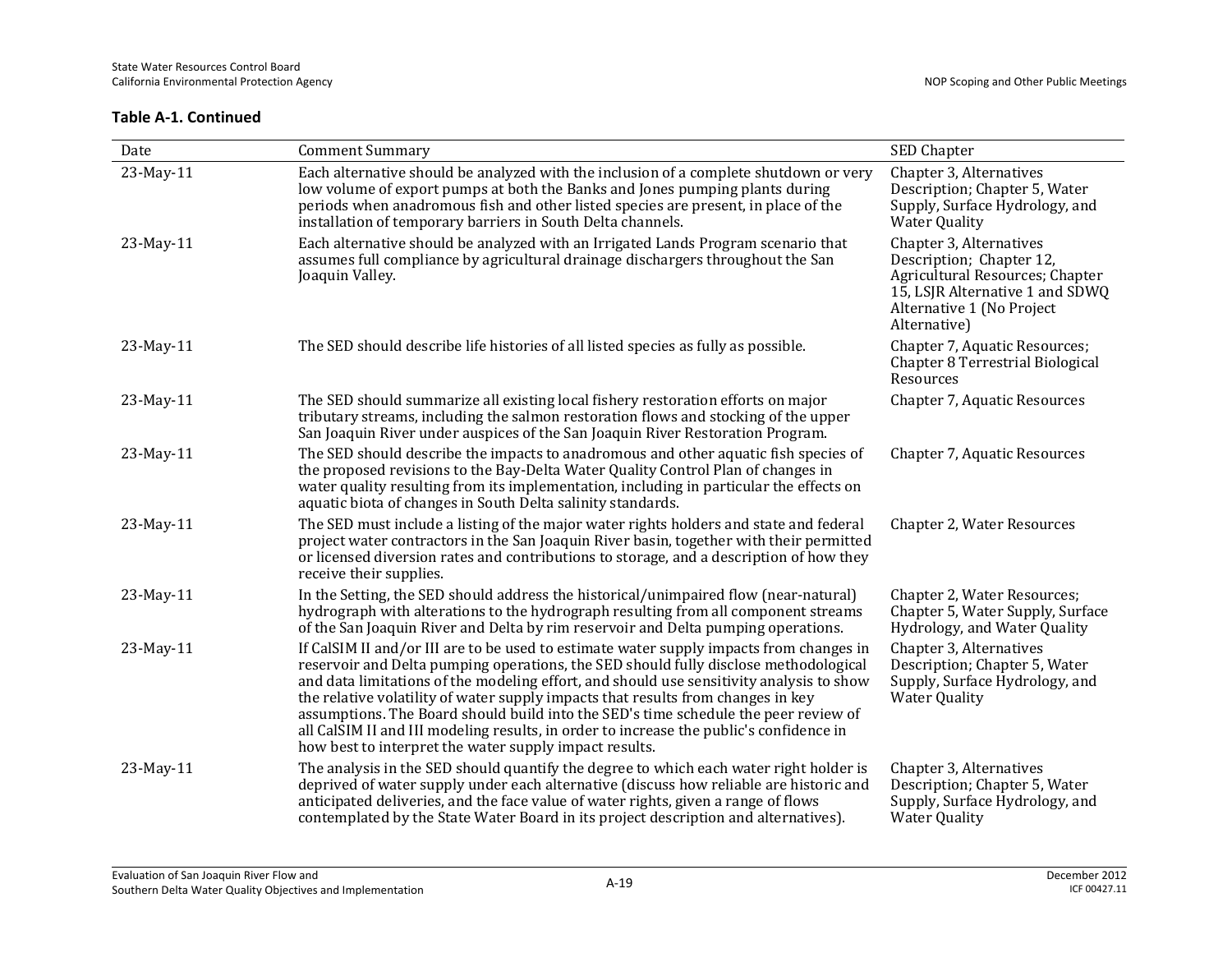**Table A-1. Continued**

| Date | Comment Summary | SED Chapter |
|---|---|---|
| 23-May-11 | Each alternative should be analyzed with the inclusion of a complete shutdown or very low volume of export pumps at both the Banks and Jones pumping plants during periods when anadromous fish and other listed species are present, in place of the installation of temporary barriers in South Delta channels. | Chapter 3, Alternatives Description; Chapter 5, Water Supply, Surface Hydrology, and Water Quality |
| 23-May-11 | Each alternative should be analyzed with an Irrigated Lands Program scenario that assumes full compliance by agricultural drainage dischargers throughout the San Joaquin Valley. | Chapter 3, Alternatives Description; Chapter 12, Agricultural Resources; Chapter 15, LSJR Alternative 1 and SDWQ Alternative 1 (No Project Alternative) |
| 23-May-11 | The SED should describe life histories of all listed species as fully as possible. | Chapter 7, Aquatic Resources; Chapter 8 Terrestrial Biological Resources |
| 23-May-11 | The SED should summarize all existing local fishery restoration efforts on major tributary streams, including the salmon restoration flows and stocking of the upper San Joaquin River under auspices of the San Joaquin River Restoration Program. | Chapter 7, Aquatic Resources |
| 23-May-11 | The SED should describe the impacts to anadromous and other aquatic fish species of the proposed revisions to the Bay-Delta Water Quality Control Plan of changes in water quality resulting from its implementation, including in particular the effects on aquatic biota of changes in South Delta salinity standards. | Chapter 7, Aquatic Resources |
| 23-May-11 | The SED must include a listing of the major water rights holders and state and federal project water contractors in the San Joaquin River basin, together with their permitted or licensed diversion rates and contributions to storage, and a description of how they receive their supplies. | Chapter 2, Water Resources |
| 23-May-11 | In the Setting, the SED should address the historical/unimpaired flow (near-natural) hydrograph with alterations to the hydrograph resulting from all component streams of the San Joaquin River and Delta by rim reservoir and Delta pumping operations. | Chapter 2, Water Resources; Chapter 5, Water Supply, Surface Hydrology, and Water Quality |
| 23-May-11 | If CalSIM II and/or III are to be used to estimate water supply impacts from changes in reservoir and Delta pumping operations, the SED should fully disclose methodological and data limitations of the modeling effort, and should use sensitivity analysis to show the relative volatility of water supply impacts that results from changes in key assumptions. The Board should build into the SED's time schedule the peer review of all CalSIM II and III modeling results, in order to increase the public's confidence in how best to interpret the water supply impact results. | Chapter 3, Alternatives Description; Chapter 5, Water Supply, Surface Hydrology, and Water Quality |
| 23-May-11 | The analysis in the SED should quantify the degree to which each water right holder is deprived of water supply under each alternative (discuss how reliable are historic and anticipated deliveries, and the face value of water rights, given a range of flows contemplated by the State Water Board in its project description and alternatives). | Chapter 3, Alternatives Description; Chapter 5, Water Supply, Surface Hydrology, and Water Quality |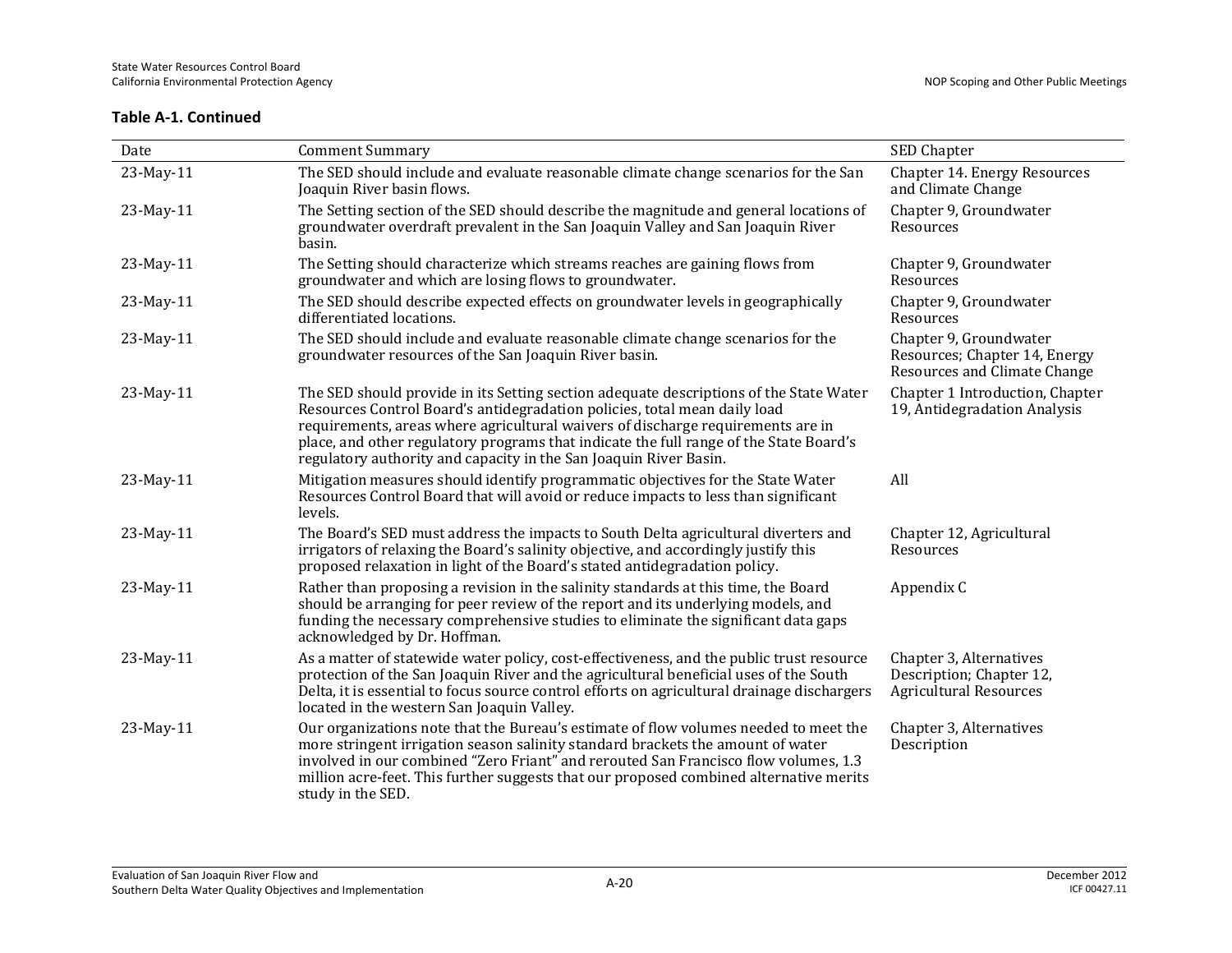**Table A-1. Continued**

| Date | Comment Summary | SED Chapter |
|---|---|---|
| 23-May-11 | The SED should include and evaluate reasonable climate change scenarios for the San Joaquin River basin flows. | Chapter 14. Energy Resources and Climate Change |
| 23-May-11 | The Setting section of the SED should describe the magnitude and general locations of groundwater overdraft prevalent in the San Joaquin Valley and San Joaquin River basin. | Chapter 9, Groundwater Resources |
| 23-May-11 | The Setting should characterize which streams reaches are gaining flows from groundwater and which are losing flows to groundwater. | Chapter 9, Groundwater Resources |
| 23-May-11 | The SED should describe expected effects on groundwater levels in geographically differentiated locations. | Chapter 9, Groundwater Resources |
| 23-May-11 | The SED should include and evaluate reasonable climate change scenarios for the groundwater resources of the San Joaquin River basin. | Chapter 9, Groundwater Resources; Chapter 14, Energy Resources and Climate Change |
| 23-May-11 | The SED should provide in its Setting section adequate descriptions of the State Water Resources Control Board's antidegradation policies, total mean daily load requirements, areas where agricultural waivers of discharge requirements are in place, and other regulatory programs that indicate the full range of the State Board's regulatory authority and capacity in the San Joaquin River Basin. | Chapter 1 Introduction, Chapter 19, Antidegradation Analysis |
| 23-May-11 | Mitigation measures should identify programmatic objectives for the State Water Resources Control Board that will avoid or reduce impacts to less than significant levels. | All |
| 23-May-11 | The Board's SED must address the impacts to South Delta agricultural diverters and irrigators of relaxing the Board's salinity objective, and accordingly justify this proposed relaxation in light of the Board's stated antidegradation policy. | Chapter 12, Agricultural Resources |
| 23-May-11 | Rather than proposing a revision in the salinity standards at this time, the Board should be arranging for peer review of the report and its underlying models, and funding the necessary comprehensive studies to eliminate the significant data gaps acknowledged by Dr. Hoffman. | Appendix C |
| 23-May-11 | As a matter of statewide water policy, cost-effectiveness, and the public trust resource protection of the San Joaquin River and the agricultural beneficial uses of the South Delta, it is essential to focus source control efforts on agricultural drainage dischargers located in the western San Joaquin Valley. | Chapter 3, Alternatives Description; Chapter 12, Agricultural Resources |
| 23-May-11 | Our organizations note that the Bureau's estimate of flow volumes needed to meet the more stringent irrigation season salinity standard brackets the amount of water involved in our combined "Zero Friant" and rerouted San Francisco flow volumes, 1.3 million acre-feet. This further suggests that our proposed combined alternative merits study in the SED. | Chapter 3, Alternatives Description |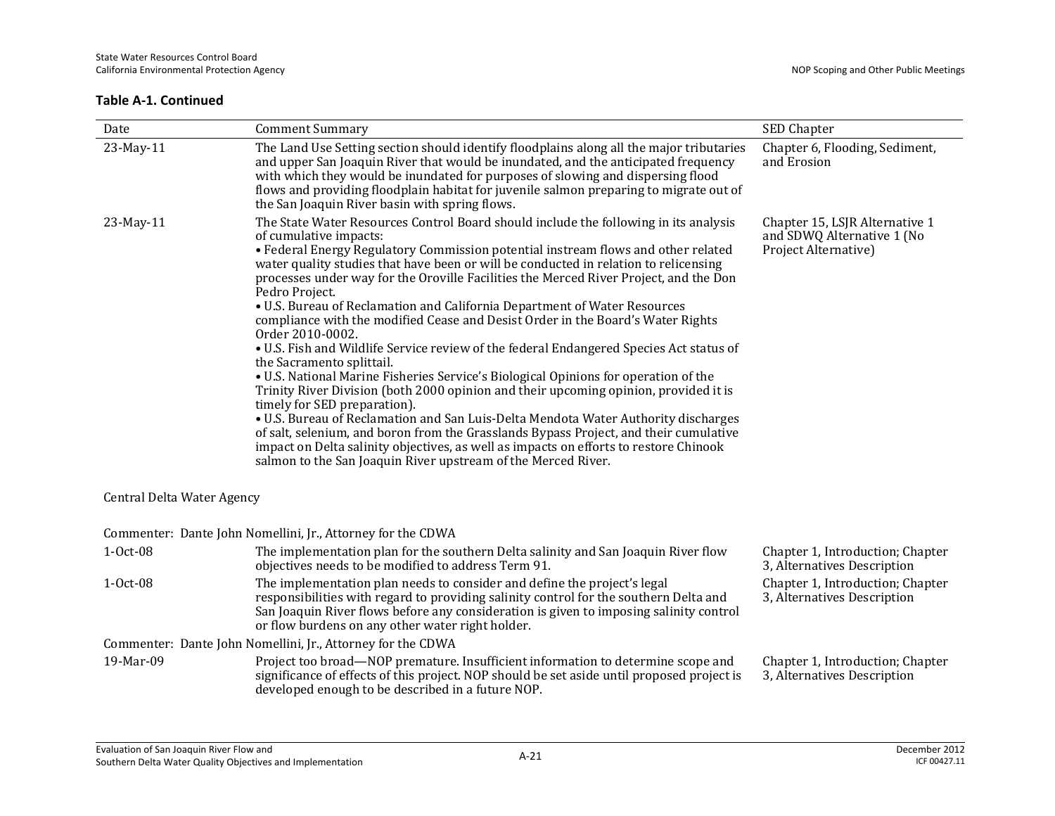**Table A-1. Continued**

| Date | Comment Summary | SED Chapter |
|---|---|---|
| 23-May-11 | The Land Use Setting section should identify floodplains along all the major tributaries and upper San Joaquin River that would be inundated, and the anticipated frequency with which they would be inundated for purposes of slowing and dispersing flood flows and providing floodplain habitat for juvenile salmon preparing to migrate out of the San Joaquin River basin with spring flows. | Chapter 6, Flooding, Sediment, and Erosion |
| 23-May-11 | The State Water Resources Control Board should include the following in its analysis of cumulative impacts:<br>• Federal Energy Regulatory Commission potential instream flows and other related water quality studies that have been or will be conducted in relation to relicensing processes under way for the Oroville Facilities the Merced River Project, and the Don Pedro Project.<br>• U.S. Bureau of Reclamation and California Department of Water Resources compliance with the modified Cease and Desist Order in the Board's Water Rights Order 2010-0002.<br>• U.S. Fish and Wildlife Service review of the federal Endangered Species Act status of the Sacramento splittail.<br>• U.S. National Marine Fisheries Service's Biological Opinions for operation of the Trinity River Division (both 2000 opinion and their upcoming opinion, provided it is timely for SED preparation).<br>• U.S. Bureau of Reclamation and San Luis-Delta Mendota Water Authority discharges of salt, selenium, and boron from the Grasslands Bypass Project, and their cumulative impact on Delta salinity objectives, as well as impacts on efforts to restore Chinook salmon to the San Joaquin River upstream of the Merced River. | Chapter 15, LSJR Alternative 1 and SDWQ Alternative 1 (No Project Alternative) |
| Central Delta Water Agency | | |
| Commenter: Dante John Nomellini, Jr., Attorney for the CDWA | | |
| 1-Oct-08 | The implementation plan for the southern Delta salinity and San Joaquin River flow objectives needs to be modified to address Term 91. | Chapter 1, Introduction; Chapter 3, Alternatives Description |
| 1-Oct-08 | The implementation plan needs to consider and define the project's legal responsibilities with regard to providing salinity control for the southern Delta and San Joaquin River flows before any consideration is given to imposing salinity control or flow burdens on any other water right holder. | Chapter 1, Introduction; Chapter 3, Alternatives Description |
| Commenter: Dante John Nomellini, Jr., Attorney for the CDWA | | |
| 19-Mar-09 | Project too broad—NOP premature. Insufficient information to determine scope and significance of effects of this project. NOP should be set aside until proposed project is developed enough to be described in a future NOP. | Chapter 1, Introduction; Chapter 3, Alternatives Description |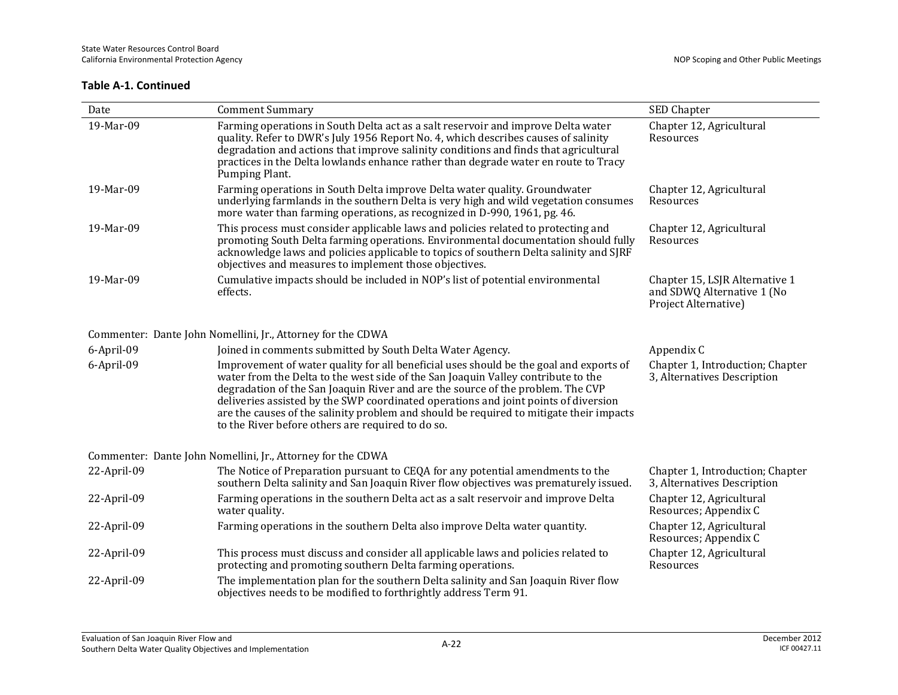**Table A-1. Continued**

| Date | Comment Summary | SED Chapter |
|---|---|---|
| 19-Mar-09 | Farming operations in South Delta act as a salt reservoir and improve Delta water quality. Refer to DWR's July 1956 Report No. 4, which describes causes of salinity degradation and actions that improve salinity conditions and finds that agricultural practices in the Delta lowlands enhance rather than degrade water en route to Tracy Pumping Plant. | Chapter 12, Agricultural Resources |
| 19-Mar-09 | Farming operations in South Delta improve Delta water quality. Groundwater underlying farmlands in the southern Delta is very high and wild vegetation consumes more water than farming operations, as recognized in D-990, 1961, pg. 46. | Chapter 12, Agricultural Resources |
| 19-Mar-09 | This process must consider applicable laws and policies related to protecting and promoting South Delta farming operations. Environmental documentation should fully acknowledge laws and policies applicable to topics of southern Delta salinity and SJRF objectives and measures to implement those objectives. | Chapter 12, Agricultural Resources |
| 19-Mar-09 | Cumulative impacts should be included in NOP's list of potential environmental effects. | Chapter 15, LSJR Alternative 1 and SDWQ Alternative 1 (No Project Alternative) |
| Commenter: Dante John Nomellini, Jr., Attorney for the CDWA | | |
| 6-April-09 | Joined in comments submitted by South Delta Water Agency. | Appendix C |
| 6-April-09 | Improvement of water quality for all beneficial uses should be the goal and exports of water from the Delta to the west side of the San Joaquin Valley contribute to the degradation of the San Joaquin River and are the source of the problem. The CVP deliveries assisted by the SWP coordinated operations and joint points of diversion are the causes of the salinity problem and should be required to mitigate their impacts to the River before others are required to do so. | Chapter 1, Introduction; Chapter 3, Alternatives Description |
| Commenter: Dante John Nomellini, Jr., Attorney for the CDWA | | |
| 22-April-09 | The Notice of Preparation pursuant to CEQA for any potential amendments to the southern Delta salinity and San Joaquin River flow objectives was prematurely issued. | Chapter 1, Introduction; Chapter 3, Alternatives Description |
| 22-April-09 | Farming operations in the southern Delta act as a salt reservoir and improve Delta water quality. | Chapter 12, Agricultural Resources; Appendix C |
| 22-April-09 | Farming operations in the southern Delta also improve Delta water quantity. | Chapter 12, Agricultural Resources; Appendix C |
| 22-April-09 | This process must discuss and consider all applicable laws and policies related to protecting and promoting southern Delta farming operations. | Chapter 12, Agricultural Resources |
| 22-April-09 | The implementation plan for the southern Delta salinity and San Joaquin River flow objectives needs to be modified to forthrightly address Term 91. | |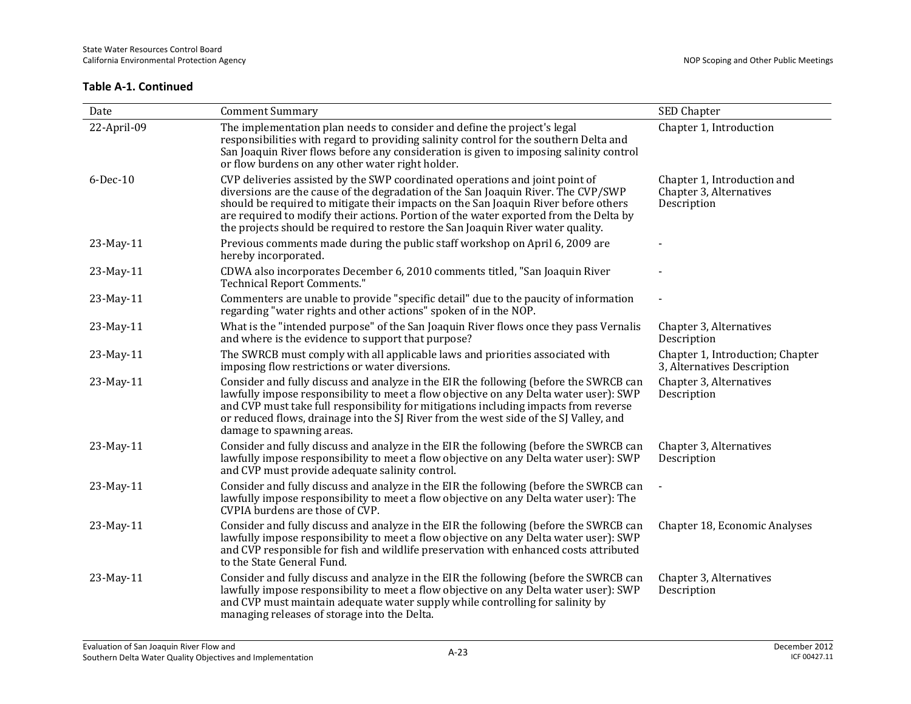**Table A-1. Continued**

| Date | Comment Summary | SED Chapter |
|---|---|---|
| 22-April-09 | The implementation plan needs to consider and define the project's legal responsibilities with regard to providing salinity control for the southern Delta and San Joaquin River flows before any consideration is given to imposing salinity control or flow burdens on any other water right holder. | Chapter 1, Introduction |
| 6-Dec-10 | CVP deliveries assisted by the SWP coordinated operations and joint point of diversions are the cause of the degradation of the San Joaquin River. The CVP/SWP should be required to mitigate their impacts on the San Joaquin River before others are required to modify their actions. Portion of the water exported from the Delta by the projects should be required to restore the San Joaquin River water quality. | Chapter 1, Introduction and Chapter 3, Alternatives Description |
| 23-May-11 | Previous comments made during the public staff workshop on April 6, 2009 are hereby incorporated. | - |
| 23-May-11 | CDWA also incorporates December 6, 2010 comments titled, "San Joaquin River Technical Report Comments." | - |
| 23-May-11 | Commenters are unable to provide "specific detail" due to the paucity of information regarding "water rights and other actions" spoken of in the NOP. | - |
| 23-May-11 | What is the "intended purpose" of the San Joaquin River flows once they pass Vernalis and where is the evidence to support that purpose? | Chapter 3, Alternatives Description |
| 23-May-11 | The SWRCB must comply with all applicable laws and priorities associated with imposing flow restrictions or water diversions. | Chapter 1, Introduction; Chapter 3, Alternatives Description |
| 23-May-11 | Consider and fully discuss and analyze in the EIR the following (before the SWRCB can lawfully impose responsibility to meet a flow objective on any Delta water user): SWP and CVP must take full responsibility for mitigations including impacts from reverse or reduced flows, drainage into the SJ River from the west side of the SJ Valley, and damage to spawning areas. | Chapter 3, Alternatives Description |
| 23-May-11 | Consider and fully discuss and analyze in the EIR the following (before the SWRCB can lawfully impose responsibility to meet a flow objective on any Delta water user): SWP and CVP must provide adequate salinity control. | Chapter 3, Alternatives Description |
| 23-May-11 | Consider and fully discuss and analyze in the EIR the following (before the SWRCB can lawfully impose responsibility to meet a flow objective on any Delta water user): The CVPIA burdens are those of CVP. | - |
| 23-May-11 | Consider and fully discuss and analyze in the EIR the following (before the SWRCB can lawfully impose responsibility to meet a flow objective on any Delta water user): SWP and CVP responsible for fish and wildlife preservation with enhanced costs attributed to the State General Fund. | Chapter 18, Economic Analyses |
| 23-May-11 | Consider and fully discuss and analyze in the EIR the following (before the SWRCB can lawfully impose responsibility to meet a flow objective on any Delta water user): SWP and CVP must maintain adequate water supply while controlling for salinity by managing releases of storage into the Delta. | Chapter 3, Alternatives Description |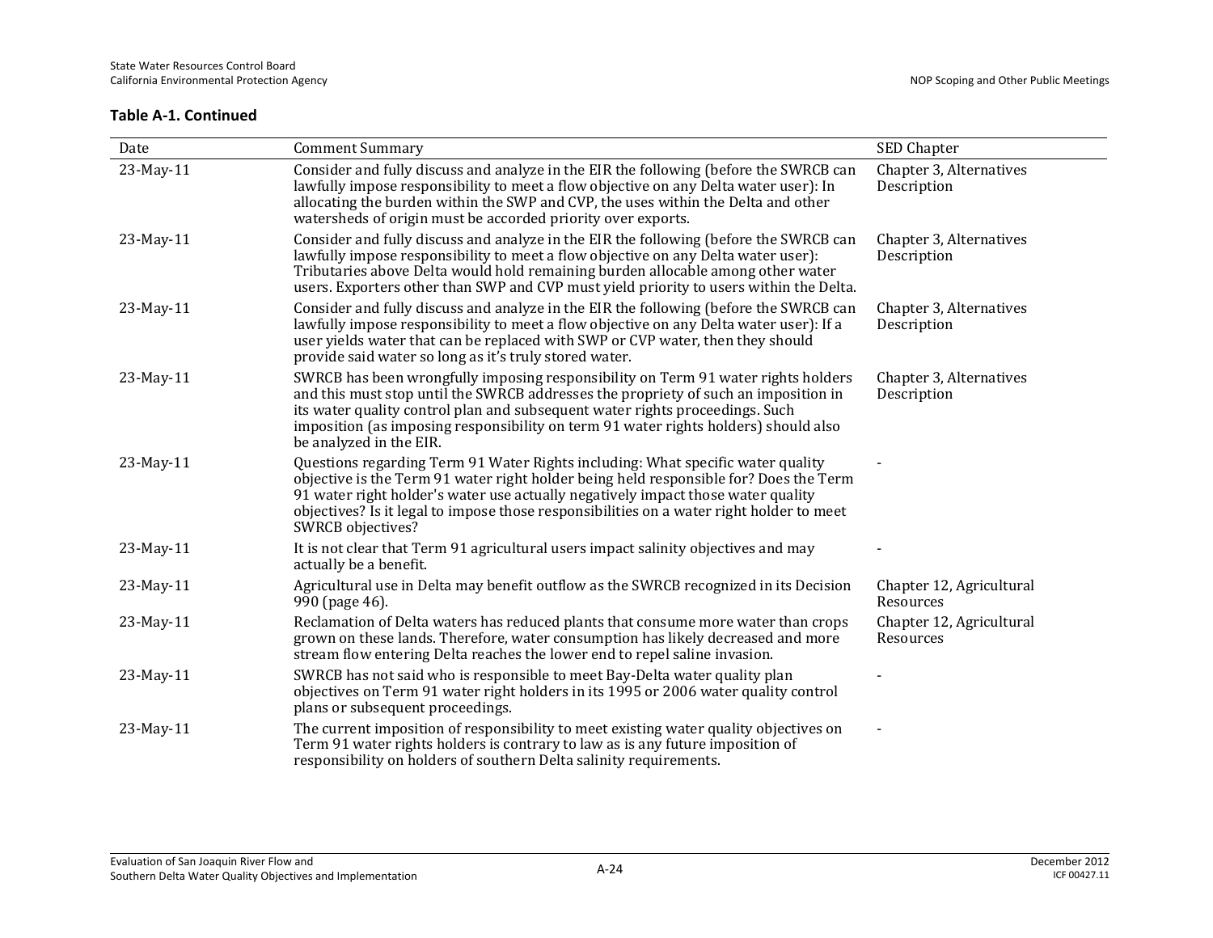**Table A-1. Continued**

| Date | Comment Summary | SED Chapter |
|---|---|---|
| 23-May-11 | Consider and fully discuss and analyze in the EIR the following (before the SWRCB can lawfully impose responsibility to meet a flow objective on any Delta water user): In allocating the burden within the SWP and CVP, the uses within the Delta and other watersheds of origin must be accorded priority over exports. | Chapter 3, Alternatives Description |
| 23-May-11 | Consider and fully discuss and analyze in the EIR the following (before the SWRCB can lawfully impose responsibility to meet a flow objective on any Delta water user): Tributaries above Delta would hold remaining burden allocable among other water users. Exporters other than SWP and CVP must yield priority to users within the Delta. | Chapter 3, Alternatives Description |
| 23-May-11 | Consider and fully discuss and analyze in the EIR the following (before the SWRCB can lawfully impose responsibility to meet a flow objective on any Delta water user): If a user yields water that can be replaced with SWP or CVP water, then they should provide said water so long as it's truly stored water. | Chapter 3, Alternatives Description |
| 23-May-11 | SWRCB has been wrongfully imposing responsibility on Term 91 water rights holders and this must stop until the SWRCB addresses the propriety of such an imposition in its water quality control plan and subsequent water rights proceedings. Such imposition (as imposing responsibility on term 91 water rights holders) should also be analyzed in the EIR. | Chapter 3, Alternatives Description |
| 23-May-11 | Questions regarding Term 91 Water Rights including: What specific water quality objective is the Term 91 water right holder being held responsible for? Does the Term 91 water right holder's water use actually negatively impact those water quality objectives? Is it legal to impose those responsibilities on a water right holder to meet SWRCB objectives? | - |
| 23-May-11 | It is not clear that Term 91 agricultural users impact salinity objectives and may actually be a benefit. | - |
| 23-May-11 | Agricultural use in Delta may benefit outflow as the SWRCB recognized in its Decision 990 (page 46). | Chapter 12, Agricultural Resources |
| 23-May-11 | Reclamation of Delta waters has reduced plants that consume more water than crops grown on these lands. Therefore, water consumption has likely decreased and more stream flow entering Delta reaches the lower end to repel saline invasion. | Chapter 12, Agricultural Resources |
| 23-May-11 | SWRCB has not said who is responsible to meet Bay-Delta water quality plan objectives on Term 91 water right holders in its 1995 or 2006 water quality control plans or subsequent proceedings. | - |
| 23-May-11 | The current imposition of responsibility to meet existing water quality objectives on Term 91 water rights holders is contrary to law as is any future imposition of responsibility on holders of southern Delta salinity requirements. | - |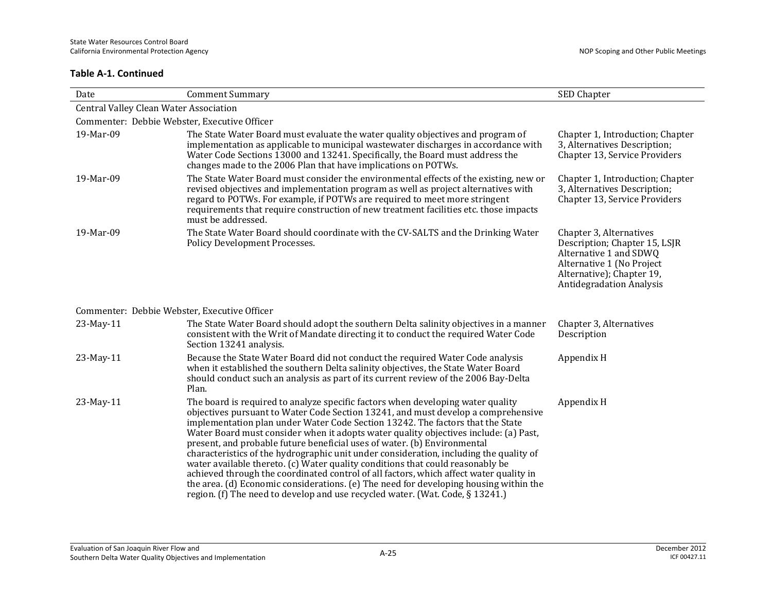**Table A-1. Continued**

| Date | Comment Summary | SED Chapter |
|---|---|---|
| Central Valley Clean Water Association | | |
| Commenter: Debbie Webster, Executive Officer | | |
| 19-Mar-09 | The State Water Board must evaluate the water quality objectives and program of implementation as applicable to municipal wastewater discharges in accordance with Water Code Sections 13000 and 13241. Specifically, the Board must address the changes made to the 2006 Plan that have implications on POTWs. | Chapter 1, Introduction; Chapter 3, Alternatives Description; Chapter 13, Service Providers |
| 19-Mar-09 | The State Water Board must consider the environmental effects of the existing, new or revised objectives and implementation program as well as project alternatives with regard to POTWs. For example, if POTWs are required to meet more stringent requirements that require construction of new treatment facilities etc. those impacts must be addressed. | Chapter 1, Introduction; Chapter 3, Alternatives Description; Chapter 13, Service Providers |
| 19-Mar-09 | The State Water Board should coordinate with the CV-SALTS and the Drinking Water Policy Development Processes. | Chapter 3, Alternatives Description; Chapter 15, LSJR Alternative 1 and SDWQ Alternative 1 (No Project Alternative); Chapter 19, Antidegradation Analysis |
| Commenter: Debbie Webster, Executive Officer | | |
| 23-May-11 | The State Water Board should adopt the southern Delta salinity objectives in a manner consistent with the Writ of Mandate directing it to conduct the required Water Code Section 13241 analysis. | Chapter 3, Alternatives Description |
| 23-May-11 | Because the State Water Board did not conduct the required Water Code analysis when it established the southern Delta salinity objectives, the State Water Board should conduct such an analysis as part of its current review of the 2006 Bay-Delta Plan. | Appendix H |
| 23-May-11 | The board is required to analyze specific factors when developing water quality objectives pursuant to Water Code Section 13241, and must develop a comprehensive implementation plan under Water Code Section 13242. The factors that the State Water Board must consider when it adopts water quality objectives include: (a) Past, present, and probable future beneficial uses of water. (b) Environmental characteristics of the hydrographic unit under consideration, including the quality of water available thereto. (c) Water quality conditions that could reasonably be achieved through the coordinated control of all factors, which affect water quality in the area. (d) Economic considerations. (e) The need for developing housing within the region. (f) The need to develop and use recycled water. (Wat. Code, § 13241.) | Appendix H |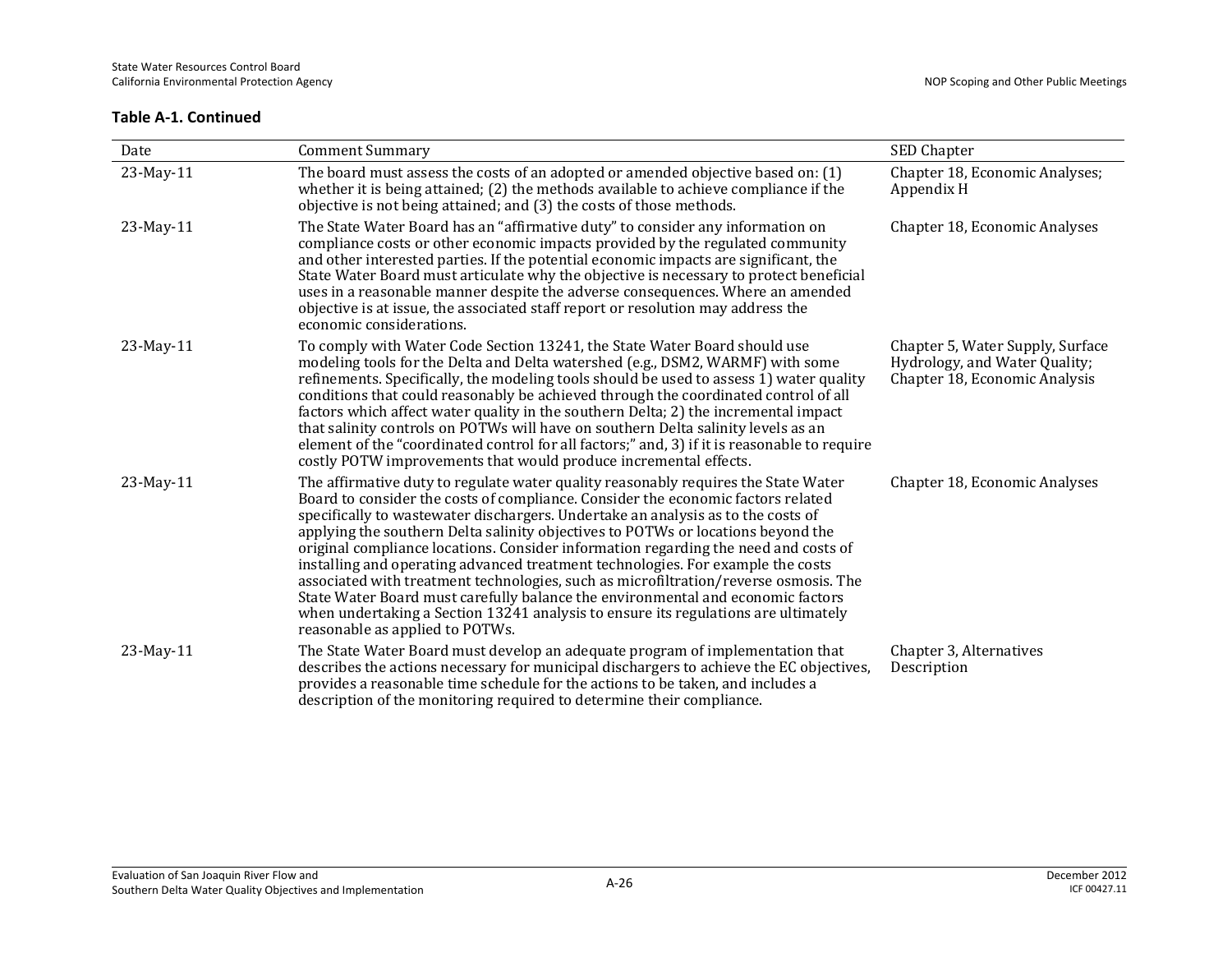**Table A-1. Continued**

| Date | Comment Summary | SED Chapter |
|---|---|---|
| 23-May-11 | The board must assess the costs of an adopted or amended objective based on: (1) whether it is being attained; (2) the methods available to achieve compliance if the objective is not being attained; and (3) the costs of those methods. | Chapter 18, Economic Analyses; Appendix H |
| 23-May-11 | The State Water Board has an "affirmative duty" to consider any information on compliance costs or other economic impacts provided by the regulated community and other interested parties. If the potential economic impacts are significant, the State Water Board must articulate why the objective is necessary to protect beneficial uses in a reasonable manner despite the adverse consequences. Where an amended objective is at issue, the associated staff report or resolution may address the economic considerations. | Chapter 18, Economic Analyses |
| 23-May-11 | To comply with Water Code Section 13241, the State Water Board should use modeling tools for the Delta and Delta watershed (e.g., DSM2, WARMF) with some refinements. Specifically, the modeling tools should be used to assess 1) water quality conditions that could reasonably be achieved through the coordinated control of all factors which affect water quality in the southern Delta; 2) the incremental impact that salinity controls on POTWs will have on southern Delta salinity levels as an element of the "coordinated control for all factors;" and, 3) if it is reasonable to require costly POTW improvements that would produce incremental effects. | Chapter 5, Water Supply, Surface Hydrology, and Water Quality; Chapter 18, Economic Analysis |
| 23-May-11 | The affirmative duty to regulate water quality reasonably requires the State Water Board to consider the costs of compliance. Consider the economic factors related specifically to wastewater dischargers. Undertake an analysis as to the costs of applying the southern Delta salinity objectives to POTWs or locations beyond the original compliance locations. Consider information regarding the need and costs of installing and operating advanced treatment technologies. For example the costs associated with treatment technologies, such as microfiltration/reverse osmosis. The State Water Board must carefully balance the environmental and economic factors when undertaking a Section 13241 analysis to ensure its regulations are ultimately reasonable as applied to POTWs. | Chapter 18, Economic Analyses |
| 23-May-11 | The State Water Board must develop an adequate program of implementation that describes the actions necessary for municipal dischargers to achieve the EC objectives, provides a reasonable time schedule for the actions to be taken, and includes a description of the monitoring required to determine their compliance. | Chapter 3, Alternatives Description |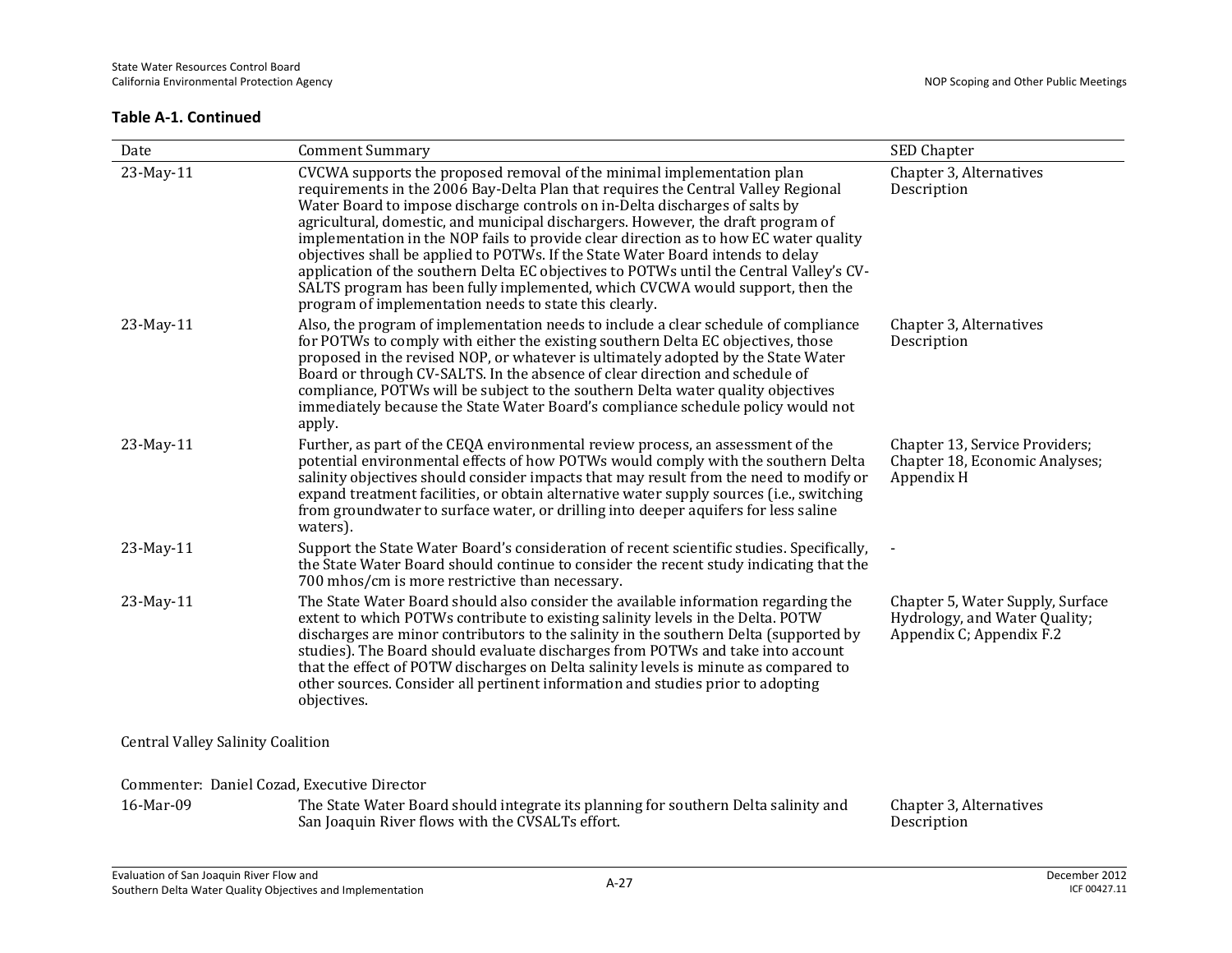**Table A-1. Continued**

| Date | Comment Summary | SED Chapter |
|---|---|---|
| 23-May-11 | CVCWA supports the proposed removal of the minimal implementation plan requirements in the 2006 Bay-Delta Plan that requires the Central Valley Regional Water Board to impose discharge controls on in-Delta discharges of salts by agricultural, domestic, and municipal dischargers. However, the draft program of implementation in the NOP fails to provide clear direction as to how EC water quality objectives shall be applied to POTWs. If the State Water Board intends to delay application of the southern Delta EC objectives to POTWs until the Central Valley's CV-SALTS program has been fully implemented, which CVCWA would support, then the program of implementation needs to state this clearly. | Chapter 3, Alternatives Description |
| 23-May-11 | Also, the program of implementation needs to include a clear schedule of compliance for POTWs to comply with either the existing southern Delta EC objectives, those proposed in the revised NOP, or whatever is ultimately adopted by the State Water Board or through CV-SALTS. In the absence of clear direction and schedule of compliance, POTWs will be subject to the southern Delta water quality objectives immediately because the State Water Board's compliance schedule policy would not apply. | Chapter 3, Alternatives Description |
| 23-May-11 | Further, as part of the CEQA environmental review process, an assessment of the potential environmental effects of how POTWs would comply with the southern Delta salinity objectives should consider impacts that may result from the need to modify or expand treatment facilities, or obtain alternative water supply sources (i.e., switching from groundwater to surface water, or drilling into deeper aquifers for less saline waters). | Chapter 13, Service Providers; Chapter 18, Economic Analyses; Appendix H |
| 23-May-11 | Support the State Water Board's consideration of recent scientific studies. Specifically, the State Water Board should continue to consider the recent study indicating that the 700 mhos/cm is more restrictive than necessary. | - |
| 23-May-11 | The State Water Board should also consider the available information regarding the extent to which POTWs contribute to existing salinity levels in the Delta. POTW discharges are minor contributors to the salinity in the southern Delta (supported by studies). The Board should evaluate discharges from POTWs and take into account that the effect of POTW discharges on Delta salinity levels is minute as compared to other sources. Consider all pertinent information and studies prior to adopting objectives. | Chapter 5, Water Supply, Surface Hydrology, and Water Quality; Appendix C; Appendix F.2 |
| | Central Valley Salinity Coalition | |
| | Commenter: Daniel Cozad, Executive Director | |
| 16-Mar-09 | The State Water Board should integrate its planning for southern Delta salinity and San Joaquin River flows with the CVSALTs effort. | Chapter 3, Alternatives Description |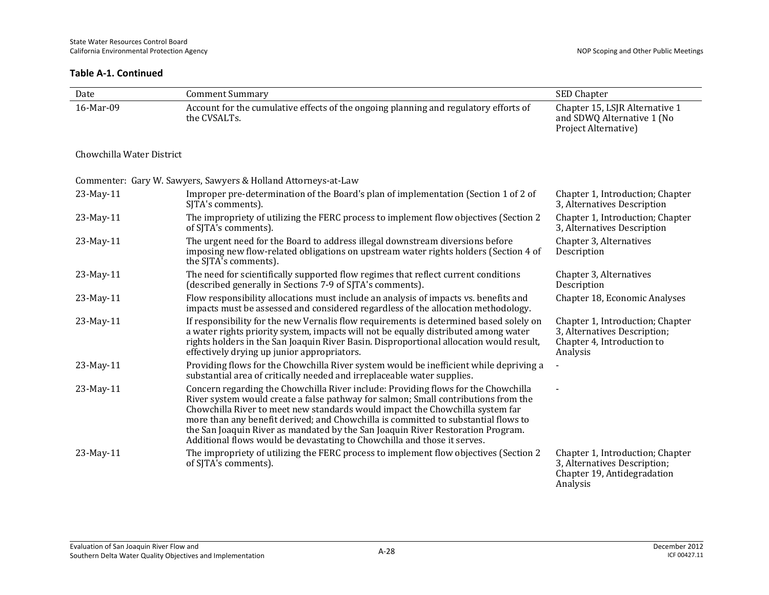**Table A-1. Continued**

| Date | Comment Summary | SED Chapter |
|---|---|---|
| 16-Mar-09 | Account for the cumulative effects of the ongoing planning and regulatory efforts of the CVSALTs. | Chapter 15, LSJR Alternative 1 and SDWQ Alternative 1 (No Project Alternative) |
| Chowchilla Water District | | |
| Commenter: Gary W. Sawyers, Sawyers & Holland Attorneys-at-Law | | |
| 23-May-11 | Improper pre-determination of the Board's plan of implementation (Section 1 of 2 of SJTA's comments). | Chapter 1, Introduction; Chapter 3, Alternatives Description |
| 23-May-11 | The impropriety of utilizing the FERC process to implement flow objectives (Section 2 of SJTA's comments). | Chapter 1, Introduction; Chapter 3, Alternatives Description |
| 23-May-11 | The urgent need for the Board to address illegal downstream diversions before imposing new flow-related obligations on upstream water rights holders (Section 4 of the SJTA's comments). | Chapter 3, Alternatives Description |
| 23-May-11 | The need for scientifically supported flow regimes that reflect current conditions (described generally in Sections 7-9 of SJTA's comments). | Chapter 3, Alternatives Description |
| 23-May-11 | Flow responsibility allocations must include an analysis of impacts vs. benefits and impacts must be assessed and considered regardless of the allocation methodology. | Chapter 18, Economic Analyses |
| 23-May-11 | If responsibility for the new Vernalis flow requirements is determined based solely on a water rights priority system, impacts will not be equally distributed among water rights holders in the San Joaquin River Basin. Disproportional allocation would result, effectively drying up junior appropriators. | Chapter 1, Introduction; Chapter 3, Alternatives Description; Chapter 4, Introduction to Analysis |
| 23-May-11 | Providing flows for the Chowchilla River system would be inefficient while depriving a substantial area of critically needed and irreplaceable water supplies. | - |
| 23-May-11 | Concern regarding the Chowchilla River include: Providing flows for the Chowchilla River system would create a false pathway for salmon; Small contributions from the Chowchilla River to meet new standards would impact the Chowchilla system far more than any benefit derived; and Chowchilla is committed to substantial flows to the San Joaquin River as mandated by the San Joaquin River Restoration Program. Additional flows would be devastating to Chowchilla and those it serves. | - |
| 23-May-11 | The impropriety of utilizing the FERC process to implement flow objectives (Section 2 of SJTA's comments). | Chapter 1, Introduction; Chapter 3, Alternatives Description; Chapter 19, Antidegradation Analysis |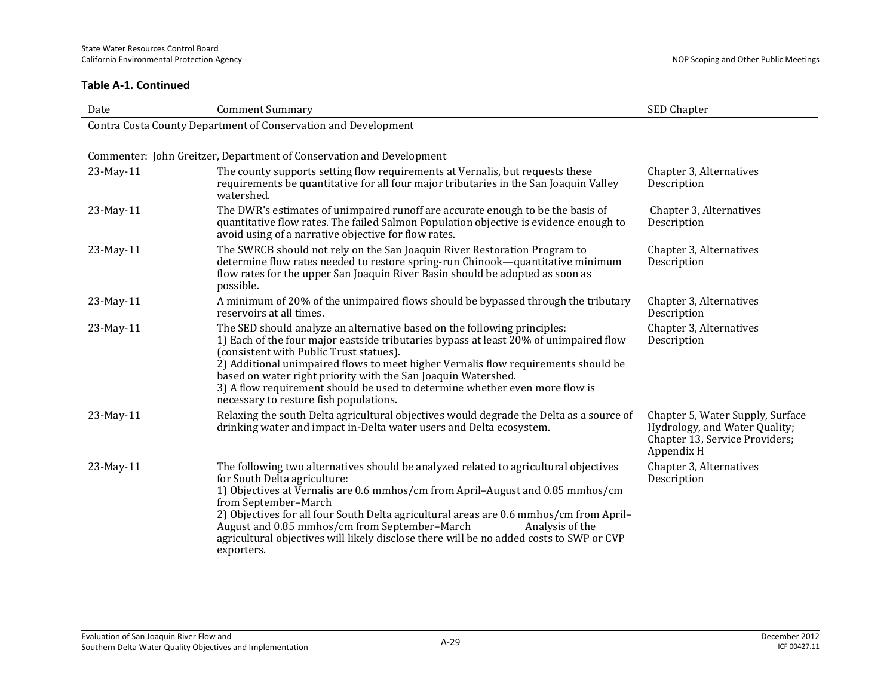**Table A-1. Continued**

| Date | Comment Summary | SED Chapter |
|---|---|---|
| Contra Costa County Department of Conservation and Development | | |
| Commenter: John Greitzer, Department of Conservation and Development | | |
| 23-May-11 | The county supports setting flow requirements at Vernalis, but requests these requirements be quantitative for all four major tributaries in the San Joaquin Valley watershed. | Chapter 3, Alternatives Description |
| 23-May-11 | The DWR's estimates of unimpaired runoff are accurate enough to be the basis of quantitative flow rates. The failed Salmon Population objective is evidence enough to avoid using of a narrative objective for flow rates. | Chapter 3, Alternatives Description |
| 23-May-11 | The SWRCB should not rely on the San Joaquin River Restoration Program to determine flow rates needed to restore spring-run Chinook—quantitative minimum flow rates for the upper San Joaquin River Basin should be adopted as soon as possible. | Chapter 3, Alternatives Description |
| 23-May-11 | A minimum of 20% of the unimpaired flows should be bypassed through the tributary reservoirs at all times. | Chapter 3, Alternatives Description |
| 23-May-11 | The SED should analyze an alternative based on the following principles:<br>1) Each of the four major eastside tributaries bypass at least 20% of unimpaired flow (consistent with Public Trust statues).<br>2) Additional unimpaired flows to meet higher Vernalis flow requirements should be based on water right priority with the San Joaquin Watershed.<br>3) A flow requirement should be used to determine whether even more flow is necessary to restore fish populations. | Chapter 3, Alternatives Description |
| 23-May-11 | Relaxing the south Delta agricultural objectives would degrade the Delta as a source of drinking water and impact in-Delta water users and Delta ecosystem. | Chapter 5, Water Supply, Surface Hydrology, and Water Quality; Chapter 13, Service Providers; Appendix H |
| 23-May-11 | The following two alternatives should be analyzed related to agricultural objectives for South Delta agriculture:<br>1) Objectives at Vernalis are 0.6 mmhos/cm from April–August and 0.85 mmhos/cm from September–March<br>2) Objectives for all four South Delta agricultural areas are 0.6 mmhos/cm from April–August and 0.85 mmhos/cm from September–March Analysis of the agricultural objectives will likely disclose there will be no added costs to SWP or CVP exporters. | Chapter 3, Alternatives Description |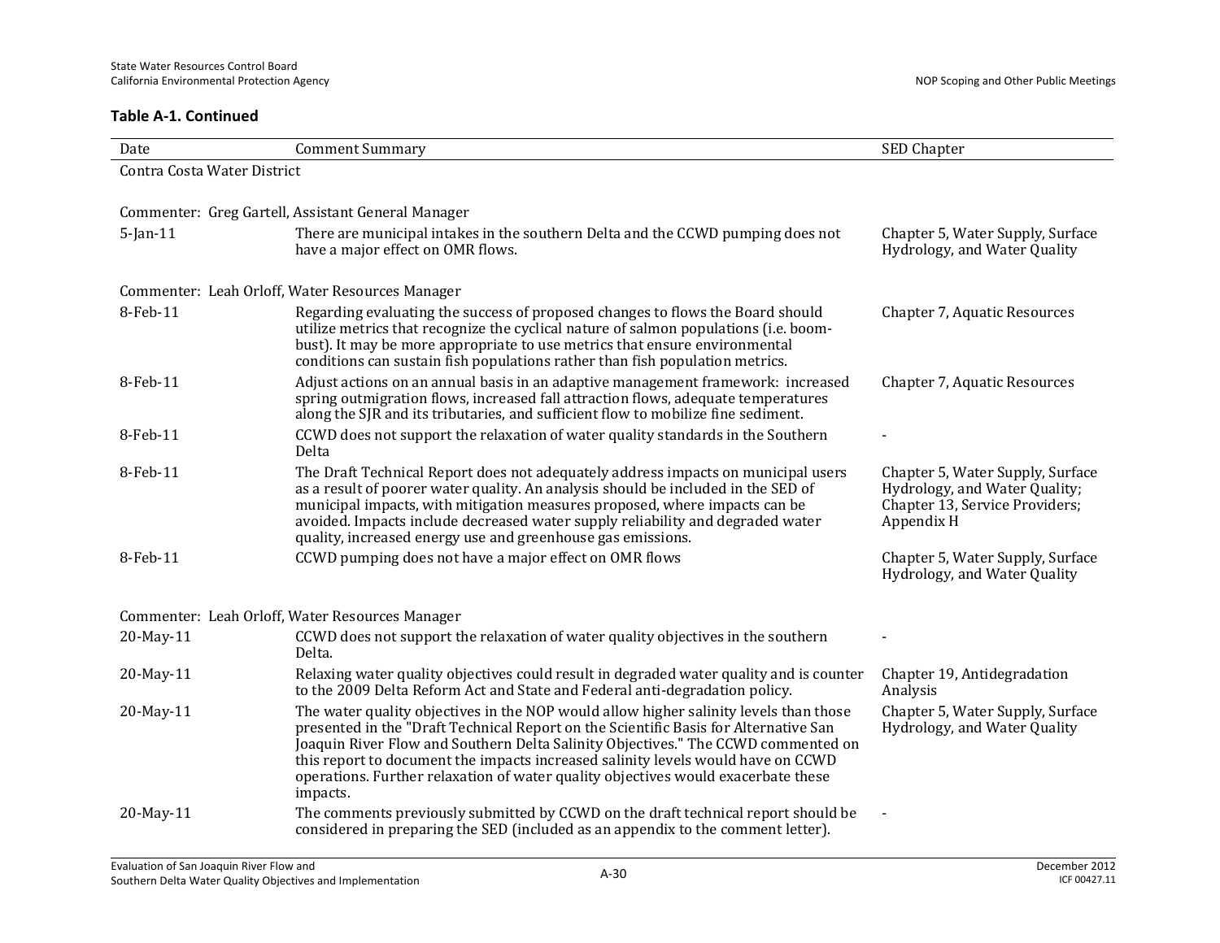**Table A-1. Continued**

| Date | Comment Summary | SED Chapter |
|---|---|---|
| Contra Costa Water District | | |
| Commenter: Greg Gartell, Assistant General Manager | | |
| 5-Jan-11 | There are municipal intakes in the southern Delta and the CCWD pumping does not have a major effect on OMR flows. | Chapter 5, Water Supply, Surface Hydrology, and Water Quality |
| Commenter: Leah Orloff, Water Resources Manager | | |
| 8-Feb-11 | Regarding evaluating the success of proposed changes to flows the Board should utilize metrics that recognize the cyclical nature of salmon populations (i.e. boom-bust). It may be more appropriate to use metrics that ensure environmental conditions can sustain fish populations rather than fish population metrics. | Chapter 7, Aquatic Resources |
| 8-Feb-11 | Adjust actions on an annual basis in an adaptive management framework: increased spring outmigration flows, increased fall attraction flows, adequate temperatures along the SJR and its tributaries, and sufficient flow to mobilize fine sediment. | Chapter 7, Aquatic Resources |
| 8-Feb-11 | CCWD does not support the relaxation of water quality standards in the Southern Delta | - |
| 8-Feb-11 | The Draft Technical Report does not adequately address impacts on municipal users as a result of poorer water quality. An analysis should be included in the SED of municipal impacts, with mitigation measures proposed, where impacts can be avoided. Impacts include decreased water supply reliability and degraded water quality, increased energy use and greenhouse gas emissions. | Chapter 5, Water Supply, Surface Hydrology, and Water Quality; Chapter 13, Service Providers; Appendix H |
| 8-Feb-11 | CCWD pumping does not have a major effect on OMR flows | Chapter 5, Water Supply, Surface Hydrology, and Water Quality |
| Commenter: Leah Orloff, Water Resources Manager | | |
| 20-May-11 | CCWD does not support the relaxation of water quality objectives in the southern Delta. | - |
| 20-May-11 | Relaxing water quality objectives could result in degraded water quality and is counter to the 2009 Delta Reform Act and State and Federal anti-degradation policy. | Chapter 19, Antidegradation Analysis |
| 20-May-11 | The water quality objectives in the NOP would allow higher salinity levels than those presented in the "Draft Technical Report on the Scientific Basis for Alternative San Joaquin River Flow and Southern Delta Salinity Objectives." The CCWD commented on this report to document the impacts increased salinity levels would have on CCWD operations. Further relaxation of water quality objectives would exacerbate these impacts. | Chapter 5, Water Supply, Surface Hydrology, and Water Quality |
| 20-May-11 | The comments previously submitted by CCWD on the draft technical report should be considered in preparing the SED (included as an appendix to the comment letter). | - |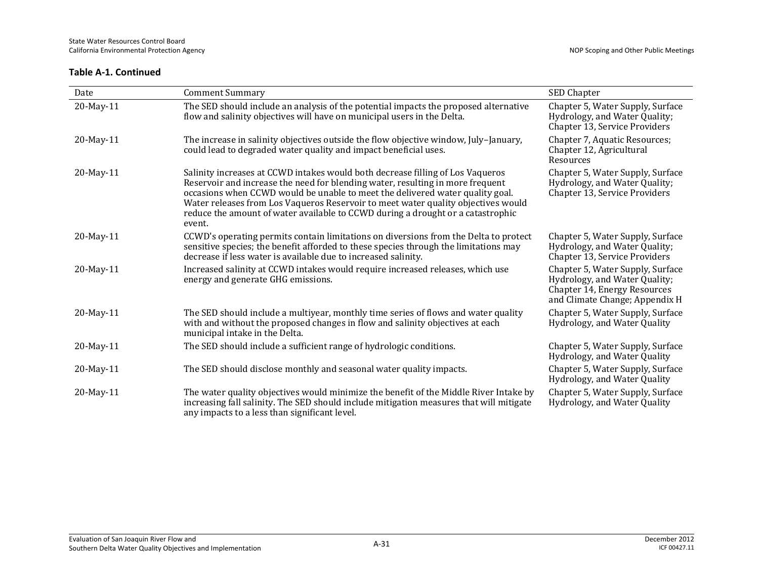**Table A-1. Continued**

| Date | Comment Summary | SED Chapter |
|---|---|---|
| 20-May-11 | The SED should include an analysis of the potential impacts the proposed alternative flow and salinity objectives will have on municipal users in the Delta. | Chapter 5, Water Supply, Surface Hydrology, and Water Quality; Chapter 13, Service Providers |
| 20-May-11 | The increase in salinity objectives outside the flow objective window, July–January, could lead to degraded water quality and impact beneficial uses. | Chapter 7, Aquatic Resources; Chapter 12, Agricultural Resources |
| 20-May-11 | Salinity increases at CCWD intakes would both decrease filling of Los Vaqueros Reservoir and increase the need for blending water, resulting in more frequent occasions when CCWD would be unable to meet the delivered water quality goal. Water releases from Los Vaqueros Reservoir to meet water quality objectives would reduce the amount of water available to CCWD during a drought or a catastrophic event. | Chapter 5, Water Supply, Surface Hydrology, and Water Quality; Chapter 13, Service Providers |
| 20-May-11 | CCWD's operating permits contain limitations on diversions from the Delta to protect sensitive species; the benefit afforded to these species through the limitations may decrease if less water is available due to increased salinity. | Chapter 5, Water Supply, Surface Hydrology, and Water Quality; Chapter 13, Service Providers |
| 20-May-11 | Increased salinity at CCWD intakes would require increased releases, which use energy and generate GHG emissions. | Chapter 5, Water Supply, Surface Hydrology, and Water Quality; Chapter 14, Energy Resources and Climate Change; Appendix H |
| 20-May-11 | The SED should include a multiyear, monthly time series of flows and water quality with and without the proposed changes in flow and salinity objectives at each municipal intake in the Delta. | Chapter 5, Water Supply, Surface Hydrology, and Water Quality |
| 20-May-11 | The SED should include a sufficient range of hydrologic conditions. | Chapter 5, Water Supply, Surface Hydrology, and Water Quality |
| 20-May-11 | The SED should disclose monthly and seasonal water quality impacts. | Chapter 5, Water Supply, Surface Hydrology, and Water Quality |
| 20-May-11 | The water quality objectives would minimize the benefit of the Middle River Intake by increasing fall salinity. The SED should include mitigation measures that will mitigate any impacts to a less than significant level. | Chapter 5, Water Supply, Surface Hydrology, and Water Quality |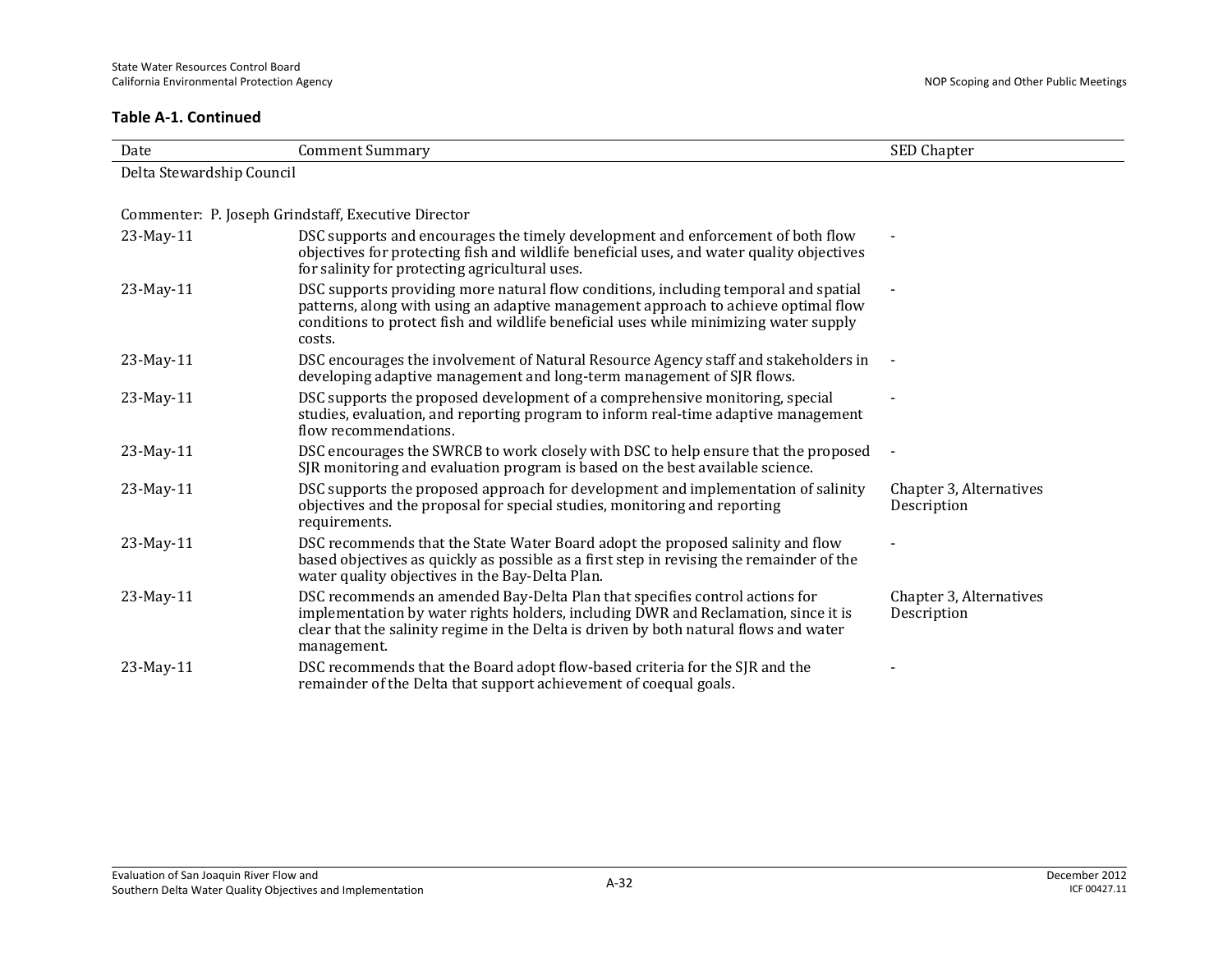**Table A-1. Continued**

| Date | Comment Summary | SED Chapter |
|---|---|---|
| Delta Stewardship Council | | |
| Commenter: P. Joseph Grindstaff, Executive Director | | |
| 23-May-11 | DSC supports and encourages the timely development and enforcement of both flow objectives for protecting fish and wildlife beneficial uses, and water quality objectives for salinity for protecting agricultural uses. | - |
| 23-May-11 | DSC supports providing more natural flow conditions, including temporal and spatial patterns, along with using an adaptive management approach to achieve optimal flow conditions to protect fish and wildlife beneficial uses while minimizing water supply costs. | - |
| 23-May-11 | DSC encourages the involvement of Natural Resource Agency staff and stakeholders in developing adaptive management and long-term management of SJR flows. | - |
| 23-May-11 | DSC supports the proposed development of a comprehensive monitoring, special studies, evaluation, and reporting program to inform real-time adaptive management flow recommendations. | - |
| 23-May-11 | DSC encourages the SWRCB to work closely with DSC to help ensure that the proposed SJR monitoring and evaluation program is based on the best available science. | - |
| 23-May-11 | DSC supports the proposed approach for development and implementation of salinity objectives and the proposal for special studies, monitoring and reporting requirements. | Chapter 3, Alternatives Description |
| 23-May-11 | DSC recommends that the State Water Board adopt the proposed salinity and flow based objectives as quickly as possible as a first step in revising the remainder of the water quality objectives in the Bay-Delta Plan. | - |
| 23-May-11 | DSC recommends an amended Bay-Delta Plan that specifies control actions for implementation by water rights holders, including DWR and Reclamation, since it is clear that the salinity regime in the Delta is driven by both natural flows and water management. | Chapter 3, Alternatives Description |
| 23-May-11 | DSC recommends that the Board adopt flow-based criteria for the SJR and the remainder of the Delta that support achievement of coequal goals. | - |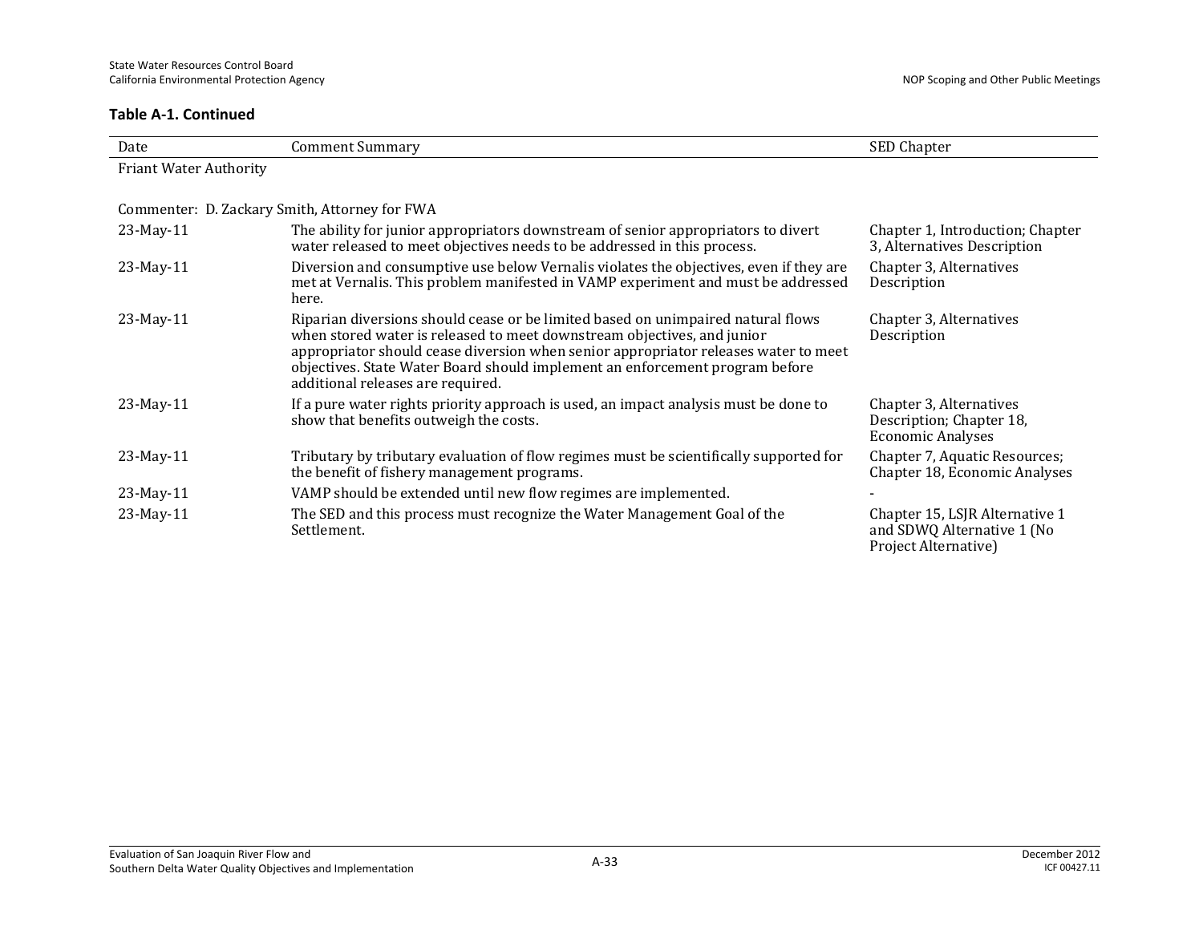**Table A-1. Continued**

| Date | Comment Summary | SED Chapter |
|---|---|---|
| Friant Water Authority | | |
| Commenter: D. Zackary Smith, Attorney for FWA | | |
| 23-May-11 | The ability for junior appropriators downstream of senior appropriators to divert water released to meet objectives needs to be addressed in this process. | Chapter 1, Introduction; Chapter 3, Alternatives Description |
| 23-May-11 | Diversion and consumptive use below Vernalis violates the objectives, even if they are met at Vernalis. This problem manifested in VAMP experiment and must be addressed here. | Chapter 3, Alternatives Description |
| 23-May-11 | Riparian diversions should cease or be limited based on unimpaired natural flows when stored water is released to meet downstream objectives, and junior appropriator should cease diversion when senior appropriator releases water to meet objectives. State Water Board should implement an enforcement program before additional releases are required. | Chapter 3, Alternatives Description |
| 23-May-11 | If a pure water rights priority approach is used, an impact analysis must be done to show that benefits outweigh the costs. | Chapter 3, Alternatives Description; Chapter 18, Economic Analyses |
| 23-May-11 | Tributary by tributary evaluation of flow regimes must be scientifically supported for the benefit of fishery management programs. | Chapter 7, Aquatic Resources; Chapter 18, Economic Analyses |
| 23-May-11 | VAMP should be extended until new flow regimes are implemented. | - |
| 23-May-11 | The SED and this process must recognize the Water Management Goal of the Settlement. | Chapter 15, LSJR Alternative 1 and SDWQ Alternative 1 (No Project Alternative) |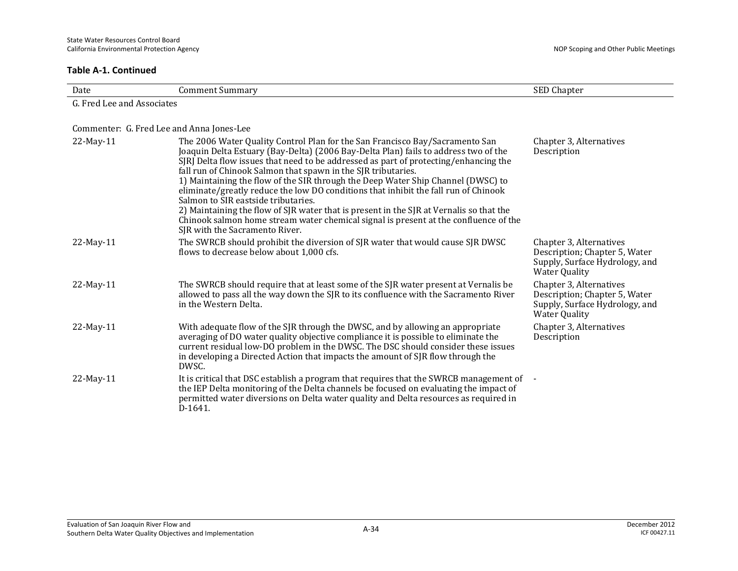**Table A-1. Continued**

| Date | Comment Summary | SED Chapter |
|---|---|---|
| G. Fred Lee and Associates | | |
| Commenter: G. Fred Lee and Anna Jones-Lee | | |
| 22-May-11 | The 2006 Water Quality Control Plan for the San Francisco Bay/Sacramento San Joaquin Delta Estuary (Bay-Delta) (2006 Bay-Delta Plan) fails to address two of the SJRJ Delta flow issues that need to be addressed as part of protecting/enhancing the fall run of Chinook Salmon that spawn in the SJR tributaries.<br>1) Maintaining the flow of the SIR through the Deep Water Ship Channel (DWSC) to eliminate/greatly reduce the low DO conditions that inhibit the fall run of Chinook Salmon to SIR eastside tributaries.<br>2) Maintaining the flow of SJR water that is present in the SJR at Vernalis so that the Chinook salmon home stream water chemical signal is present at the confluence of the SJR with the Sacramento River. | Chapter 3, Alternatives Description |
| 22-May-11 | The SWRCB should prohibit the diversion of SJR water that would cause SJR DWSC flows to decrease below about 1,000 cfs. | Chapter 3, Alternatives Description; Chapter 5, Water Supply, Surface Hydrology, and Water Quality |
| 22-May-11 | The SWRCB should require that at least some of the SJR water present at Vernalis be allowed to pass all the way down the SJR to its confluence with the Sacramento River in the Western Delta. | Chapter 3, Alternatives Description; Chapter 5, Water Supply, Surface Hydrology, and Water Quality |
| 22-May-11 | With adequate flow of the SJR through the DWSC, and by allowing an appropriate averaging of DO water quality objective compliance it is possible to eliminate the current residual low-DO problem in the DWSC. The DSC should consider these issues in developing a Directed Action that impacts the amount of SJR flow through the DWSC. | Chapter 3, Alternatives Description |
| 22-May-11 | It is critical that DSC establish a program that requires that the SWRCB management of the IEP Delta monitoring of the Delta channels be focused on evaluating the impact of permitted water diversions on Delta water quality and Delta resources as required in D-1641. | - |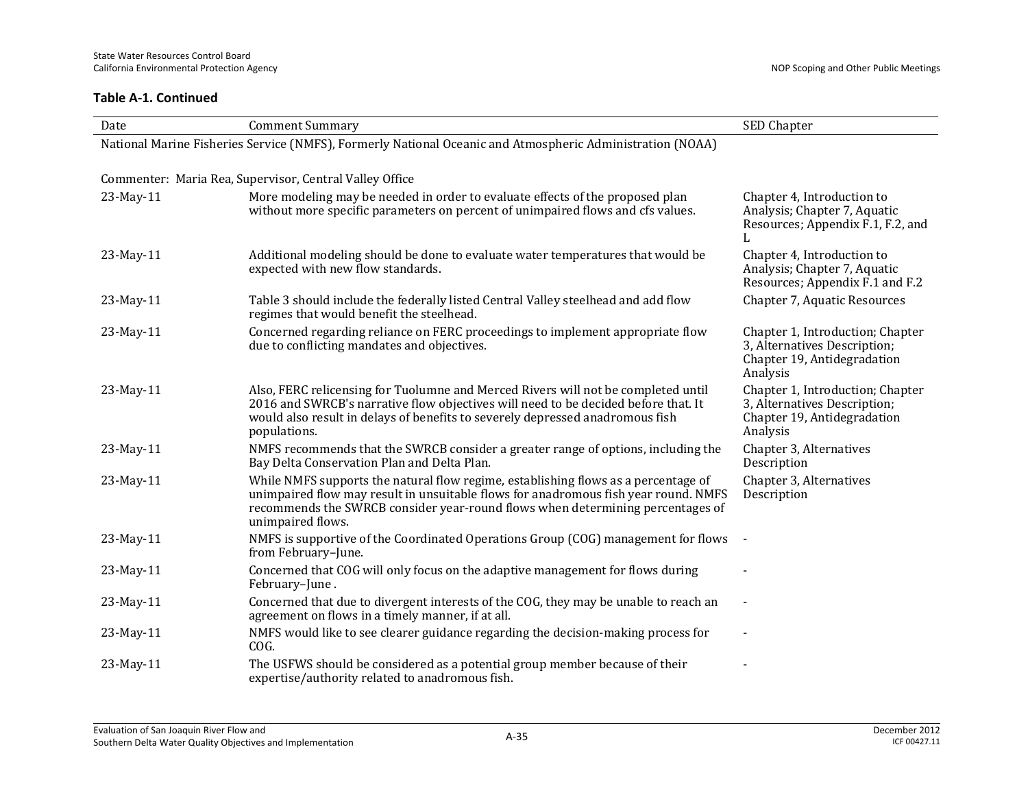**Table A-1. Continued**

| Date | Comment Summary | SED Chapter |
|---|---|---|
| National Marine Fisheries Service (NMFS), Formerly National Oceanic and Atmospheric Administration (NOAA) | | |
| Commenter: Maria Rea, Supervisor, Central Valley Office | | |
| 23-May-11 | More modeling may be needed in order to evaluate effects of the proposed plan without more specific parameters on percent of unimpaired flows and cfs values. | Chapter 4, Introduction to Analysis; Chapter 7, Aquatic Resources; Appendix F.1, F.2, and L |
| 23-May-11 | Additional modeling should be done to evaluate water temperatures that would be expected with new flow standards. | Chapter 4, Introduction to Analysis; Chapter 7, Aquatic Resources; Appendix F.1 and F.2 |
| 23-May-11 | Table 3 should include the federally listed Central Valley steelhead and add flow regimes that would benefit the steelhead. | Chapter 7, Aquatic Resources |
| 23-May-11 | Concerned regarding reliance on FERC proceedings to implement appropriate flow due to conflicting mandates and objectives. | Chapter 1, Introduction; Chapter 3, Alternatives Description; Chapter 19, Antidegradation Analysis |
| 23-May-11 | Also, FERC relicensing for Tuolumne and Merced Rivers will not be completed until 2016 and SWRCB's narrative flow objectives will need to be decided before that. It would also result in delays of benefits to severely depressed anadromous fish populations. | Chapter 1, Introduction; Chapter 3, Alternatives Description; Chapter 19, Antidegradation Analysis |
| 23-May-11 | NMFS recommends that the SWRCB consider a greater range of options, including the Bay Delta Conservation Plan and Delta Plan. | Chapter 3, Alternatives Description |
| 23-May-11 | While NMFS supports the natural flow regime, establishing flows as a percentage of unimpaired flow may result in unsuitable flows for anadromous fish year round. NMFS recommends the SWRCB consider year-round flows when determining percentages of unimpaired flows. | Chapter 3, Alternatives Description |
| 23-May-11 | NMFS is supportive of the Coordinated Operations Group (COG) management for flows from February–June. | - |
| 23-May-11 | Concerned that COG will only focus on the adaptive management for flows during February–June . | - |
| 23-May-11 | Concerned that due to divergent interests of the COG, they may be unable to reach an agreement on flows in a timely manner, if at all. | - |
| 23-May-11 | NMFS would like to see clearer guidance regarding the decision-making process for COG. | - |
| 23-May-11 | The USFWS should be considered as a potential group member because of their expertise/authority related to anadromous fish. | - |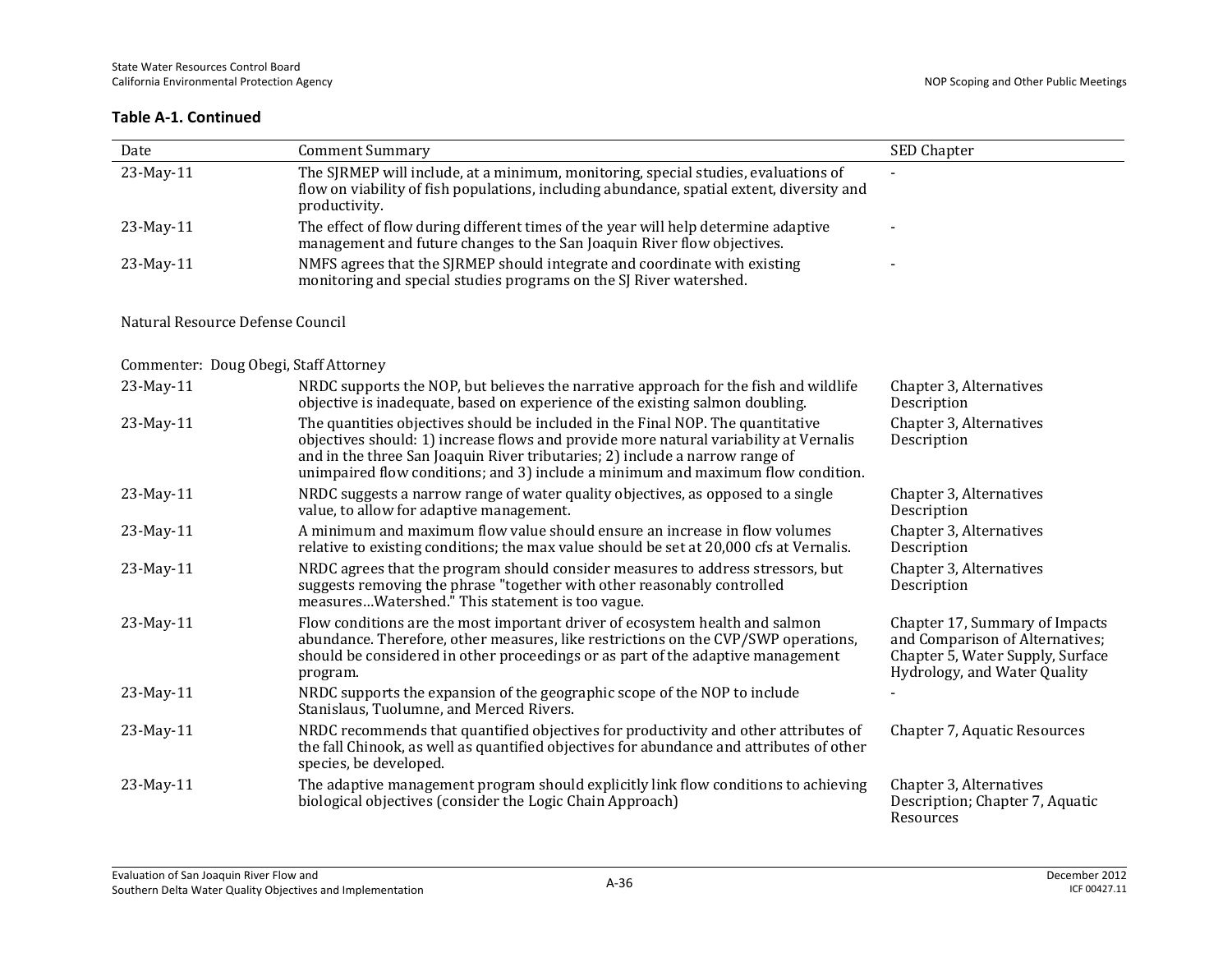**Table A-1. Continued**

| Date | Comment Summary | SED Chapter |
|---|---|---|
| 23-May-11 | The SJRMEP will include, at a minimum, monitoring, special studies, evaluations of flow on viability of fish populations, including abundance, spatial extent, diversity and productivity. | - |
| 23-May-11 | The effect of flow during different times of the year will help determine adaptive management and future changes to the San Joaquin River flow objectives. | - |
| 23-May-11 | NMFS agrees that the SJRMEP should integrate and coordinate with existing monitoring and special studies programs on the SJ River watershed. | - |
| Natural Resource Defense Council | | |
| Commenter: Doug Obegi, Staff Attorney | | |
| 23-May-11 | NRDC supports the NOP, but believes the narrative approach for the fish and wildlife objective is inadequate, based on experience of the existing salmon doubling. | Chapter 3, Alternatives Description |
| 23-May-11 | The quantities objectives should be included in the Final NOP. The quantitative objectives should: 1) increase flows and provide more natural variability at Vernalis and in the three San Joaquin River tributaries; 2) include a narrow range of unimpaired flow conditions; and 3) include a minimum and maximum flow condition. | Chapter 3, Alternatives Description |
| 23-May-11 | NRDC suggests a narrow range of water quality objectives, as opposed to a single value, to allow for adaptive management. | Chapter 3, Alternatives Description |
| 23-May-11 | A minimum and maximum flow value should ensure an increase in flow volumes relative to existing conditions; the max value should be set at 20,000 cfs at Vernalis. | Chapter 3, Alternatives Description |
| 23-May-11 | NRDC agrees that the program should consider measures to address stressors, but suggests removing the phrase "together with other reasonably controlled measures…Watershed." This statement is too vague. | Chapter 3, Alternatives Description |
| 23-May-11 | Flow conditions are the most important driver of ecosystem health and salmon abundance. Therefore, other measures, like restrictions on the CVP/SWP operations, should be considered in other proceedings or as part of the adaptive management program. | Chapter 17, Summary of Impacts and Comparison of Alternatives; Chapter 5, Water Supply, Surface Hydrology, and Water Quality |
| 23-May-11 | NRDC supports the expansion of the geographic scope of the NOP to include Stanislaus, Tuolumne, and Merced Rivers. | - |
| 23-May-11 | NRDC recommends that quantified objectives for productivity and other attributes of the fall Chinook, as well as quantified objectives for abundance and attributes of other species, be developed. | Chapter 7, Aquatic Resources |
| 23-May-11 | The adaptive management program should explicitly link flow conditions to achieving biological objectives (consider the Logic Chain Approach) | Chapter 3, Alternatives Description; Chapter 7, Aquatic Resources |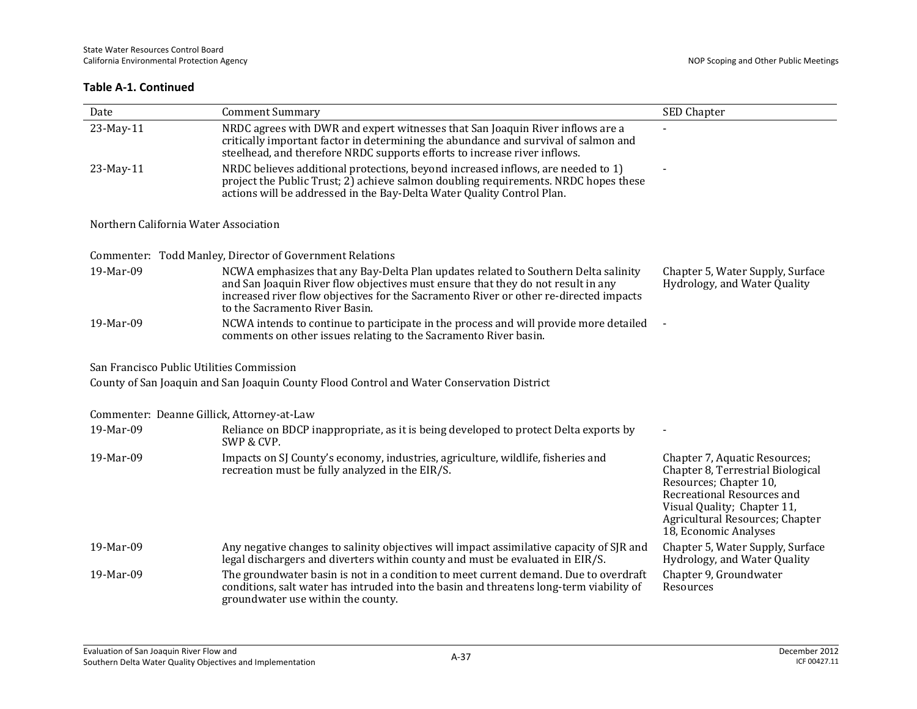**Table A-1. Continued**

| Date | Comment Summary | SED Chapter |
|---|---|---|
| 23-May-11 | NRDC agrees with DWR and expert witnesses that San Joaquin River inflows are a critically important factor in determining the abundance and survival of salmon and steelhead, and therefore NRDC supports efforts to increase river inflows. | - |
| 23-May-11 | NRDC believes additional protections, beyond increased inflows, are needed to 1) project the Public Trust; 2) achieve salmon doubling requirements. NRDC hopes these actions will be addressed in the Bay-Delta Water Quality Control Plan. | - |
| Northern California Water Association | | |
| Commenter: Todd Manley, Director of Government Relations | | |
| 19-Mar-09 | NCWA emphasizes that any Bay-Delta Plan updates related to Southern Delta salinity and San Joaquin River flow objectives must ensure that they do not result in any increased river flow objectives for the Sacramento River or other re-directed impacts to the Sacramento River Basin. | Chapter 5, Water Supply, Surface Hydrology, and Water Quality |
| 19-Mar-09 | NCWA intends to continue to participate in the process and will provide more detailed comments on other issues relating to the Sacramento River basin. | - |
| San Francisco Public Utilities Commission | | |
| County of San Joaquin and San Joaquin County Flood Control and Water Conservation District | | |
| Commenter: Deanne Gillick, Attorney-at-Law | | |
| 19-Mar-09 | Reliance on BDCP inappropriate, as it is being developed to protect Delta exports by SWP & CVP. | - |
| 19-Mar-09 | Impacts on SJ County's economy, industries, agriculture, wildlife, fisheries and recreation must be fully analyzed in the EIR/S. | Chapter 7, Aquatic Resources; Chapter 8, Terrestrial Biological Resources; Chapter 10, Recreational Resources and Visual Quality; Chapter 11, Agricultural Resources; Chapter 18, Economic Analyses |
| 19-Mar-09 | Any negative changes to salinity objectives will impact assimilative capacity of SJR and legal dischargers and diverters within county and must be evaluated in EIR/S. | Chapter 5, Water Supply, Surface Hydrology, and Water Quality |
| 19-Mar-09 | The groundwater basin is not in a condition to meet current demand. Due to overdraft conditions, salt water has intruded into the basin and threatens long-term viability of groundwater use within the county. | Chapter 9, Groundwater Resources |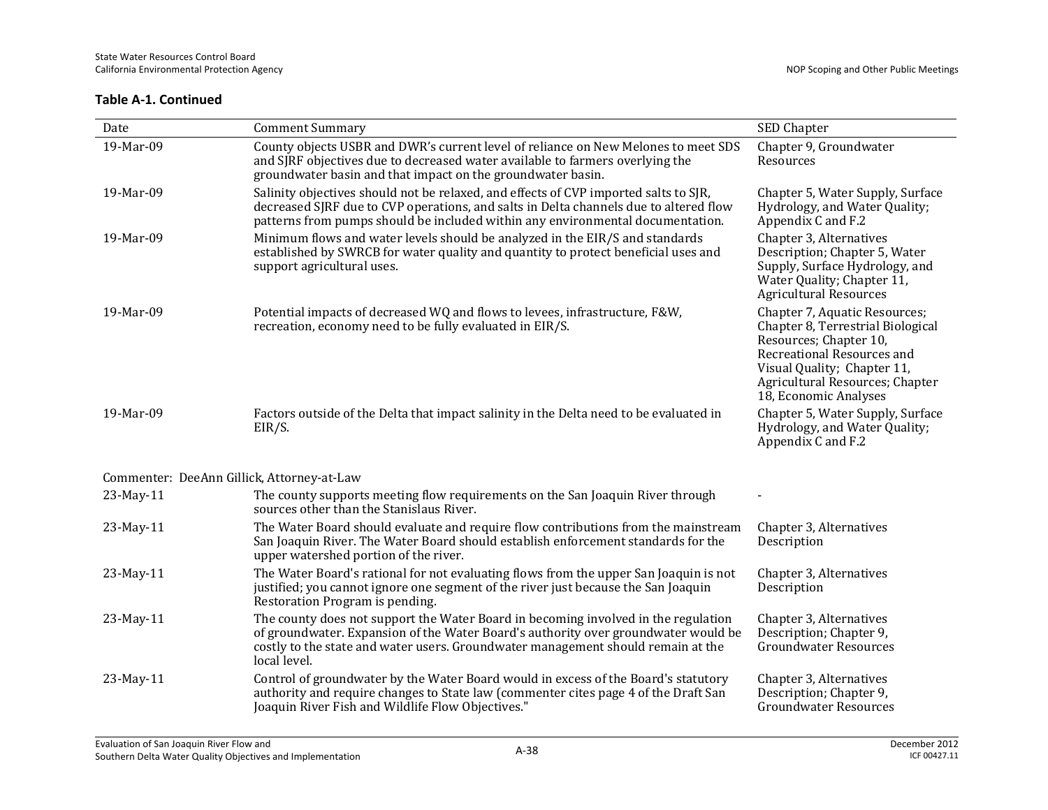**Table A-1. Continued**

| Date | Comment Summary | SED Chapter |
|---|---|---|
| 19-Mar-09 | County objects USBR and DWR's current level of reliance on New Melones to meet SDS and SJRF objectives due to decreased water available to farmers overlying the groundwater basin and that impact on the groundwater basin. | Chapter 9, Groundwater Resources |
| 19-Mar-09 | Salinity objectives should not be relaxed, and effects of CVP imported salts to SJR, decreased SJRF due to CVP operations, and salts in Delta channels due to altered flow patterns from pumps should be included within any environmental documentation. | Chapter 5, Water Supply, Surface Hydrology, and Water Quality; Appendix C and F.2 |
| 19-Mar-09 | Minimum flows and water levels should be analyzed in the EIR/S and standards established by SWRCB for water quality and quantity to protect beneficial uses and support agricultural uses. | Chapter 3, Alternatives Description; Chapter 5, Water Supply, Surface Hydrology, and Water Quality; Chapter 11, Agricultural Resources |
| 19-Mar-09 | Potential impacts of decreased WQ and flows to levees, infrastructure, F&W, recreation, economy need to be fully evaluated in EIR/S. | Chapter 7, Aquatic Resources; Chapter 8, Terrestrial Biological Resources; Chapter 10, Recreational Resources and Visual Quality; Chapter 11, Agricultural Resources; Chapter 18, Economic Analyses |
| 19-Mar-09 | Factors outside of the Delta that impact salinity in the Delta need to be evaluated in EIR/S. | Chapter 5, Water Supply, Surface Hydrology, and Water Quality; Appendix C and F.2 |
| Commenter: DeeAnn Gillick, Attorney-at-Law | | |
| 23-May-11 | The county supports meeting flow requirements on the San Joaquin River through sources other than the Stanislaus River. | - |
| 23-May-11 | The Water Board should evaluate and require flow contributions from the mainstream San Joaquin River. The Water Board should establish enforcement standards for the upper watershed portion of the river. | Chapter 3, Alternatives Description |
| 23-May-11 | The Water Board's rational for not evaluating flows from the upper San Joaquin is not justified; you cannot ignore one segment of the river just because the San Joaquin Restoration Program is pending. | Chapter 3, Alternatives Description |
| 23-May-11 | The county does not support the Water Board in becoming involved in the regulation of groundwater. Expansion of the Water Board's authority over groundwater would be costly to the state and water users. Groundwater management should remain at the local level. | Chapter 3, Alternatives Description; Chapter 9, Groundwater Resources |
| 23-May-11 | Control of groundwater by the Water Board would in excess of the Board's statutory authority and require changes to State law (commenter cites page 4 of the Draft San Joaquin River Fish and Wildlife Flow Objectives." | Chapter 3, Alternatives Description; Chapter 9, Groundwater Resources |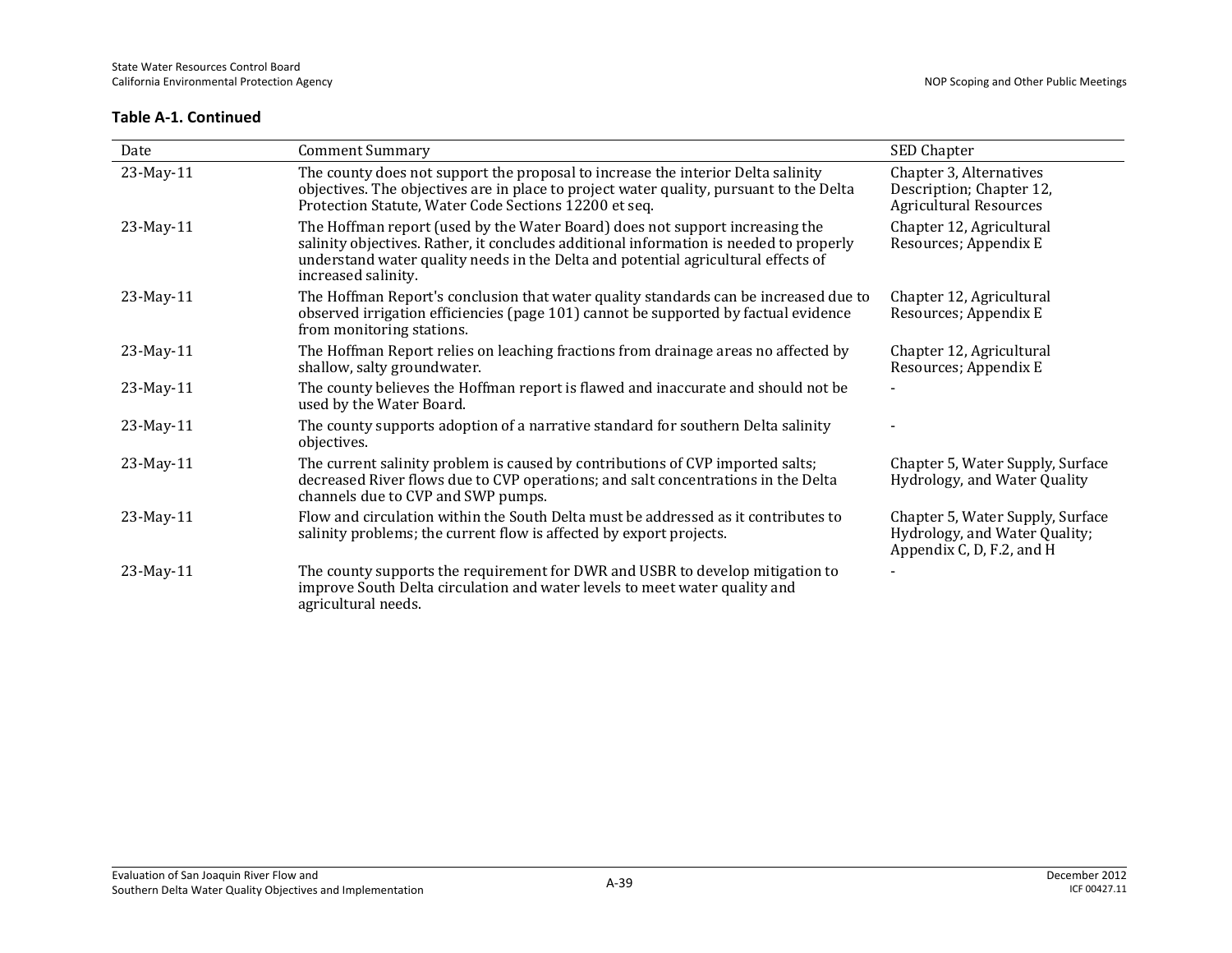**Table A-1. Continued**

| Date | Comment Summary | SED Chapter |
|---|---|---|
| 23-May-11 | The county does not support the proposal to increase the interior Delta salinity objectives. The objectives are in place to project water quality, pursuant to the Delta Protection Statute, Water Code Sections 12200 et seq. | Chapter 3, Alternatives Description; Chapter 12, Agricultural Resources |
| 23-May-11 | The Hoffman report (used by the Water Board) does not support increasing the salinity objectives. Rather, it concludes additional information is needed to properly understand water quality needs in the Delta and potential agricultural effects of increased salinity. | Chapter 12, Agricultural Resources; Appendix E |
| 23-May-11 | The Hoffman Report's conclusion that water quality standards can be increased due to observed irrigation efficiencies (page 101) cannot be supported by factual evidence from monitoring stations. | Chapter 12, Agricultural Resources; Appendix E |
| 23-May-11 | The Hoffman Report relies on leaching fractions from drainage areas no affected by shallow, salty groundwater. | Chapter 12, Agricultural Resources; Appendix E |
| 23-May-11 | The county believes the Hoffman report is flawed and inaccurate and should not be used by the Water Board. | - |
| 23-May-11 | The county supports adoption of a narrative standard for southern Delta salinity objectives. | - |
| 23-May-11 | The current salinity problem is caused by contributions of CVP imported salts; decreased River flows due to CVP operations; and salt concentrations in the Delta channels due to CVP and SWP pumps. | Chapter 5, Water Supply, Surface Hydrology, and Water Quality |
| 23-May-11 | Flow and circulation within the South Delta must be addressed as it contributes to salinity problems; the current flow is affected by export projects. | Chapter 5, Water Supply, Surface Hydrology, and Water Quality; Appendix C, D, F.2, and H |
| 23-May-11 | The county supports the requirement for DWR and USBR to develop mitigation to improve South Delta circulation and water levels to meet water quality and agricultural needs. | - |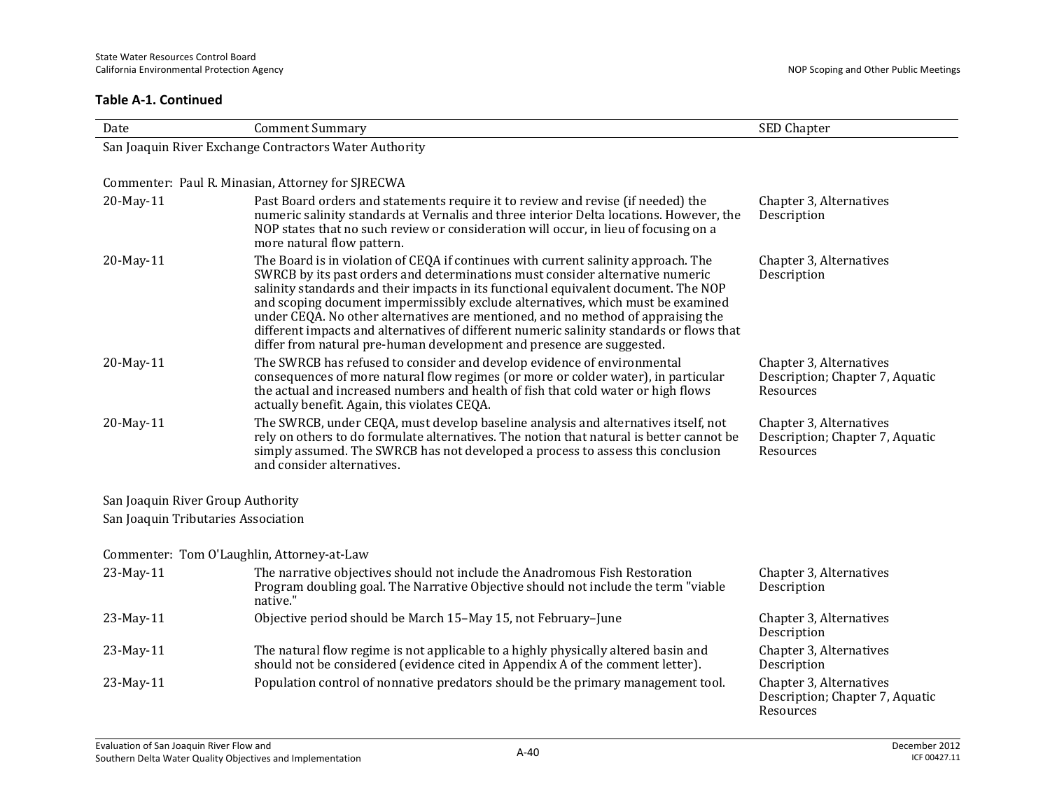**Table A-1. Continued**

| Date | Comment Summary | SED Chapter |
|---|---|---|
| San Joaquin River Exchange Contractors Water Authority | | |
| Commenter: Paul R. Minasian, Attorney for SJRECWA | | |
| 20-May-11 | Past Board orders and statements require it to review and revise (if needed) the numeric salinity standards at Vernalis and three interior Delta locations. However, the NOP states that no such review or consideration will occur, in lieu of focusing on a more natural flow pattern. | Chapter 3, Alternatives Description |
| 20-May-11 | The Board is in violation of CEQA if continues with current salinity approach. The SWRCB by its past orders and determinations must consider alternative numeric salinity standards and their impacts in its functional equivalent document. The NOP and scoping document impermissibly exclude alternatives, which must be examined under CEQA. No other alternatives are mentioned, and no method of appraising the different impacts and alternatives of different numeric salinity standards or flows that differ from natural pre-human development and presence are suggested. | Chapter 3, Alternatives Description |
| 20-May-11 | The SWRCB has refused to consider and develop evidence of environmental consequences of more natural flow regimes (or more or colder water), in particular the actual and increased numbers and health of fish that cold water or high flows actually benefit. Again, this violates CEQA. | Chapter 3, Alternatives Description; Chapter 7, Aquatic Resources |
| 20-May-11 | The SWRCB, under CEQA, must develop baseline analysis and alternatives itself, not rely on others to do formulate alternatives. The notion that natural is better cannot be simply assumed. The SWRCB has not developed a process to assess this conclusion and consider alternatives. | Chapter 3, Alternatives Description; Chapter 7, Aquatic Resources |
| San Joaquin River Group Authority<br>San Joaquin Tributaries Association | | |
| Commenter: Tom O'Laughlin, Attorney-at-Law | | |
| 23-May-11 | The narrative objectives should not include the Anadromous Fish Restoration Program doubling goal. The Narrative Objective should not include the term "viable native." | Chapter 3, Alternatives Description |
| 23-May-11 | Objective period should be March 15–May 15, not February–June | Chapter 3, Alternatives Description |
| 23-May-11 | The natural flow regime is not applicable to a highly physically altered basin and should not be considered (evidence cited in Appendix A of the comment letter). | Chapter 3, Alternatives Description |
| 23-May-11 | Population control of nonnative predators should be the primary management tool. | Chapter 3, Alternatives Description; Chapter 7, Aquatic Resources |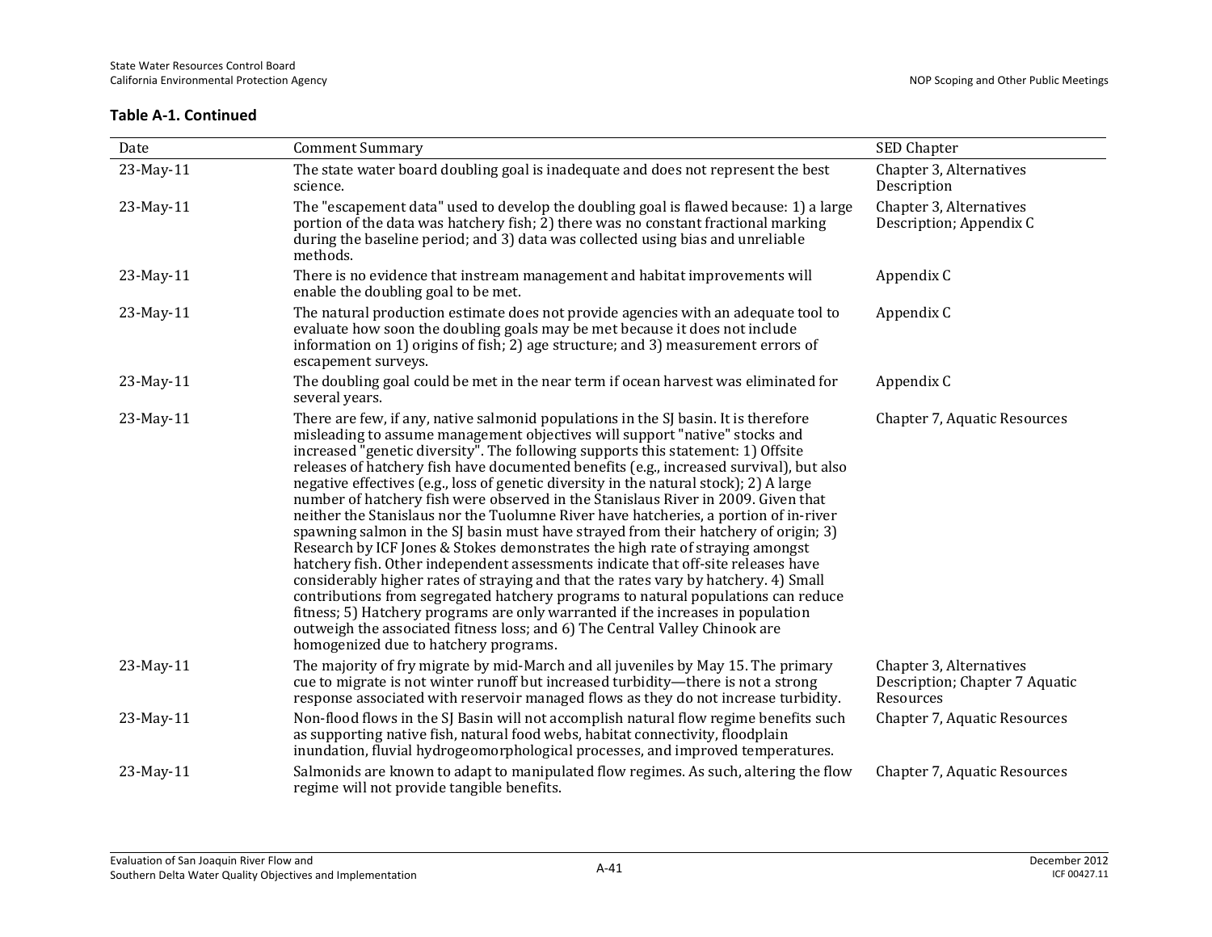**Table A-1. Continued**

| Date | Comment Summary | SED Chapter |
|---|---|---|
| 23-May-11 | The state water board doubling goal is inadequate and does not represent the best science. | Chapter 3, Alternatives Description |
| 23-May-11 | The "escapement data" used to develop the doubling goal is flawed because: 1) a large portion of the data was hatchery fish; 2) there was no constant fractional marking during the baseline period; and 3) data was collected using bias and unreliable methods. | Chapter 3, Alternatives Description; Appendix C |
| 23-May-11 | There is no evidence that instream management and habitat improvements will enable the doubling goal to be met. | Appendix C |
| 23-May-11 | The natural production estimate does not provide agencies with an adequate tool to evaluate how soon the doubling goals may be met because it does not include information on 1) origins of fish; 2) age structure; and 3) measurement errors of escapement surveys. | Appendix C |
| 23-May-11 | The doubling goal could be met in the near term if ocean harvest was eliminated for several years. | Appendix C |
| 23-May-11 | There are few, if any, native salmonid populations in the SJ basin. It is therefore misleading to assume management objectives will support "native" stocks and increased "genetic diversity". The following supports this statement: 1) Offsite releases of hatchery fish have documented benefits (e.g., increased survival), but also negative effectives (e.g., loss of genetic diversity in the natural stock); 2) A large number of hatchery fish were observed in the Stanislaus River in 2009. Given that neither the Stanislaus nor the Tuolumne River have hatcheries, a portion of in-river spawning salmon in the SJ basin must have strayed from their hatchery of origin; 3) Research by ICF Jones & Stokes demonstrates the high rate of straying amongst hatchery fish. Other independent assessments indicate that off-site releases have considerably higher rates of straying and that the rates vary by hatchery. 4) Small contributions from segregated hatchery programs to natural populations can reduce fitness; 5) Hatchery programs are only warranted if the increases in population outweigh the associated fitness loss; and 6) The Central Valley Chinook are homogenized due to hatchery programs. | Chapter 7, Aquatic Resources |
| 23-May-11 | The majority of fry migrate by mid-March and all juveniles by May 15. The primary cue to migrate is not winter runoff but increased turbidity—there is not a strong response associated with reservoir managed flows as they do not increase turbidity. | Chapter 3, Alternatives Description; Chapter 7 Aquatic Resources |
| 23-May-11 | Non-flood flows in the SJ Basin will not accomplish natural flow regime benefits such as supporting native fish, natural food webs, habitat connectivity, floodplain inundation, fluvial hydrogeomorphological processes, and improved temperatures. | Chapter 7, Aquatic Resources |
| 23-May-11 | Salmonids are known to adapt to manipulated flow regimes. As such, altering the flow regime will not provide tangible benefits. | Chapter 7, Aquatic Resources |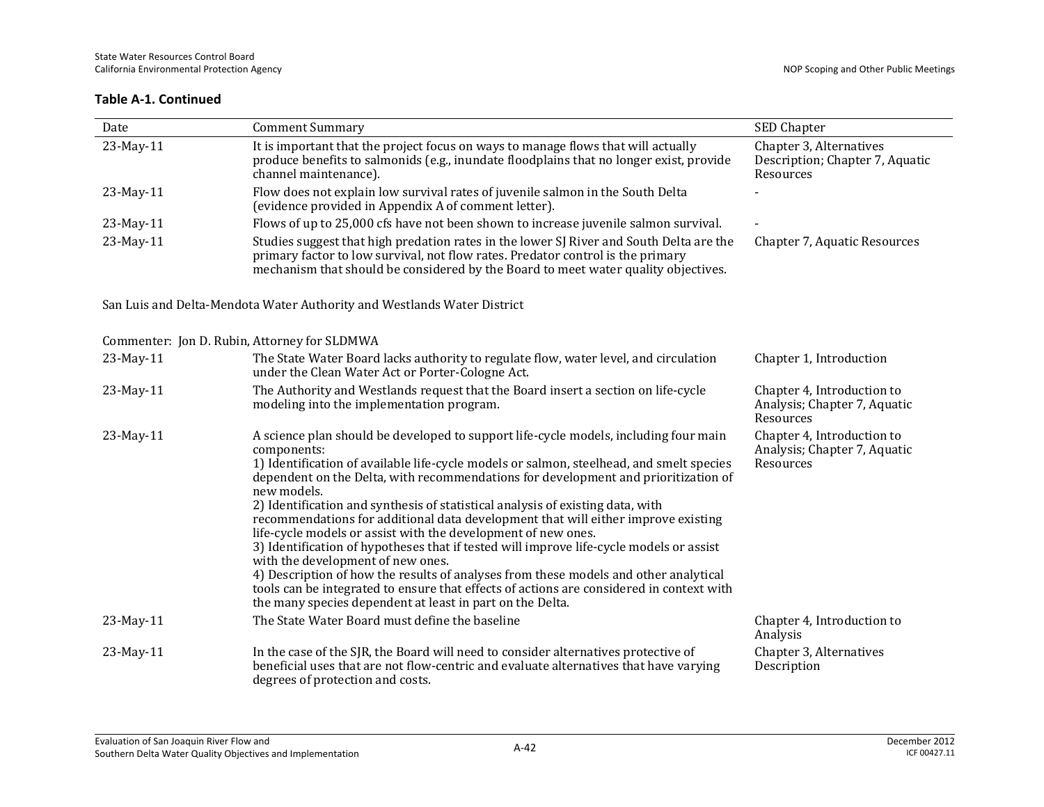**Table A-1. Continued**

| Date | Comment Summary | SED Chapter |
|---|---|---|
| 23-May-11 | It is important that the project focus on ways to manage flows that will actually produce benefits to salmonids (e.g., inundate floodplains that no longer exist, provide channel maintenance). | Chapter 3, Alternatives Description; Chapter 7, Aquatic Resources |
| 23-May-11 | Flow does not explain low survival rates of juvenile salmon in the South Delta (evidence provided in Appendix A of comment letter). | - |
| 23-May-11 | Flows of up to 25,000 cfs have not been shown to increase juvenile salmon survival. | - |
| 23-May-11 | Studies suggest that high predation rates in the lower SJ River and South Delta are the primary factor to low survival, not flow rates. Predator control is the primary mechanism that should be considered by the Board to meet water quality objectives. | Chapter 7, Aquatic Resources |
| San Luis and Delta-Mendota Water Authority and Westlands Water District | | |
| Commenter: Jon D. Rubin, Attorney for SLDMWA | | |
| 23-May-11 | The State Water Board lacks authority to regulate flow, water level, and circulation under the Clean Water Act or Porter-Cologne Act. | Chapter 1, Introduction |
| 23-May-11 | The Authority and Westlands request that the Board insert a section on life-cycle modeling into the implementation program. | Chapter 4, Introduction to Analysis; Chapter 7, Aquatic Resources |
| 23-May-11 | A science plan should be developed to support life-cycle models, including four main components:<br>1) Identification of available life-cycle models or salmon, steelhead, and smelt species dependent on the Delta, with recommendations for development and prioritization of new models.<br>2) Identification and synthesis of statistical analysis of existing data, with recommendations for additional data development that will either improve existing life-cycle models or assist with the development of new ones.<br>3) Identification of hypotheses that if tested will improve life-cycle models or assist with the development of new ones.<br>4) Description of how the results of analyses from these models and other analytical tools can be integrated to ensure that effects of actions are considered in context with the many species dependent at least in part on the Delta. | Chapter 4, Introduction to Analysis; Chapter 7, Aquatic Resources |
| 23-May-11 | The State Water Board must define the baseline | Chapter 4, Introduction to Analysis |
| 23-May-11 | In the case of the SJR, the Board will need to consider alternatives protective of beneficial uses that are not flow-centric and evaluate alternatives that have varying degrees of protection and costs. | Chapter 3, Alternatives Description |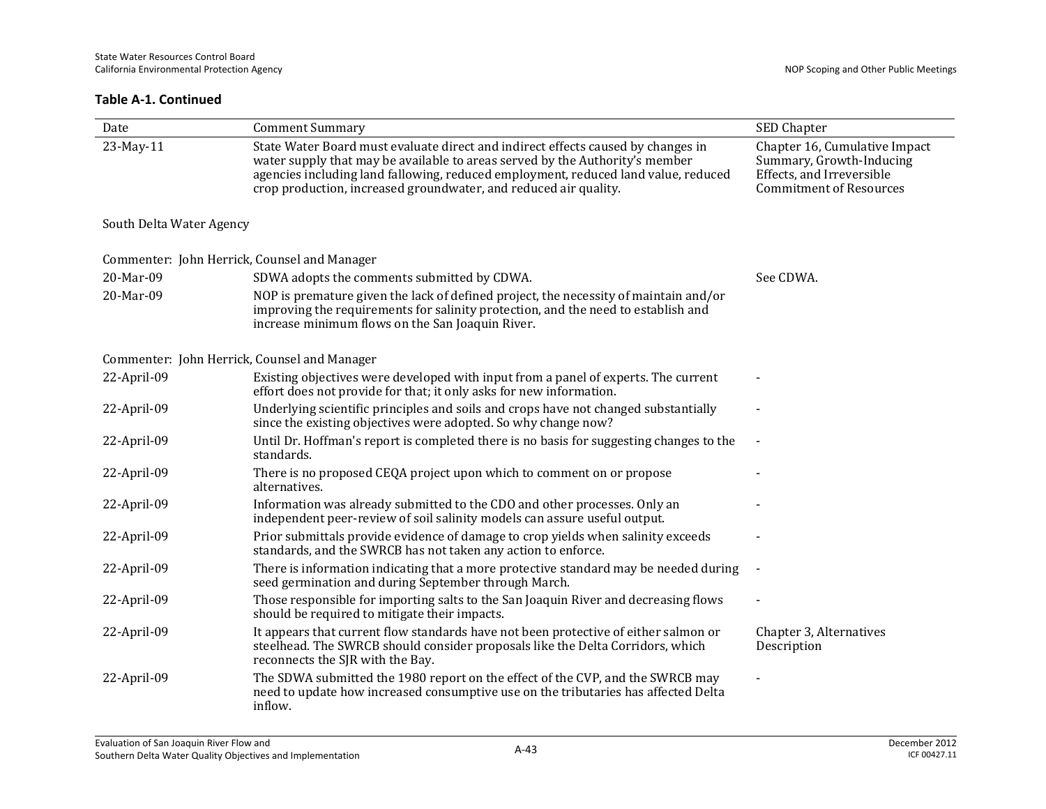**Table A-1. Continued**

| Date | Comment Summary | SED Chapter |
|---|---|---|
| 23-May-11 | State Water Board must evaluate direct and indirect effects caused by changes in water supply that may be available to areas served by the Authority's member agencies including land fallowing, reduced employment, reduced land value, reduced crop production, increased groundwater, and reduced air quality. | Chapter 16, Cumulative Impact Summary, Growth-Inducing Effects, and Irreversible Commitment of Resources |
| South Delta Water Agency | | |
| Commenter: John Herrick, Counsel and Manager | | |
| 20-Mar-09 | SDWA adopts the comments submitted by CDWA. | See CDWA. |
| 20-Mar-09 | NOP is premature given the lack of defined project, the necessity of maintain and/or improving the requirements for salinity protection, and the need to establish and increase minimum flows on the San Joaquin River. | |
| Commenter: John Herrick, Counsel and Manager | | |
| 22-April-09 | Existing objectives were developed with input from a panel of experts. The current effort does not provide for that; it only asks for new information. | - |
| 22-April-09 | Underlying scientific principles and soils and crops have not changed substantially since the existing objectives were adopted. So why change now? | - |
| 22-April-09 | Until Dr. Hoffman's report is completed there is no basis for suggesting changes to the standards. | - |
| 22-April-09 | There is no proposed CEQA project upon which to comment on or propose alternatives. | - |
| 22-April-09 | Information was already submitted to the CDO and other processes. Only an independent peer-review of soil salinity models can assure useful output. | - |
| 22-April-09 | Prior submittals provide evidence of damage to crop yields when salinity exceeds standards, and the SWRCB has not taken any action to enforce. | - |
| 22-April-09 | There is information indicating that a more protective standard may be needed during seed germination and during September through March. | - |
| 22-April-09 | Those responsible for importing salts to the San Joaquin River and decreasing flows should be required to mitigate their impacts. | - |
| 22-April-09 | It appears that current flow standards have not been protective of either salmon or steelhead. The SWRCB should consider proposals like the Delta Corridors, which reconnects the SJR with the Bay. | Chapter 3, Alternatives Description |
| 22-April-09 | The SDWA submitted the 1980 report on the effect of the CVP, and the SWRCB may need to update how increased consumptive use on the tributaries has affected Delta inflow. | - |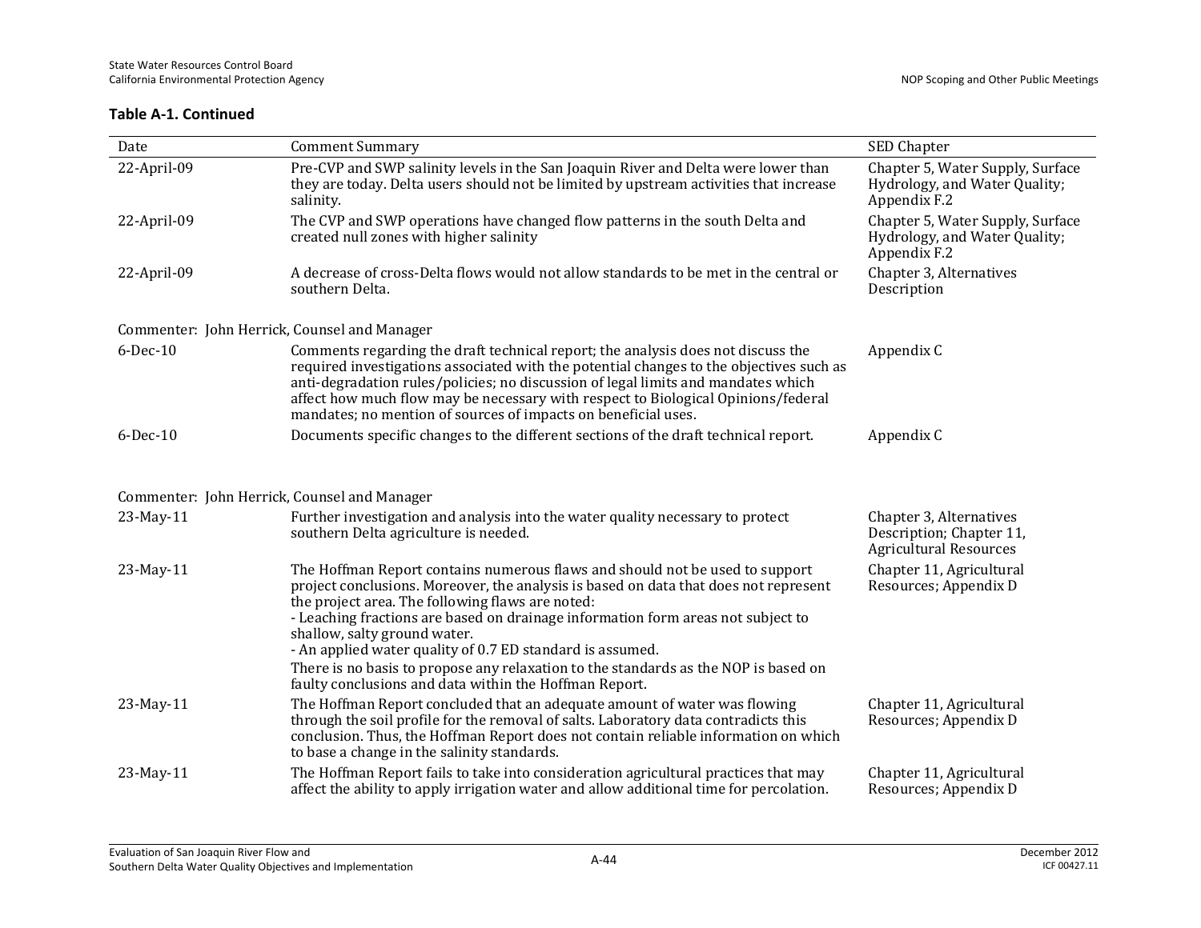**Table A-1. Continued**

| Date | Comment Summary | SED Chapter |
|---|---|---|
| 22-April-09 | Pre-CVP and SWP salinity levels in the San Joaquin River and Delta were lower than they are today. Delta users should not be limited by upstream activities that increase salinity. | Chapter 5, Water Supply, Surface Hydrology, and Water Quality; Appendix F.2 |
| 22-April-09 | The CVP and SWP operations have changed flow patterns in the south Delta and created null zones with higher salinity | Chapter 5, Water Supply, Surface Hydrology, and Water Quality; Appendix F.2 |
| 22-April-09 | A decrease of cross-Delta flows would not allow standards to be met in the central or southern Delta. | Chapter 3, Alternatives Description |
| Commenter: John Herrick, Counsel and Manager | | |
| 6-Dec-10 | Comments regarding the draft technical report; the analysis does not discuss the required investigations associated with the potential changes to the objectives such as anti-degradation rules/policies; no discussion of legal limits and mandates which affect how much flow may be necessary with respect to Biological Opinions/federal mandates; no mention of sources of impacts on beneficial uses. | Appendix C |
| 6-Dec-10 | Documents specific changes to the different sections of the draft technical report. | Appendix C |
| Commenter: John Herrick, Counsel and Manager | | |
| 23-May-11 | Further investigation and analysis into the water quality necessary to protect southern Delta agriculture is needed. | Chapter 3, Alternatives Description; Chapter 11, Agricultural Resources |
| 23-May-11 | The Hoffman Report contains numerous flaws and should not be used to support project conclusions. Moreover, the analysis is based on data that does not represent the project area. The following flaws are noted:<br>- Leaching fractions are based on drainage information form areas not subject to shallow, salty ground water.<br>- An applied water quality of 0.7 ED standard is assumed.<br>There is no basis to propose any relaxation to the standards as the NOP is based on faulty conclusions and data within the Hoffman Report. | Chapter 11, Agricultural Resources; Appendix D |
| 23-May-11 | The Hoffman Report concluded that an adequate amount of water was flowing through the soil profile for the removal of salts. Laboratory data contradicts this conclusion. Thus, the Hoffman Report does not contain reliable information on which to base a change in the salinity standards. | Chapter 11, Agricultural Resources; Appendix D |
| 23-May-11 | The Hoffman Report fails to take into consideration agricultural practices that may affect the ability to apply irrigation water and allow additional time for percolation. | Chapter 11, Agricultural Resources; Appendix D |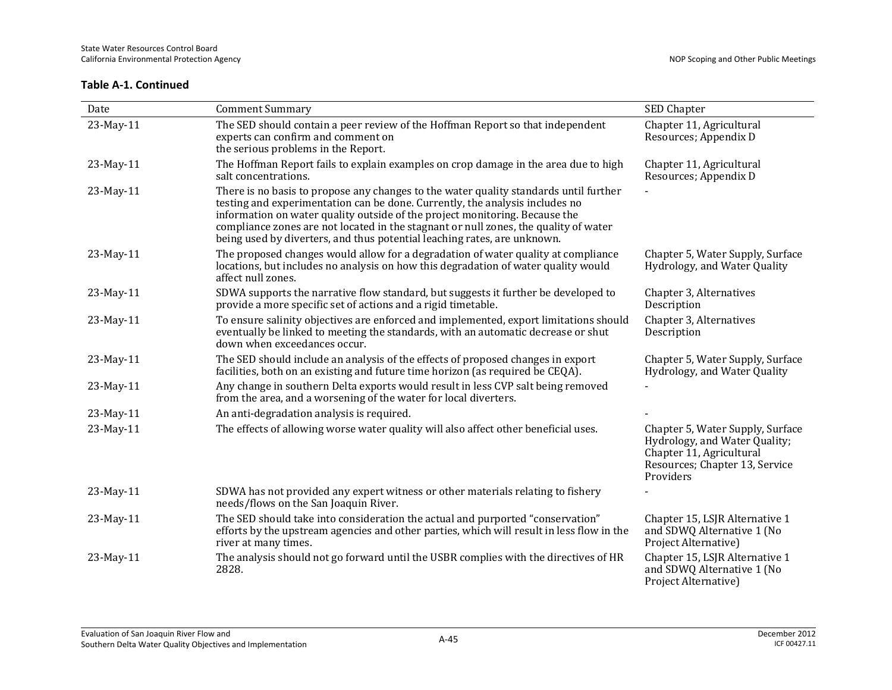**Table A-1. Continued**

| Date | Comment Summary | SED Chapter |
|---|---|---|
| 23-May-11 | The SED should contain a peer review of the Hoffman Report so that independent experts can confirm and comment on the serious problems in the Report. | Chapter 11, Agricultural Resources; Appendix D |
| 23-May-11 | The Hoffman Report fails to explain examples on crop damage in the area due to high salt concentrations. | Chapter 11, Agricultural Resources; Appendix D |
| 23-May-11 | There is no basis to propose any changes to the water quality standards until further testing and experimentation can be done. Currently, the analysis includes no information on water quality outside of the project monitoring. Because the compliance zones are not located in the stagnant or null zones, the quality of water being used by diverters, and thus potential leaching rates, are unknown. | - |
| 23-May-11 | The proposed changes would allow for a degradation of water quality at compliance locations, but includes no analysis on how this degradation of water quality would affect null zones. | Chapter 5, Water Supply, Surface Hydrology, and Water Quality |
| 23-May-11 | SDWA supports the narrative flow standard, but suggests it further be developed to provide a more specific set of actions and a rigid timetable. | Chapter 3, Alternatives Description |
| 23-May-11 | To ensure salinity objectives are enforced and implemented, export limitations should eventually be linked to meeting the standards, with an automatic decrease or shut down when exceedances occur. | Chapter 3, Alternatives Description |
| 23-May-11 | The SED should include an analysis of the effects of proposed changes in export facilities, both on an existing and future time horizon (as required be CEQA). | Chapter 5, Water Supply, Surface Hydrology, and Water Quality |
| 23-May-11 | Any change in southern Delta exports would result in less CVP salt being removed from the area, and a worsening of the water for local diverters. | - |
| 23-May-11 | An anti-degradation analysis is required. | - |
| 23-May-11 | The effects of allowing worse water quality will also affect other beneficial uses. | Chapter 5, Water Supply, Surface Hydrology, and Water Quality; Chapter 11, Agricultural Resources; Chapter 13, Service Providers |
| 23-May-11 | SDWA has not provided any expert witness or other materials relating to fishery needs/flows on the San Joaquin River. | - |
| 23-May-11 | The SED should take into consideration the actual and purported "conservation" efforts by the upstream agencies and other parties, which will result in less flow in the river at many times. | Chapter 15, LSJR Alternative 1 and SDWQ Alternative 1 (No Project Alternative) |
| 23-May-11 | The analysis should not go forward until the USBR complies with the directives of HR 2828. | Chapter 15, LSJR Alternative 1 and SDWQ Alternative 1 (No Project Alternative) |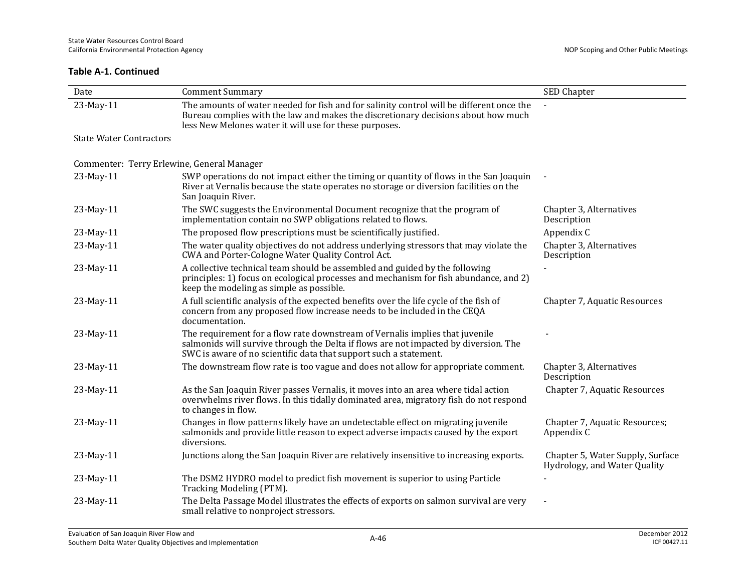**Table A-1. Continued**

| Date | Comment Summary | SED Chapter |
|---|---|---|
| 23-May-11 | The amounts of water needed for fish and for salinity control will be different once the Bureau complies with the law and makes the discretionary decisions about how much less New Melones water it will use for these purposes. | - |
| State Water Contractors | | |
| Commenter: Terry Erlewine, General Manager | | |
| 23-May-11 | SWP operations do not impact either the timing or quantity of flows in the San Joaquin River at Vernalis because the state operates no storage or diversion facilities on the San Joaquin River. | - |
| 23-May-11 | The SWC suggests the Environmental Document recognize that the program of implementation contain no SWP obligations related to flows. | Chapter 3, Alternatives Description |
| 23-May-11 | The proposed flow prescriptions must be scientifically justified. | Appendix C |
| 23-May-11 | The water quality objectives do not address underlying stressors that may violate the CWA and Porter-Cologne Water Quality Control Act. | Chapter 3, Alternatives Description |
| 23-May-11 | A collective technical team should be assembled and guided by the following principles: 1) focus on ecological processes and mechanism for fish abundance, and 2) keep the modeling as simple as possible. | - |
| 23-May-11 | A full scientific analysis of the expected benefits over the life cycle of the fish of concern from any proposed flow increase needs to be included in the CEQA documentation. | Chapter 7, Aquatic Resources |
| 23-May-11 | The requirement for a flow rate downstream of Vernalis implies that juvenile salmonids will survive through the Delta if flows are not impacted by diversion. The SWC is aware of no scientific data that support such a statement. | - |
| 23-May-11 | The downstream flow rate is too vague and does not allow for appropriate comment. | Chapter 3, Alternatives Description |
| 23-May-11 | As the San Joaquin River passes Vernalis, it moves into an area where tidal action overwhelms river flows. In this tidally dominated area, migratory fish do not respond to changes in flow. | Chapter 7, Aquatic Resources |
| 23-May-11 | Changes in flow patterns likely have an undetectable effect on migrating juvenile salmonids and provide little reason to expect adverse impacts caused by the export diversions. | Chapter 7, Aquatic Resources; Appendix C |
| 23-May-11 | Junctions along the San Joaquin River are relatively insensitive to increasing exports. | Chapter 5, Water Supply, Surface Hydrology, and Water Quality |
| 23-May-11 | The DSM2 HYDRO model to predict fish movement is superior to using Particle Tracking Modeling (PTM). | - |
| 23-May-11 | The Delta Passage Model illustrates the effects of exports on salmon survival are very small relative to nonproject stressors. | - |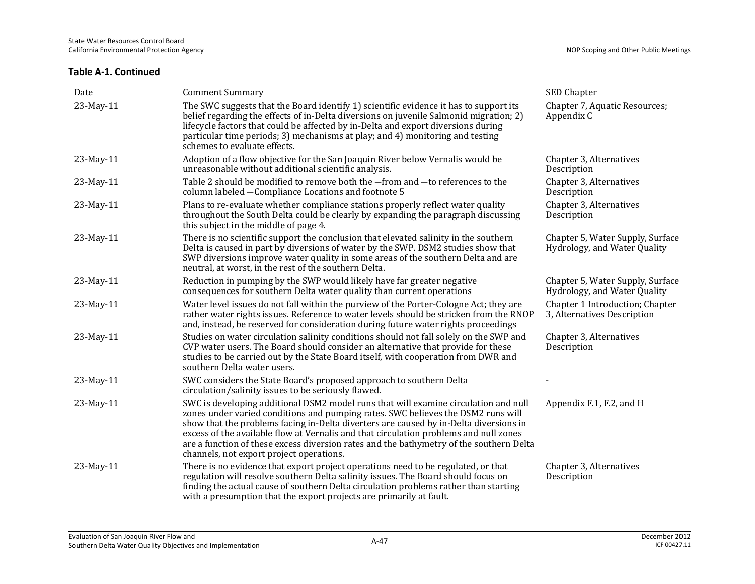**Table A-1. Continued**

| Date | Comment Summary | SED Chapter |
|---|---|---|
| 23-May-11 | The SWC suggests that the Board identify 1) scientific evidence it has to support its belief regarding the effects of in-Delta diversions on juvenile Salmonid migration; 2) lifecycle factors that could be affected by in-Delta and export diversions during particular time periods; 3) mechanisms at play; and 4) monitoring and testing schemes to evaluate effects. | Chapter 7, Aquatic Resources; Appendix C |
| 23-May-11 | Adoption of a flow objective for the San Joaquin River below Vernalis would be unreasonable without additional scientific analysis. | Chapter 3, Alternatives Description |
| 23-May-11 | Table 2 should be modified to remove both the —from and —to references to the column labeled —Compliance Locations and footnote 5 | Chapter 3, Alternatives Description |
| 23-May-11 | Plans to re-evaluate whether compliance stations properly reflect water quality throughout the South Delta could be clearly by expanding the paragraph discussing this subject in the middle of page 4. | Chapter 3, Alternatives Description |
| 23-May-11 | There is no scientific support the conclusion that elevated salinity in the southern Delta is caused in part by diversions of water by the SWP. DSM2 studies show that SWP diversions improve water quality in some areas of the southern Delta and are neutral, at worst, in the rest of the southern Delta. | Chapter 5, Water Supply, Surface Hydrology, and Water Quality |
| 23-May-11 | Reduction in pumping by the SWP would likely have far greater negative consequences for southern Delta water quality than current operations | Chapter 5, Water Supply, Surface Hydrology, and Water Quality |
| 23-May-11 | Water level issues do not fall within the purview of the Porter-Cologne Act; they are rather water rights issues. Reference to water levels should be stricken from the RNOP and, instead, be reserved for consideration during future water rights proceedings | Chapter 1 Introduction; Chapter 3, Alternatives Description |
| 23-May-11 | Studies on water circulation salinity conditions should not fall solely on the SWP and CVP water users. The Board should consider an alternative that provide for these studies to be carried out by the State Board itself, with cooperation from DWR and southern Delta water users. | Chapter 3, Alternatives Description |
| 23-May-11 | SWC considers the State Board's proposed approach to southern Delta circulation/salinity issues to be seriously flawed. | - |
| 23-May-11 | SWC is developing additional DSM2 model runs that will examine circulation and null zones under varied conditions and pumping rates. SWC believes the DSM2 runs will show that the problems facing in-Delta diverters are caused by in-Delta diversions in excess of the available flow at Vernalis and that circulation problems and null zones are a function of these excess diversion rates and the bathymetry of the southern Delta channels, not export project operations. | Appendix F.1, F.2, and H |
| 23-May-11 | There is no evidence that export project operations need to be regulated, or that regulation will resolve southern Delta salinity issues. The Board should focus on finding the actual cause of southern Delta circulation problems rather than starting with a presumption that the export projects are primarily at fault. | Chapter 3, Alternatives Description |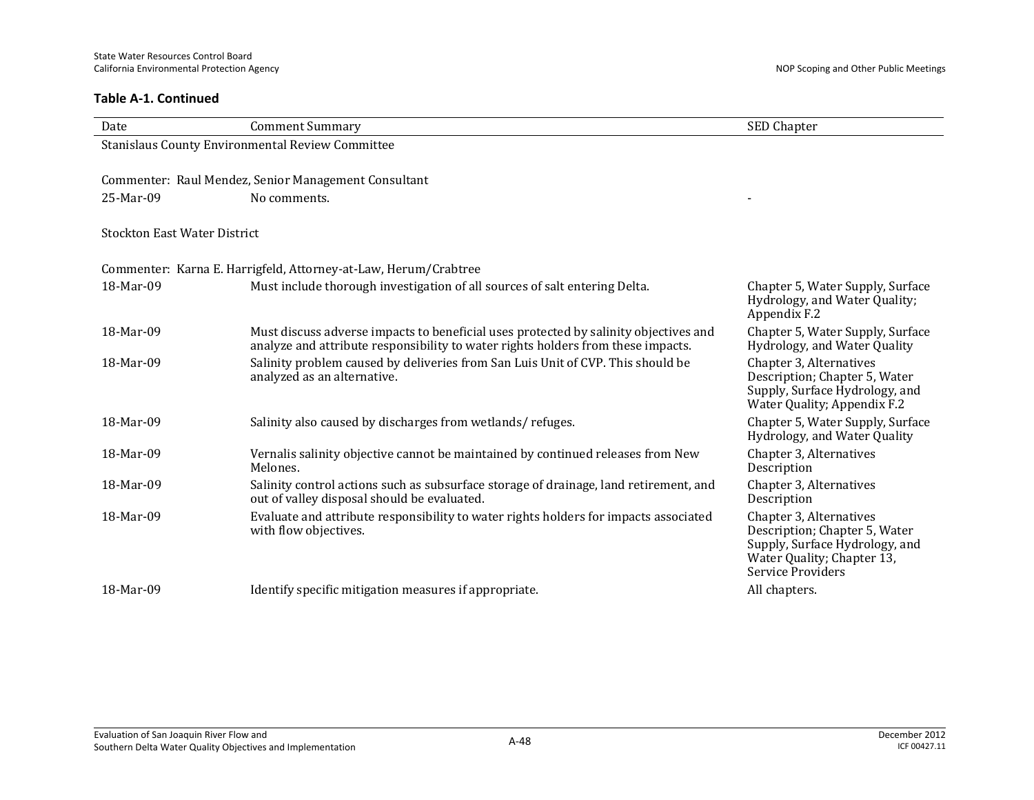**Table A-1. Continued**

| Date | Comment Summary | SED Chapter |
|---|---|---|
| Stanislaus County Environmental Review Committee | | |
| Commenter: Raul Mendez, Senior Management Consultant | | |
| 25-Mar-09 | No comments. | - |
| Stockton East Water District | | |
| Commenter: Karna E. Harrigfeld, Attorney-at-Law, Herum/Crabtree | | |
| 18-Mar-09 | Must include thorough investigation of all sources of salt entering Delta. | Chapter 5, Water Supply, Surface Hydrology, and Water Quality; Appendix F.2 |
| 18-Mar-09 | Must discuss adverse impacts to beneficial uses protected by salinity objectives and analyze and attribute responsibility to water rights holders from these impacts. | Chapter 5, Water Supply, Surface Hydrology, and Water Quality |
| 18-Mar-09 | Salinity problem caused by deliveries from San Luis Unit of CVP. This should be analyzed as an alternative. | Chapter 3, Alternatives Description; Chapter 5, Water Supply, Surface Hydrology, and Water Quality; Appendix F.2 |
| 18-Mar-09 | Salinity also caused by discharges from wetlands/ refuges. | Chapter 5, Water Supply, Surface Hydrology, and Water Quality |
| 18-Mar-09 | Vernalis salinity objective cannot be maintained by continued releases from New Melones. | Chapter 3, Alternatives Description |
| 18-Mar-09 | Salinity control actions such as subsurface storage of drainage, land retirement, and out of valley disposal should be evaluated. | Chapter 3, Alternatives Description |
| 18-Mar-09 | Evaluate and attribute responsibility to water rights holders for impacts associated with flow objectives. | Chapter 3, Alternatives Description; Chapter 5, Water Supply, Surface Hydrology, and Water Quality; Chapter 13, Service Providers |
| 18-Mar-09 | Identify specific mitigation measures if appropriate. | All chapters. |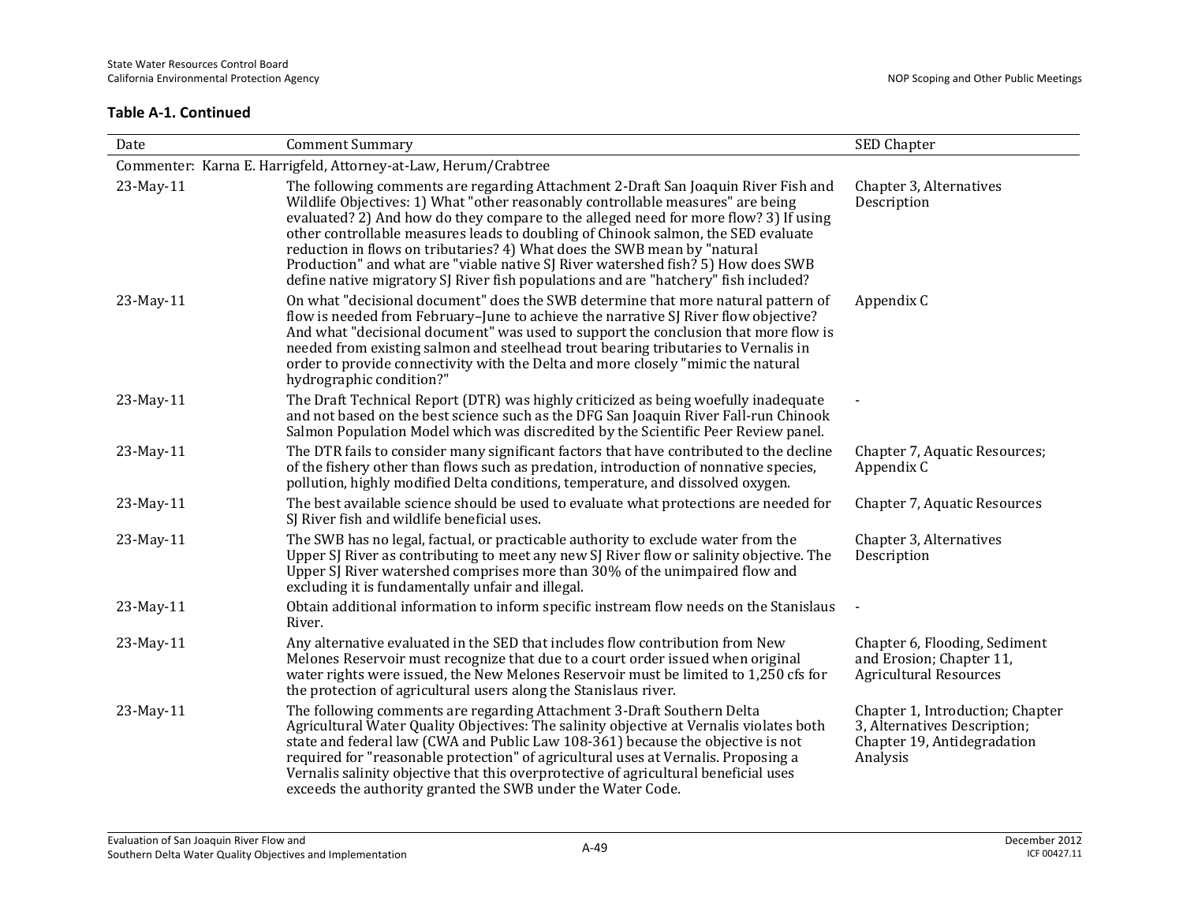**Table A-1. Continued**

| Date | Comment Summary | SED Chapter |
|---|---|---|
| Commenter: Karna E. Harrigfeld, Attorney-at-Law, Herum/Crabtree | | |
| 23-May-11 | The following comments are regarding Attachment 2-Draft San Joaquin River Fish and Wildlife Objectives: 1) What "other reasonably controllable measures" are being evaluated? 2) And how do they compare to the alleged need for more flow? 3) If using other controllable measures leads to doubling of Chinook salmon, the SED evaluate reduction in flows on tributaries? 4) What does the SWB mean by "natural Production" and what are "viable native SJ River watershed fish? 5) How does SWB define native migratory SJ River fish populations and are "hatchery" fish included? | Chapter 3, Alternatives Description |
| 23-May-11 | On what "decisional document" does the SWB determine that more natural pattern of flow is needed from February–June to achieve the narrative SJ River flow objective? And what "decisional document" was used to support the conclusion that more flow is needed from existing salmon and steelhead trout bearing tributaries to Vernalis in order to provide connectivity with the Delta and more closely "mimic the natural hydrographic condition?" | Appendix C |
| 23-May-11 | The Draft Technical Report (DTR) was highly criticized as being woefully inadequate and not based on the best science such as the DFG San Joaquin River Fall-run Chinook Salmon Population Model which was discredited by the Scientific Peer Review panel. | - |
| 23-May-11 | The DTR fails to consider many significant factors that have contributed to the decline of the fishery other than flows such as predation, introduction of nonnative species, pollution, highly modified Delta conditions, temperature, and dissolved oxygen. | Chapter 7, Aquatic Resources; Appendix C |
| 23-May-11 | The best available science should be used to evaluate what protections are needed for SJ River fish and wildlife beneficial uses. | Chapter 7, Aquatic Resources |
| 23-May-11 | The SWB has no legal, factual, or practicable authority to exclude water from the Upper SJ River as contributing to meet any new SJ River flow or salinity objective. The Upper SJ River watershed comprises more than 30% of the unimpaired flow and excluding it is fundamentally unfair and illegal. | Chapter 3, Alternatives Description |
| 23-May-11 | Obtain additional information to inform specific instream flow needs on the Stanislaus River. | - |
| 23-May-11 | Any alternative evaluated in the SED that includes flow contribution from New Melones Reservoir must recognize that due to a court order issued when original water rights were issued, the New Melones Reservoir must be limited to 1,250 cfs for the protection of agricultural users along the Stanislaus river. | Chapter 6, Flooding, Sediment and Erosion; Chapter 11, Agricultural Resources |
| 23-May-11 | The following comments are regarding Attachment 3-Draft Southern Delta Agricultural Water Quality Objectives: The salinity objective at Vernalis violates both state and federal law (CWA and Public Law 108-361) because the objective is not required for "reasonable protection" of agricultural uses at Vernalis. Proposing a Vernalis salinity objective that this overprotective of agricultural beneficial uses exceeds the authority granted the SWB under the Water Code. | Chapter 1, Introduction; Chapter 3, Alternatives Description; Chapter 19, Antidegradation Analysis |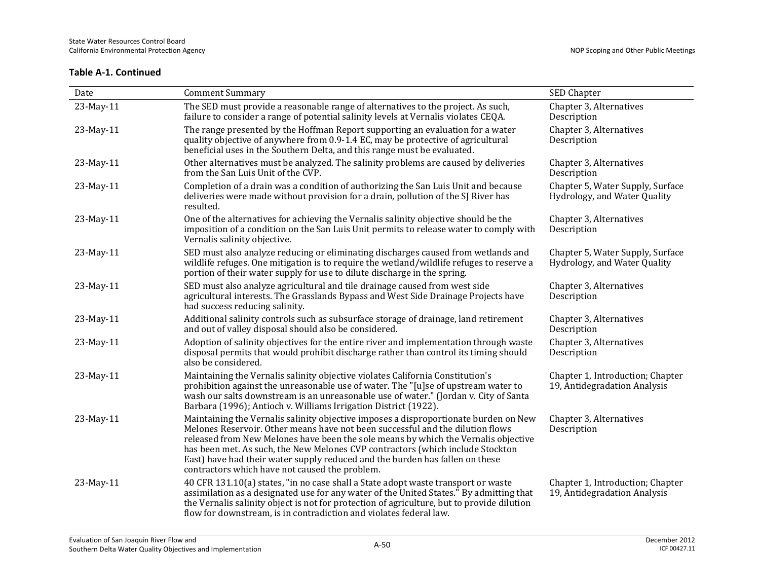**Table A-1. Continued**

| Date | Comment Summary | SED Chapter |
|---|---|---|
| 23-May-11 | The SED must provide a reasonable range of alternatives to the project. As such, failure to consider a range of potential salinity levels at Vernalis violates CEQA. | Chapter 3, Alternatives Description |
| 23-May-11 | The range presented by the Hoffman Report supporting an evaluation for a water quality objective of anywhere from 0.9-1.4 EC, may be protective of agricultural beneficial uses in the Southern Delta, and this range must be evaluated. | Chapter 3, Alternatives Description |
| 23-May-11 | Other alternatives must be analyzed. The salinity problems are caused by deliveries from the San Luis Unit of the CVP. | Chapter 3, Alternatives Description |
| 23-May-11 | Completion of a drain was a condition of authorizing the San Luis Unit and because deliveries were made without provision for a drain, pollution of the SJ River has resulted. | Chapter 5, Water Supply, Surface Hydrology, and Water Quality |
| 23-May-11 | One of the alternatives for achieving the Vernalis salinity objective should be the imposition of a condition on the San Luis Unit permits to release water to comply with Vernalis salinity objective. | Chapter 3, Alternatives Description |
| 23-May-11 | SED must also analyze reducing or eliminating discharges caused from wetlands and wildlife refuges. One mitigation is to require the wetland/wildlife refuges to reserve a portion of their water supply for use to dilute discharge in the spring. | Chapter 5, Water Supply, Surface Hydrology, and Water Quality |
| 23-May-11 | SED must also analyze agricultural and tile drainage caused from west side agricultural interests. The Grasslands Bypass and West Side Drainage Projects have had success reducing salinity. | Chapter 3, Alternatives Description |
| 23-May-11 | Additional salinity controls such as subsurface storage of drainage, land retirement and out of valley disposal should also be considered. | Chapter 3, Alternatives Description |
| 23-May-11 | Adoption of salinity objectives for the entire river and implementation through waste disposal permits that would prohibit discharge rather than control its timing should also be considered. | Chapter 3, Alternatives Description |
| 23-May-11 | Maintaining the Vernalis salinity objective violates California Constitution's prohibition against the unreasonable use of water. The "[u]se of upstream water to wash our salts downstream is an unreasonable use of water." (Jordan v. City of Santa Barbara (1996); Antioch v. Williams Irrigation District (1922). | Chapter 1, Introduction; Chapter 19, Antidegradation Analysis |
| 23-May-11 | Maintaining the Vernalis salinity objective imposes a disproportionate burden on New Melones Reservoir. Other means have not been successful and the dilution flows released from New Melones have been the sole means by which the Vernalis objective has been met. As such, the New Melones CVP contractors (which include Stockton East) have had their water supply reduced and the burden has fallen on these contractors which have not caused the problem. | Chapter 3, Alternatives Description |
| 23-May-11 | 40 CFR 131.10(a) states, "in no case shall a State adopt waste transport or waste assimilation as a designated use for any water of the United States." By admitting that the Vernalis salinity object is not for protection of agriculture, but to provide dilution flow for downstream, is in contradiction and violates federal law. | Chapter 1, Introduction; Chapter 19, Antidegradation Analysis |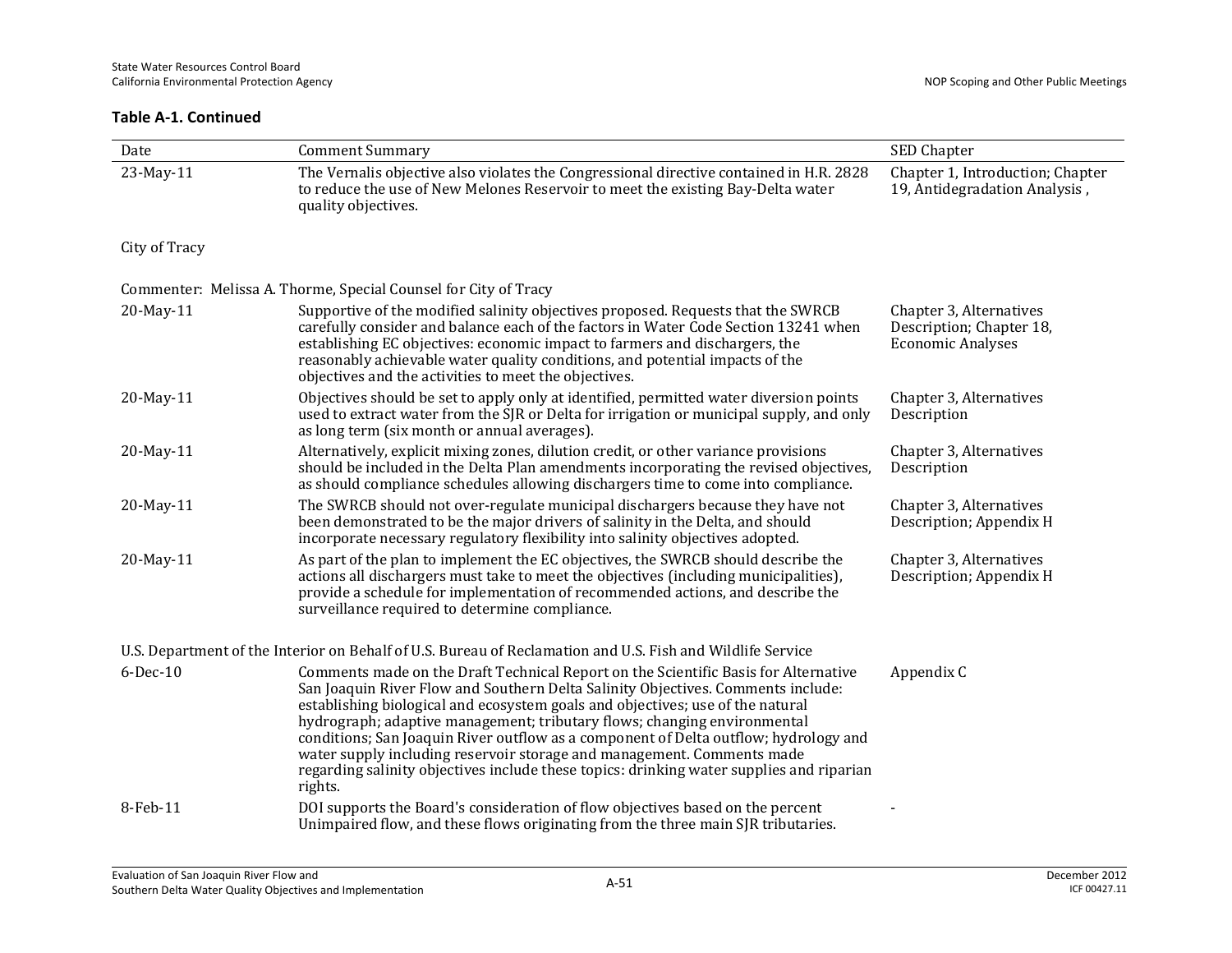**Table A-1. Continued**

| Date | Comment Summary | SED Chapter |
|---|---|---|
| 23-May-11 | The Vernalis objective also violates the Congressional directive contained in H.R. 2828 to reduce the use of New Melones Reservoir to meet the existing Bay-Delta water quality objectives. | Chapter 1, Introduction; Chapter 19, Antidegradation Analysis , |
| City of Tracy | | |
| Commenter: Melissa A. Thorme, Special Counsel for City of Tracy | | |
| 20-May-11 | Supportive of the modified salinity objectives proposed. Requests that the SWRCB carefully consider and balance each of the factors in Water Code Section 13241 when establishing EC objectives: economic impact to farmers and dischargers, the reasonably achievable water quality conditions, and potential impacts of the objectives and the activities to meet the objectives. | Chapter 3, Alternatives Description; Chapter 18, Economic Analyses |
| 20-May-11 | Objectives should be set to apply only at identified, permitted water diversion points used to extract water from the SJR or Delta for irrigation or municipal supply, and only as long term (six month or annual averages). | Chapter 3, Alternatives Description |
| 20-May-11 | Alternatively, explicit mixing zones, dilution credit, or other variance provisions should be included in the Delta Plan amendments incorporating the revised objectives, as should compliance schedules allowing dischargers time to come into compliance. | Chapter 3, Alternatives Description |
| 20-May-11 | The SWRCB should not over-regulate municipal dischargers because they have not been demonstrated to be the major drivers of salinity in the Delta, and should incorporate necessary regulatory flexibility into salinity objectives adopted. | Chapter 3, Alternatives Description; Appendix H |
| 20-May-11 | As part of the plan to implement the EC objectives, the SWRCB should describe the actions all dischargers must take to meet the objectives (including municipalities), provide a schedule for implementation of recommended actions, and describe the surveillance required to determine compliance. | Chapter 3, Alternatives Description; Appendix H |
| U.S. Department of the Interior on Behalf of U.S. Bureau of Reclamation and U.S. Fish and Wildlife Service | | |
| 6-Dec-10 | Comments made on the Draft Technical Report on the Scientific Basis for Alternative San Joaquin River Flow and Southern Delta Salinity Objectives. Comments include: establishing biological and ecosystem goals and objectives; use of the natural hydrograph; adaptive management; tributary flows; changing environmental conditions; San Joaquin River outflow as a component of Delta outflow; hydrology and water supply including reservoir storage and management. Comments made regarding salinity objectives include these topics: drinking water supplies and riparian rights. | Appendix C |
| 8-Feb-11 | DOI supports the Board's consideration of flow objectives based on the percent Unimpaired flow, and these flows originating from the three main SJR tributaries. | - |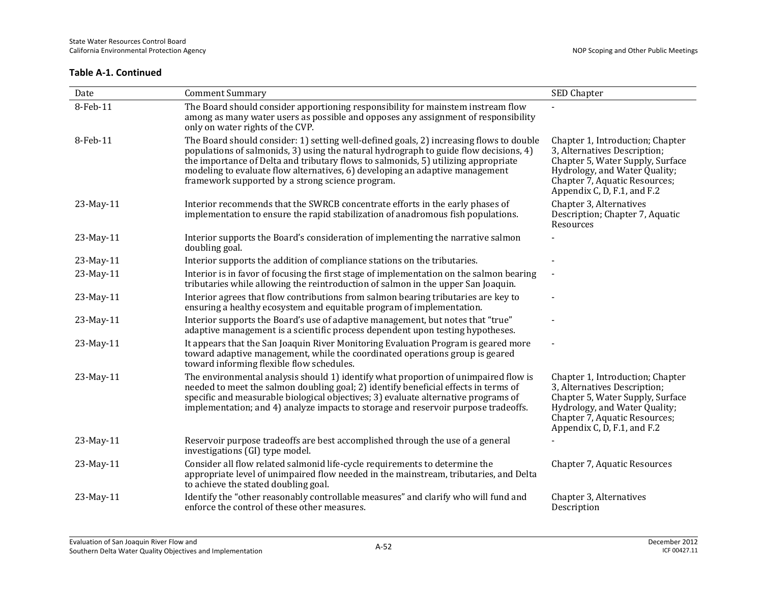**Table A-1. Continued**

| Date | Comment Summary | SED Chapter |
|---|---|---|
| 8-Feb-11 | The Board should consider apportioning responsibility for mainstem instream flow among as many water users as possible and opposes any assignment of responsibility only on water rights of the CVP. | - |
| 8-Feb-11 | The Board should consider: 1) setting well-defined goals, 2) increasing flows to double populations of salmonids, 3) using the natural hydrograph to guide flow decisions, 4) the importance of Delta and tributary flows to salmonids, 5) utilizing appropriate modeling to evaluate flow alternatives, 6) developing an adaptive management framework supported by a strong science program. | Chapter 1, Introduction; Chapter 3, Alternatives Description; Chapter 5, Water Supply, Surface Hydrology, and Water Quality; Chapter 7, Aquatic Resources; Appendix C, D, F.1, and F.2 |
| 23-May-11 | Interior recommends that the SWRCB concentrate efforts in the early phases of implementation to ensure the rapid stabilization of anadromous fish populations. | Chapter 3, Alternatives Description; Chapter 7, Aquatic Resources |
| 23-May-11 | Interior supports the Board's consideration of implementing the narrative salmon doubling goal. | - |
| 23-May-11 | Interior supports the addition of compliance stations on the tributaries. | - |
| 23-May-11 | Interior is in favor of focusing the first stage of implementation on the salmon bearing tributaries while allowing the reintroduction of salmon in the upper San Joaquin. | - |
| 23-May-11 | Interior agrees that flow contributions from salmon bearing tributaries are key to ensuring a healthy ecosystem and equitable program of implementation. | - |
| 23-May-11 | Interior supports the Board's use of adaptive management, but notes that "true" adaptive management is a scientific process dependent upon testing hypotheses. | - |
| 23-May-11 | It appears that the San Joaquin River Monitoring Evaluation Program is geared more toward adaptive management, while the coordinated operations group is geared toward informing flexible flow schedules. | - |
| 23-May-11 | The environmental analysis should 1) identify what proportion of unimpaired flow is needed to meet the salmon doubling goal; 2) identify beneficial effects in terms of specific and measurable biological objectives; 3) evaluate alternative programs of implementation; and 4) analyze impacts to storage and reservoir purpose tradeoffs. | Chapter 1, Introduction; Chapter 3, Alternatives Description; Chapter 5, Water Supply, Surface Hydrology, and Water Quality; Chapter 7, Aquatic Resources; Appendix C, D, F.1, and F.2 |
| 23-May-11 | Reservoir purpose tradeoffs are best accomplished through the use of a general investigations (GI) type model. | - |
| 23-May-11 | Consider all flow related salmonid life-cycle requirements to determine the appropriate level of unimpaired flow needed in the mainstream, tributaries, and Delta to achieve the stated doubling goal. | Chapter 7, Aquatic Resources |
| 23-May-11 | Identify the "other reasonably controllable measures" and clarify who will fund and enforce the control of these other measures. | Chapter 3, Alternatives Description |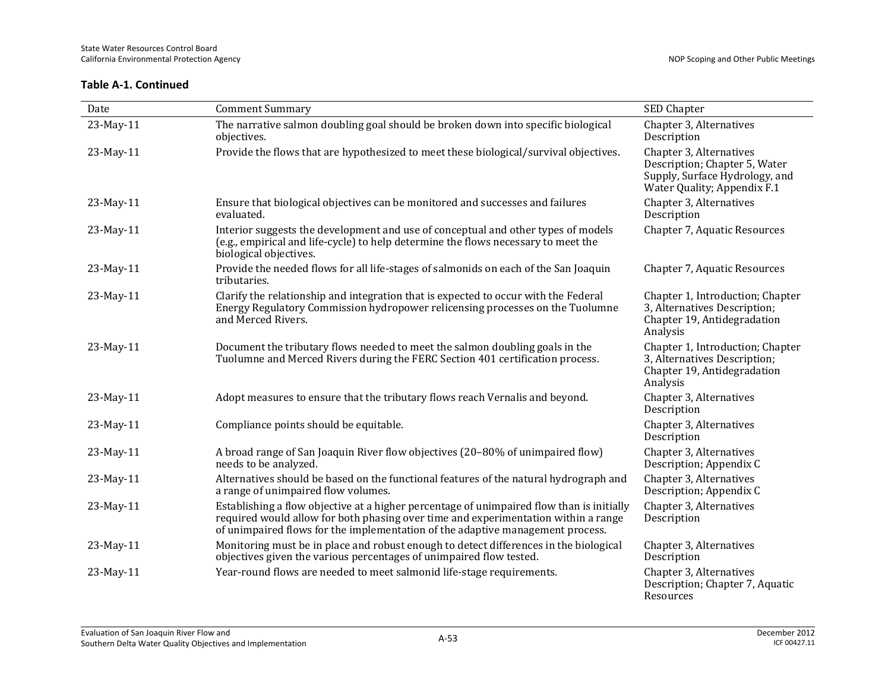**Table A-1. Continued**

| Date | Comment Summary | SED Chapter |
|---|---|---|
| 23-May-11 | The narrative salmon doubling goal should be broken down into specific biological objectives. | Chapter 3, Alternatives Description |
| 23-May-11 | Provide the flows that are hypothesized to meet these biological/survival objectives. | Chapter 3, Alternatives Description; Chapter 5, Water Supply, Surface Hydrology, and Water Quality; Appendix F.1 |
| 23-May-11 | Ensure that biological objectives can be monitored and successes and failures evaluated. | Chapter 3, Alternatives Description |
| 23-May-11 | Interior suggests the development and use of conceptual and other types of models (e.g., empirical and life-cycle) to help determine the flows necessary to meet the biological objectives. | Chapter 7, Aquatic Resources |
| 23-May-11 | Provide the needed flows for all life-stages of salmonids on each of the San Joaquin tributaries. | Chapter 7, Aquatic Resources |
| 23-May-11 | Clarify the relationship and integration that is expected to occur with the Federal Energy Regulatory Commission hydropower relicensing processes on the Tuolumne and Merced Rivers. | Chapter 1, Introduction; Chapter 3, Alternatives Description; Chapter 19, Antidegradation Analysis |
| 23-May-11 | Document the tributary flows needed to meet the salmon doubling goals in the Tuolumne and Merced Rivers during the FERC Section 401 certification process. | Chapter 1, Introduction; Chapter 3, Alternatives Description; Chapter 19, Antidegradation Analysis |
| 23-May-11 | Adopt measures to ensure that the tributary flows reach Vernalis and beyond. | Chapter 3, Alternatives Description |
| 23-May-11 | Compliance points should be equitable. | Chapter 3, Alternatives Description |
| 23-May-11 | A broad range of San Joaquin River flow objectives (20–80% of unimpaired flow) needs to be analyzed. | Chapter 3, Alternatives Description; Appendix C |
| 23-May-11 | Alternatives should be based on the functional features of the natural hydrograph and a range of unimpaired flow volumes. | Chapter 3, Alternatives Description; Appendix C |
| 23-May-11 | Establishing a flow objective at a higher percentage of unimpaired flow than is initially required would allow for both phasing over time and experimentation within a range of unimpaired flows for the implementation of the adaptive management process. | Chapter 3, Alternatives Description |
| 23-May-11 | Monitoring must be in place and robust enough to detect differences in the biological objectives given the various percentages of unimpaired flow tested. | Chapter 3, Alternatives Description |
| 23-May-11 | Year-round flows are needed to meet salmonid life-stage requirements. | Chapter 3, Alternatives Description; Chapter 7, Aquatic Resources |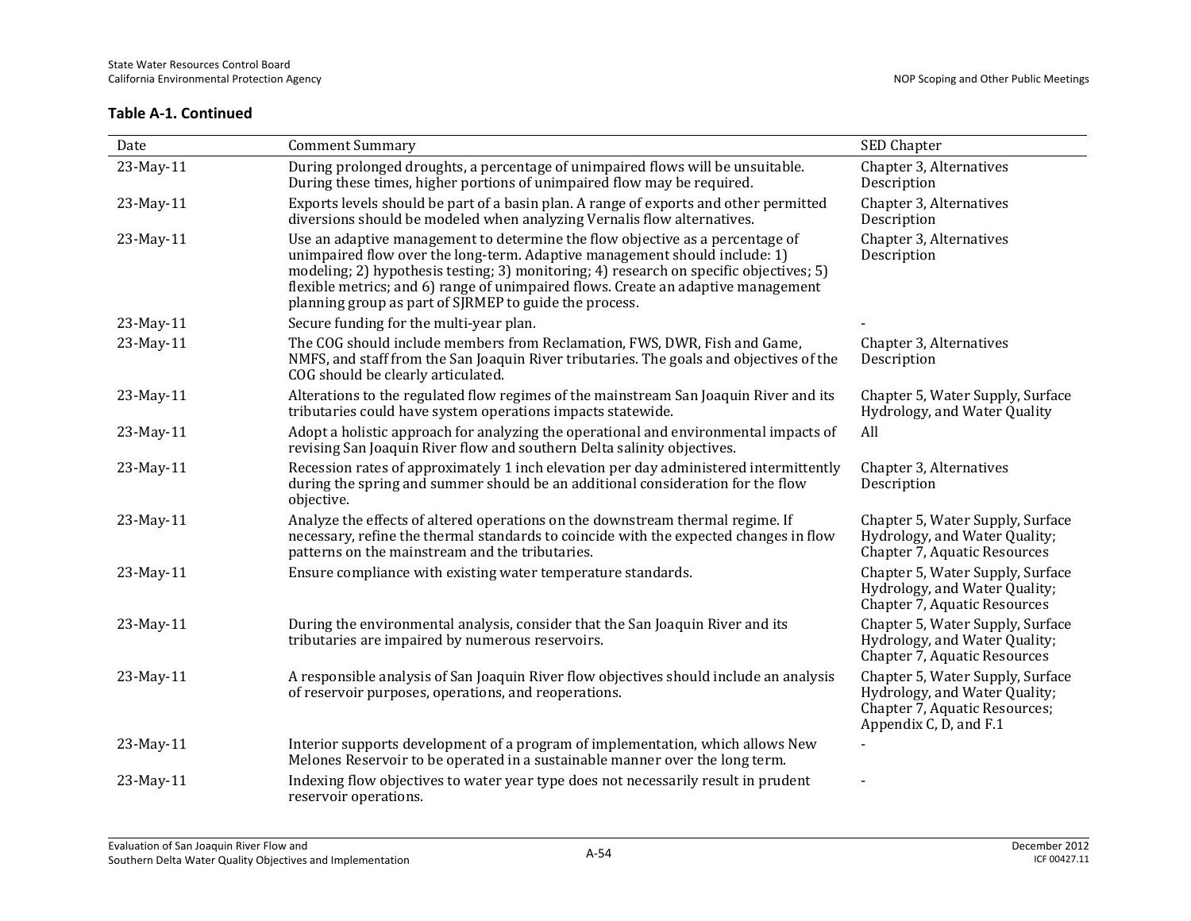**Table A-1. Continued**

| Date | Comment Summary | SED Chapter |
|---|---|---|
| 23-May-11 | During prolonged droughts, a percentage of unimpaired flows will be unsuitable. During these times, higher portions of unimpaired flow may be required. | Chapter 3, Alternatives Description |
| 23-May-11 | Exports levels should be part of a basin plan. A range of exports and other permitted diversions should be modeled when analyzing Vernalis flow alternatives. | Chapter 3, Alternatives Description |
| 23-May-11 | Use an adaptive management to determine the flow objective as a percentage of unimpaired flow over the long-term. Adaptive management should include: 1) modeling; 2) hypothesis testing; 3) monitoring; 4) research on specific objectives; 5) flexible metrics; and 6) range of unimpaired flows. Create an adaptive management planning group as part of SJRMEP to guide the process. | Chapter 3, Alternatives Description |
| 23-May-11 | Secure funding for the multi-year plan. | - |
| 23-May-11 | The COG should include members from Reclamation, FWS, DWR, Fish and Game, NMFS, and staff from the San Joaquin River tributaries. The goals and objectives of the COG should be clearly articulated. | Chapter 3, Alternatives Description |
| 23-May-11 | Alterations to the regulated flow regimes of the mainstream San Joaquin River and its tributaries could have system operations impacts statewide. | Chapter 5, Water Supply, Surface Hydrology, and Water Quality |
| 23-May-11 | Adopt a holistic approach for analyzing the operational and environmental impacts of revising San Joaquin River flow and southern Delta salinity objectives. | All |
| 23-May-11 | Recession rates of approximately 1 inch elevation per day administered intermittently during the spring and summer should be an additional consideration for the flow objective. | Chapter 3, Alternatives Description |
| 23-May-11 | Analyze the effects of altered operations on the downstream thermal regime. If necessary, refine the thermal standards to coincide with the expected changes in flow patterns on the mainstream and the tributaries. | Chapter 5, Water Supply, Surface Hydrology, and Water Quality; Chapter 7, Aquatic Resources |
| 23-May-11 | Ensure compliance with existing water temperature standards. | Chapter 5, Water Supply, Surface Hydrology, and Water Quality; Chapter 7, Aquatic Resources |
| 23-May-11 | During the environmental analysis, consider that the San Joaquin River and its tributaries are impaired by numerous reservoirs. | Chapter 5, Water Supply, Surface Hydrology, and Water Quality; Chapter 7, Aquatic Resources |
| 23-May-11 | A responsible analysis of San Joaquin River flow objectives should include an analysis of reservoir purposes, operations, and reoperations. | Chapter 5, Water Supply, Surface Hydrology, and Water Quality; Chapter 7, Aquatic Resources; Appendix C, D, and F.1 |
| 23-May-11 | Interior supports development of a program of implementation, which allows New Melones Reservoir to be operated in a sustainable manner over the long term. | - |
| 23-May-11 | Indexing flow objectives to water year type does not necessarily result in prudent reservoir operations. | - |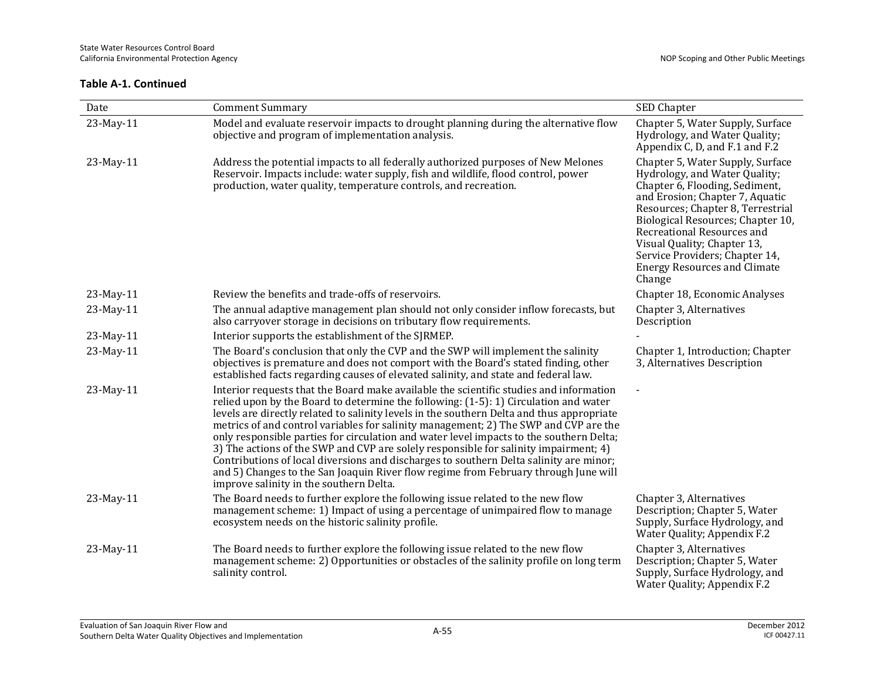**Table A-1. Continued**

| Date | Comment Summary | SED Chapter |
|---|---|---|
| 23-May-11 | Model and evaluate reservoir impacts to drought planning during the alternative flow objective and program of implementation analysis. | Chapter 5, Water Supply, Surface Hydrology, and Water Quality; Appendix C, D, and F.1 and F.2 |
| 23-May-11 | Address the potential impacts to all federally authorized purposes of New Melones Reservoir. Impacts include: water supply, fish and wildlife, flood control, power production, water quality, temperature controls, and recreation. | Chapter 5, Water Supply, Surface Hydrology, and Water Quality; Chapter 6, Flooding, Sediment, and Erosion; Chapter 7, Aquatic Resources; Chapter 8, Terrestrial Biological Resources; Chapter 10, Recreational Resources and Visual Quality; Chapter 13, Service Providers; Chapter 14, Energy Resources and Climate Change |
| 23-May-11 | Review the benefits and trade-offs of reservoirs. | Chapter 18, Economic Analyses |
| 23-May-11 | The annual adaptive management plan should not only consider inflow forecasts, but also carryover storage in decisions on tributary flow requirements. | Chapter 3, Alternatives Description |
| 23-May-11 | Interior supports the establishment of the SJRMEP. | - |
| 23-May-11 | The Board's conclusion that only the CVP and the SWP will implement the salinity objectives is premature and does not comport with the Board's stated finding, other established facts regarding causes of elevated salinity, and state and federal law. | Chapter 1, Introduction; Chapter 3, Alternatives Description |
| 23-May-11 | Interior requests that the Board make available the scientific studies and information relied upon by the Board to determine the following: (1-5): 1) Circulation and water levels are directly related to salinity levels in the southern Delta and thus appropriate metrics of and control variables for salinity management; 2) The SWP and CVP are the only responsible parties for circulation and water level impacts to the southern Delta; 3) The actions of the SWP and CVP are solely responsible for salinity impairment; 4) Contributions of local diversions and discharges to southern Delta salinity are minor; and 5) Changes to the San Joaquin River flow regime from February through June will improve salinity in the southern Delta. | - |
| 23-May-11 | The Board needs to further explore the following issue related to the new flow management scheme: 1) Impact of using a percentage of unimpaired flow to manage ecosystem needs on the historic salinity profile. | Chapter 3, Alternatives Description; Chapter 5, Water Supply, Surface Hydrology, and Water Quality; Appendix F.2 |
| 23-May-11 | The Board needs to further explore the following issue related to the new flow management scheme: 2) Opportunities or obstacles of the salinity profile on long term salinity control. | Chapter 3, Alternatives Description; Chapter 5, Water Supply, Surface Hydrology, and Water Quality; Appendix F.2 |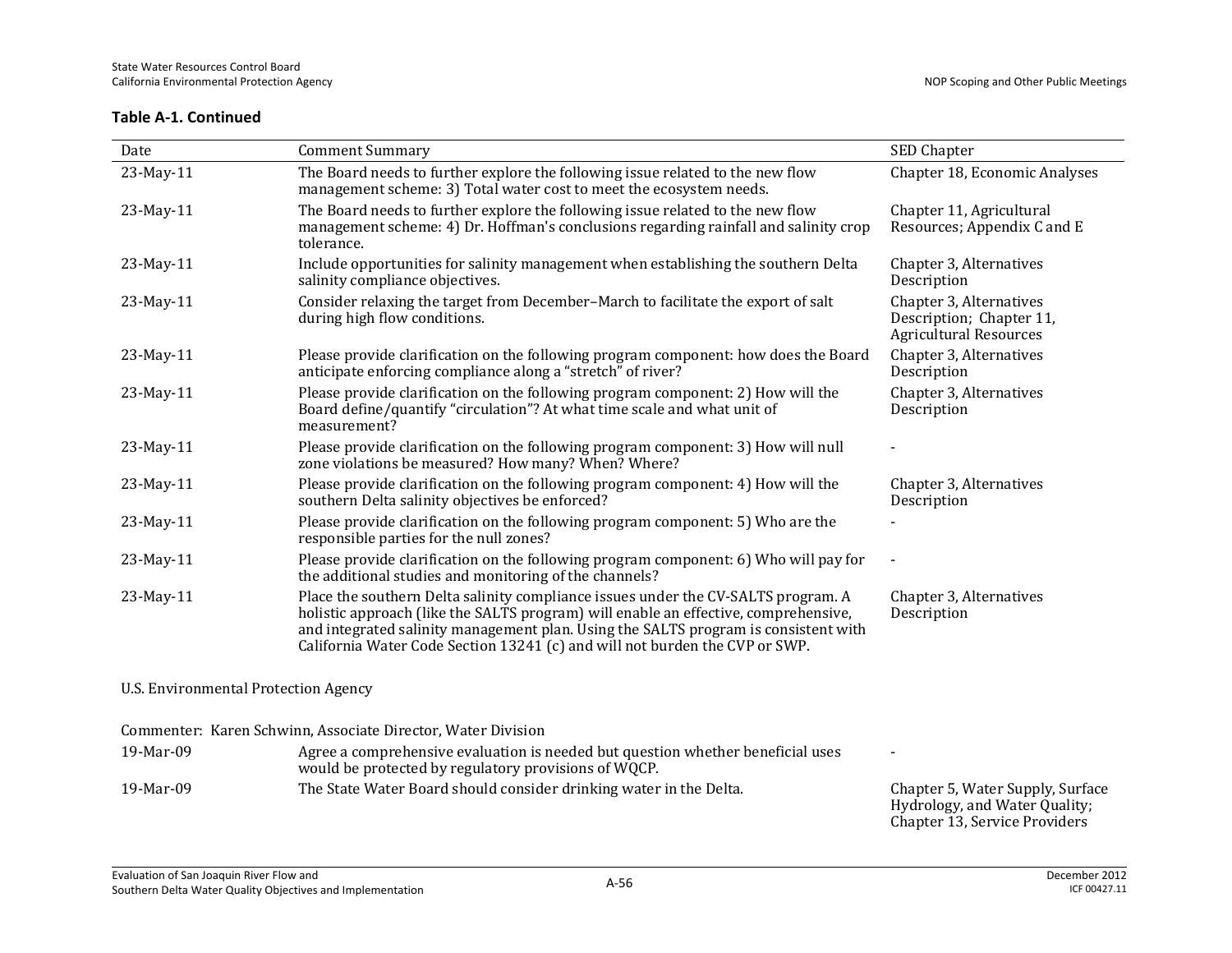**Table A-1. Continued**

| Date | Comment Summary | SED Chapter |
|---|---|---|
| 23-May-11 | The Board needs to further explore the following issue related to the new flow management scheme: 3) Total water cost to meet the ecosystem needs. | Chapter 18, Economic Analyses |
| 23-May-11 | The Board needs to further explore the following issue related to the new flow management scheme: 4) Dr. Hoffman's conclusions regarding rainfall and salinity crop tolerance. | Chapter 11, Agricultural Resources; Appendix C and E |
| 23-May-11 | Include opportunities for salinity management when establishing the southern Delta salinity compliance objectives. | Chapter 3, Alternatives Description |
| 23-May-11 | Consider relaxing the target from December–March to facilitate the export of salt during high flow conditions. | Chapter 3, Alternatives Description; Chapter 11, Agricultural Resources |
| 23-May-11 | Please provide clarification on the following program component: how does the Board anticipate enforcing compliance along a "stretch" of river? | Chapter 3, Alternatives Description |
| 23-May-11 | Please provide clarification on the following program component: 2) How will the Board define/quantify "circulation"? At what time scale and what unit of measurement? | Chapter 3, Alternatives Description |
| 23-May-11 | Please provide clarification on the following program component: 3) How will null zone violations be measured? How many? When? Where? | - |
| 23-May-11 | Please provide clarification on the following program component: 4) How will the southern Delta salinity objectives be enforced? | Chapter 3, Alternatives Description |
| 23-May-11 | Please provide clarification on the following program component: 5) Who are the responsible parties for the null zones? | - |
| 23-May-11 | Please provide clarification on the following program component: 6) Who will pay for the additional studies and monitoring of the channels? | - |
| 23-May-11 | Place the southern Delta salinity compliance issues under the CV-SALTS program. A holistic approach (like the SALTS program) will enable an effective, comprehensive, and integrated salinity management plan. Using the SALTS program is consistent with California Water Code Section 13241 (c) and will not burden the CVP or SWP. | Chapter 3, Alternatives Description |
| U.S. Environmental Protection Agency | | |
| Commenter: Karen Schwinn, Associate Director, Water Division | | |
| 19-Mar-09 | Agree a comprehensive evaluation is needed but question whether beneficial uses would be protected by regulatory provisions of WQCP. | - |
| 19-Mar-09 | The State Water Board should consider drinking water in the Delta. | Chapter 5, Water Supply, Surface Hydrology, and Water Quality; Chapter 13, Service Providers |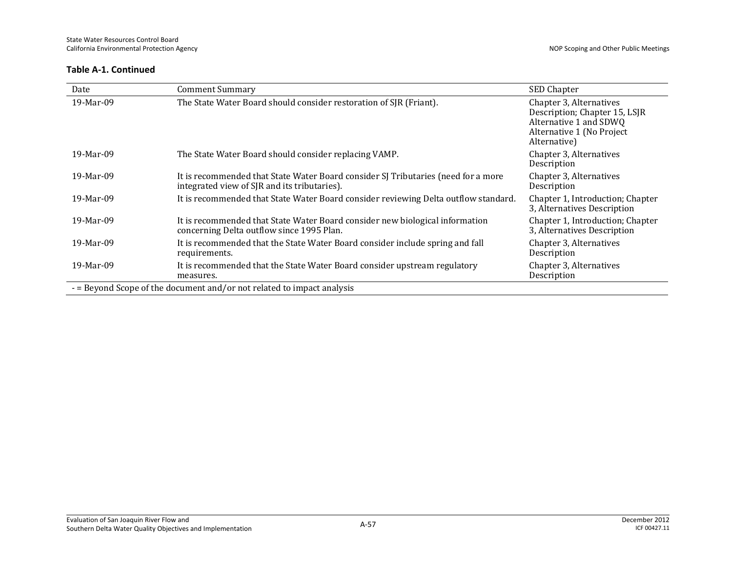**Table A-1. Continued**

| Date | Comment Summary | SED Chapter |
|---|---|---|
| 19-Mar-09 | The State Water Board should consider restoration of SJR (Friant). | Chapter 3, Alternatives Description; Chapter 15, LSJR Alternative 1 and SDWQ Alternative 1 (No Project Alternative) |
| 19-Mar-09 | The State Water Board should consider replacing VAMP. | Chapter 3, Alternatives Description |
| 19-Mar-09 | It is recommended that State Water Board consider SJ Tributaries (need for a more integrated view of SJR and its tributaries). | Chapter 3, Alternatives Description |
| 19-Mar-09 | It is recommended that State Water Board consider reviewing Delta outflow standard. | Chapter 1, Introduction; Chapter 3, Alternatives Description |
| 19-Mar-09 | It is recommended that State Water Board consider new biological information concerning Delta outflow since 1995 Plan. | Chapter 1, Introduction; Chapter 3, Alternatives Description |
| 19-Mar-09 | It is recommended that the State Water Board consider include spring and fall requirements. | Chapter 3, Alternatives Description |
| 19-Mar-09 | It is recommended that the State Water Board consider upstream regulatory measures. | Chapter 3, Alternatives Description |

- = Beyond Scope of the document and/or not related to impact analysis